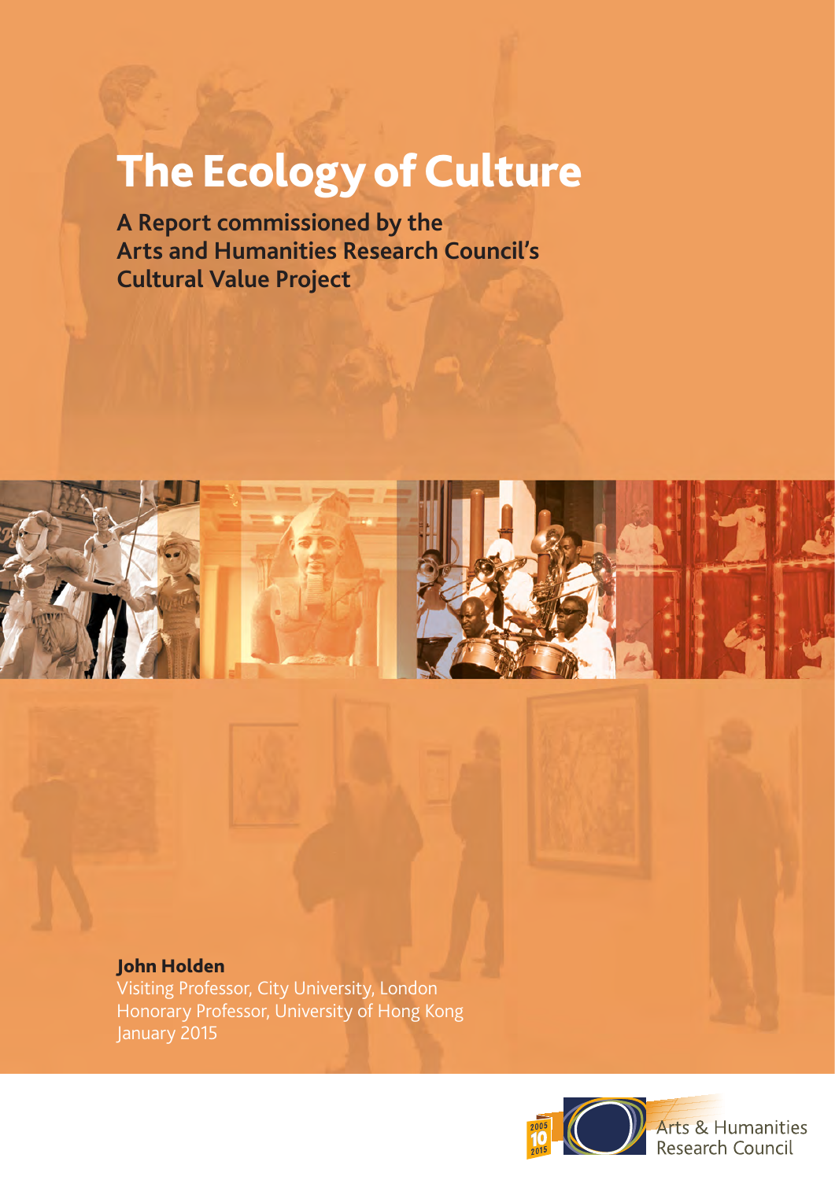# The Ecology of Culture

## A Report commissioned by the Arts and Humanities Research Council's Cultural Value Project

**John Holden**

Visiting Professor, City University, London
Honorary Professor, University of Hong Kong
January 2015

Arts & Humanities Research Council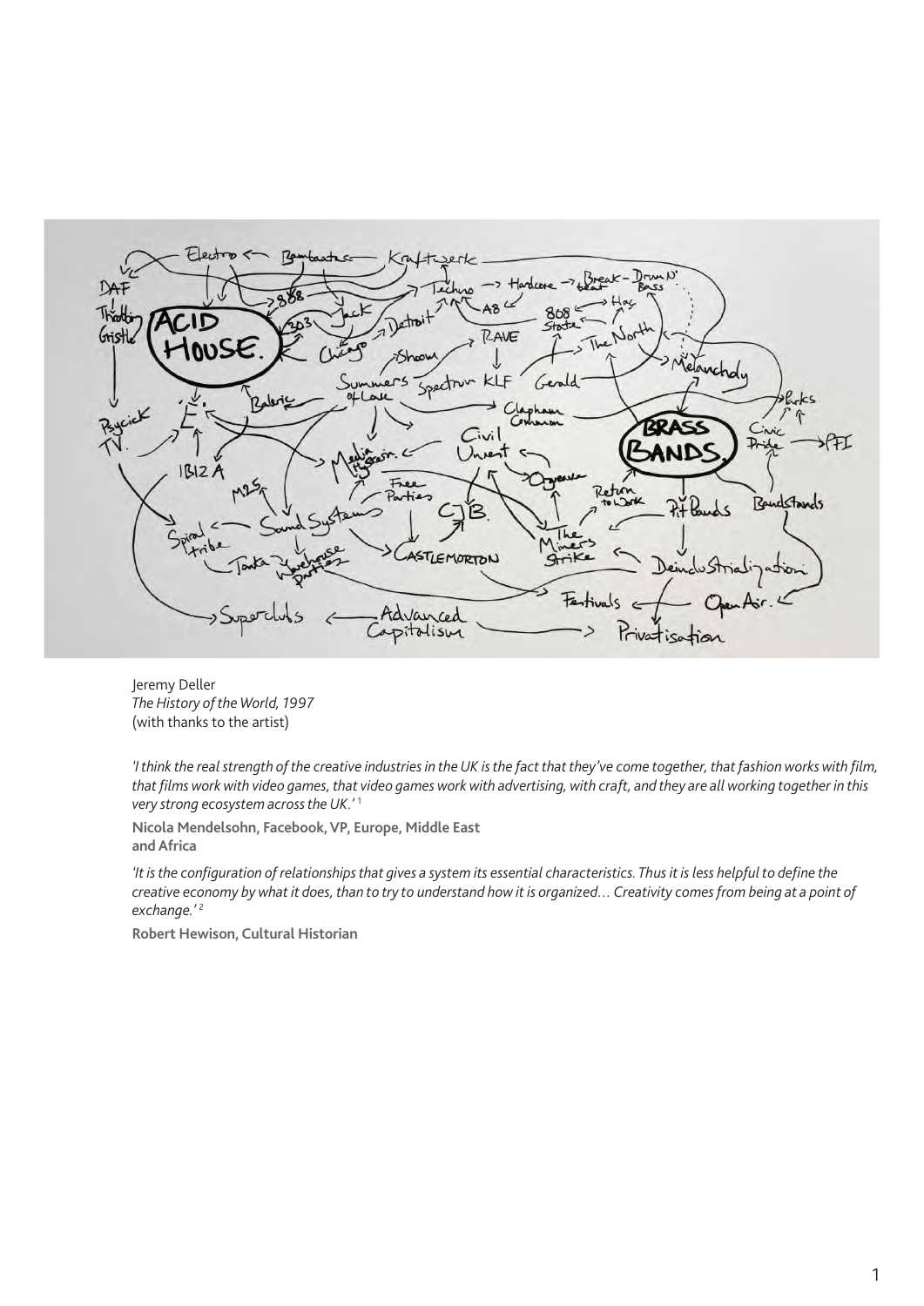Jeremy Deller
*The History of the World, 1997*
(with thanks to the artist)

*'I think the real strength of the creative industries in the UK is the fact that they've come together, that fashion works with film, that films work with video games, that video games work with advertising, with craft, and they are all working together in this very strong ecosystem across the UK.'* [1]

**Nicola Mendelsohn, Facebook, VP, Europe, Middle East and Africa**

*'It is the configuration of relationships that gives a system its essential characteristics. Thus it is less helpful to define the creative economy by what it does, than to try to understand how it is organized… Creativity comes from being at a point of exchange.'* [2]

**Robert Hewison, Cultural Historian**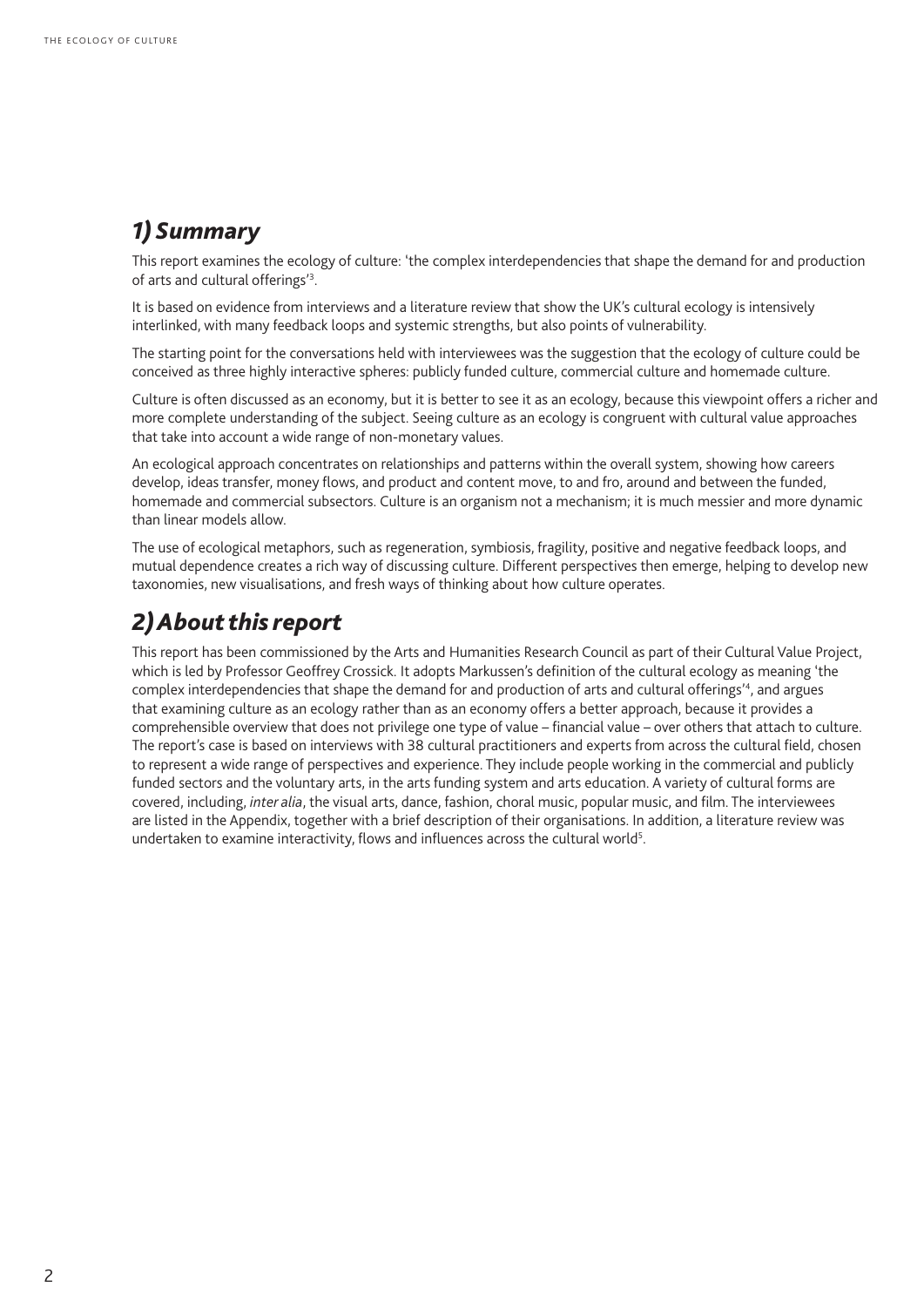## 1) Summary

This report examines the ecology of culture: 'the complex interdependencies that shape the demand for and production of arts and cultural offerings'[3].

It is based on evidence from interviews and a literature review that show the UK's cultural ecology is intensively interlinked, with many feedback loops and systemic strengths, but also points of vulnerability.

The starting point for the conversations held with interviewees was the suggestion that the ecology of culture could be conceived as three highly interactive spheres: publicly funded culture, commercial culture and homemade culture.

Culture is often discussed as an economy, but it is better to see it as an ecology, because this viewpoint offers a richer and more complete understanding of the subject. Seeing culture as an ecology is congruent with cultural value approaches that take into account a wide range of non-monetary values.

An ecological approach concentrates on relationships and patterns within the overall system, showing how careers develop, ideas transfer, money flows, and product and content move, to and fro, around and between the funded, homemade and commercial subsectors. Culture is an organism not a mechanism; it is much messier and more dynamic than linear models allow.

The use of ecological metaphors, such as regeneration, symbiosis, fragility, positive and negative feedback loops, and mutual dependence creates a rich way of discussing culture. Different perspectives then emerge, helping to develop new taxonomies, new visualisations, and fresh ways of thinking about how culture operates.

## 2) About this report

This report has been commissioned by the Arts and Humanities Research Council as part of their Cultural Value Project, which is led by Professor Geoffrey Crossick. It adopts Markussen's definition of the cultural ecology as meaning 'the complex interdependencies that shape the demand for and production of arts and cultural offerings'[4], and argues that examining culture as an ecology rather than as an economy offers a better approach, because it provides a comprehensible overview that does not privilege one type of value – financial value – over others that attach to culture. The report's case is based on interviews with 38 cultural practitioners and experts from across the cultural field, chosen to represent a wide range of perspectives and experience. They include people working in the commercial and publicly funded sectors and the voluntary arts, in the arts funding system and arts education. A variety of cultural forms are covered, including, *inter alia*, the visual arts, dance, fashion, choral music, popular music, and film. The interviewees are listed in the Appendix, together with a brief description of their organisations. In addition, a literature review was undertaken to examine interactivity, flows and influences across the cultural world[5].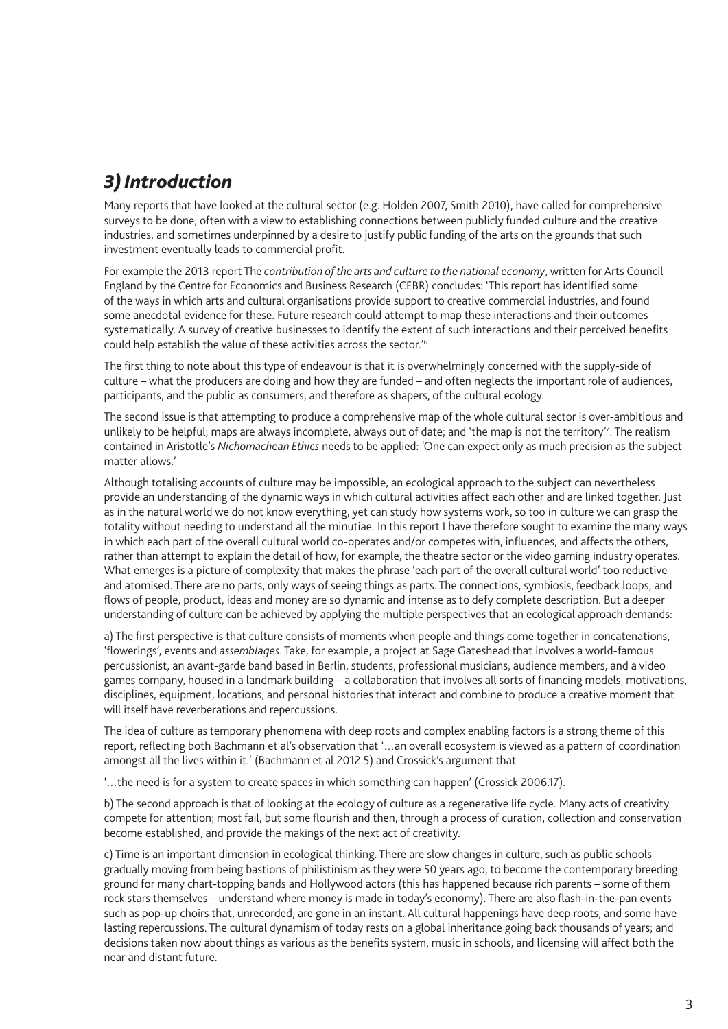## *3) Introduction*

Many reports that have looked at the cultural sector (e.g. Holden 2007, Smith 2010), have called for comprehensive surveys to be done, often with a view to establishing connections between publicly funded culture and the creative industries, and sometimes underpinned by a desire to justify public funding of the arts on the grounds that such investment eventually leads to commercial profit.

For example the 2013 report The *contribution of the arts and culture to the national economy*, written for Arts Council England by the Centre for Economics and Business Research (CEBR) concludes: 'This report has identified some of the ways in which arts and cultural organisations provide support to creative commercial industries, and found some anecdotal evidence for these. Future research could attempt to map these interactions and their outcomes systematically. A survey of creative businesses to identify the extent of such interactions and their perceived benefits could help establish the value of these activities across the sector.'[6]

The first thing to note about this type of endeavour is that it is overwhelmingly concerned with the supply-side of culture – what the producers are doing and how they are funded – and often neglects the important role of audiences, participants, and the public as consumers, and therefore as shapers, of the cultural ecology.

The second issue is that attempting to produce a comprehensive map of the whole cultural sector is over-ambitious and unlikely to be helpful; maps are always incomplete, always out of date; and 'the map is not the territory'[7]. The realism contained in Aristotle's *Nichomachean Ethics* needs to be applied: 'One can expect only as much precision as the subject matter allows.'

Although totalising accounts of culture may be impossible, an ecological approach to the subject can nevertheless provide an understanding of the dynamic ways in which cultural activities affect each other and are linked together. Just as in the natural world we do not know everything, yet can study how systems work, so too in culture we can grasp the totality without needing to understand all the minutiae. In this report I have therefore sought to examine the many ways in which each part of the overall cultural world co-operates and/or competes with, influences, and affects the others, rather than attempt to explain the detail of how, for example, the theatre sector or the video gaming industry operates. What emerges is a picture of complexity that makes the phrase 'each part of the overall cultural world' too reductive and atomised. There are no parts, only ways of seeing things as parts. The connections, symbiosis, feedback loops, and flows of people, product, ideas and money are so dynamic and intense as to defy complete description. But a deeper understanding of culture can be achieved by applying the multiple perspectives that an ecological approach demands:

a) The first perspective is that culture consists of moments when people and things come together in concatenations, 'flowerings', events and *assemblages*. Take, for example, a project at Sage Gateshead that involves a world-famous percussionist, an avant-garde band based in Berlin, students, professional musicians, audience members, and a video games company, housed in a landmark building – a collaboration that involves all sorts of financing models, motivations, disciplines, equipment, locations, and personal histories that interact and combine to produce a creative moment that will itself have reverberations and repercussions.

The idea of culture as temporary phenomena with deep roots and complex enabling factors is a strong theme of this report, reflecting both Bachmann et al's observation that '…an overall ecosystem is viewed as a pattern of coordination amongst all the lives within it.' (Bachmann et al 2012.5) and Crossick's argument that

'…the need is for a system to create spaces in which something can happen' (Crossick 2006.17).

b) The second approach is that of looking at the ecology of culture as a regenerative life cycle. Many acts of creativity compete for attention; most fail, but some flourish and then, through a process of curation, collection and conservation become established, and provide the makings of the next act of creativity.

c) Time is an important dimension in ecological thinking. There are slow changes in culture, such as public schools gradually moving from being bastions of philistinism as they were 50 years ago, to become the contemporary breeding ground for many chart-topping bands and Hollywood actors (this has happened because rich parents – some of them rock stars themselves – understand where money is made in today's economy). There are also flash-in-the-pan events such as pop-up choirs that, unrecorded, are gone in an instant. All cultural happenings have deep roots, and some have lasting repercussions. The cultural dynamism of today rests on a global inheritance going back thousands of years; and decisions taken now about things as various as the benefits system, music in schools, and licensing will affect both the near and distant future.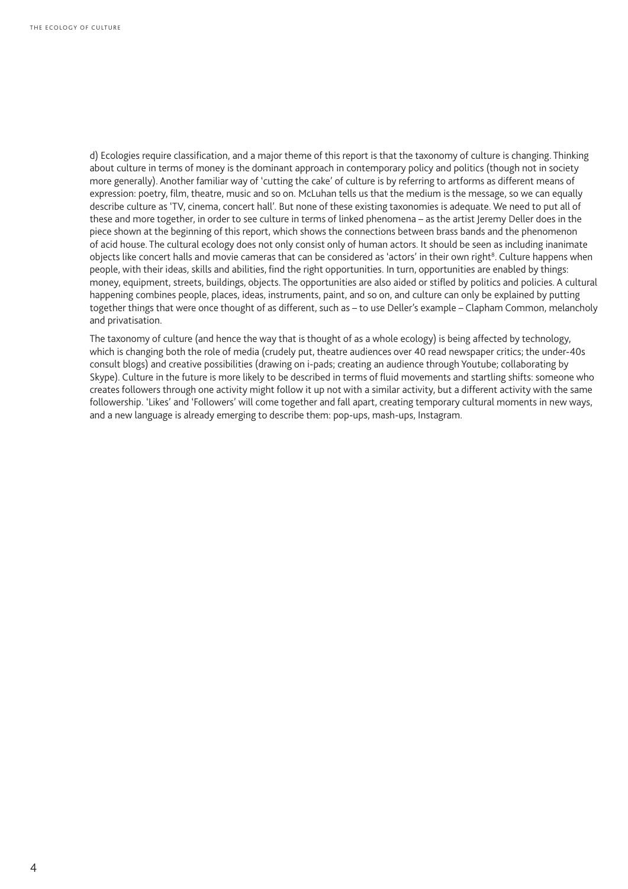d) Ecologies require classification, and a major theme of this report is that the taxonomy of culture is changing. Thinking about culture in terms of money is the dominant approach in contemporary policy and politics (though not in society more generally). Another familiar way of 'cutting the cake' of culture is by referring to artforms as different means of expression: poetry, film, theatre, music and so on. McLuhan tells us that the medium is the message, so we can equally describe culture as 'TV, cinema, concert hall'. But none of these existing taxonomies is adequate. We need to put all of these and more together, in order to see culture in terms of linked phenomena – as the artist Jeremy Deller does in the piece shown at the beginning of this report, which shows the connections between brass bands and the phenomenon of acid house. The cultural ecology does not only consist only of human actors. It should be seen as including inanimate objects like concert halls and movie cameras that can be considered as 'actors' in their own right[8]. Culture happens when people, with their ideas, skills and abilities, find the right opportunities. In turn, opportunities are enabled by things: money, equipment, streets, buildings, objects. The opportunities are also aided or stifled by politics and policies. A cultural happening combines people, places, ideas, instruments, paint, and so on, and culture can only be explained by putting together things that were once thought of as different, such as – to use Deller's example – Clapham Common, melancholy and privatisation.

The taxonomy of culture (and hence the way that is thought of as a whole ecology) is being affected by technology, which is changing both the role of media (crudely put, theatre audiences over 40 read newspaper critics; the under-40s consult blogs) and creative possibilities (drawing on i-pads; creating an audience through Youtube; collaborating by Skype). Culture in the future is more likely to be described in terms of fluid movements and startling shifts: someone who creates followers through one activity might follow it up not with a similar activity, but a different activity with the same followership. 'Likes' and 'Followers' will come together and fall apart, creating temporary cultural moments in new ways, and a new language is already emerging to describe them: pop-ups, mash-ups, Instagram.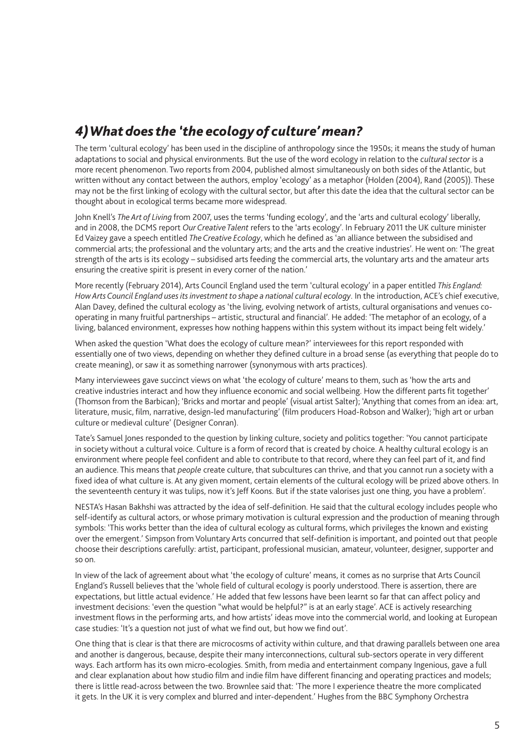## *4) What does the 'the ecology of culture' mean?*

The term 'cultural ecology' has been used in the discipline of anthropology since the 1950s; it means the study of human adaptations to social and physical environments. But the use of the word ecology in relation to the *cultural sector* is a more recent phenomenon. Two reports from 2004, published almost simultaneously on both sides of the Atlantic, but written without any contact between the authors, employ 'ecology' as a metaphor (Holden (2004), Rand (2005)). These may not be the first linking of ecology with the cultural sector, but after this date the idea that the cultural sector can be thought about in ecological terms became more widespread.

John Knell's *The Art of Living* from 2007, uses the terms 'funding ecology', and the 'arts and cultural ecology' liberally, and in 2008, the DCMS report *Our Creative Talent* refers to the 'arts ecology'. In February 2011 the UK culture minister Ed Vaizey gave a speech entitled *The Creative Ecology*, which he defined as 'an alliance between the subsidised and commercial arts; the professional and the voluntary arts; and the arts and the creative industries'. He went on: 'The great strength of the arts is its ecology – subsidised arts feeding the commercial arts, the voluntary arts and the amateur arts ensuring the creative spirit is present in every corner of the nation.'

More recently (February 2014), Arts Council England used the term 'cultural ecology' in a paper entitled *This England: How Arts Council England uses its investment to shape a national cultural ecology*. In the introduction, ACE's chief executive, Alan Davey, defined the cultural ecology as 'the living, evolving network of artists, cultural organisations and venues co-operating in many fruitful partnerships – artistic, structural and financial'. He added: 'The metaphor of an ecology, of a living, balanced environment, expresses how nothing happens within this system without its impact being felt widely.'

When asked the question 'What does the ecology of culture mean?' interviewees for this report responded with essentially one of two views, depending on whether they defined culture in a broad sense (as everything that people do to create meaning), or saw it as something narrower (synonymous with arts practices).

Many interviewees gave succinct views on what 'the ecology of culture' means to them, such as 'how the arts and creative industries interact and how they influence economic and social wellbeing. How the different parts fit together' (Thomson from the Barbican); 'Bricks and mortar and people' (visual artist Salter); 'Anything that comes from an idea: art, literature, music, film, narrative, design-led manufacturing' (film producers Hoad-Robson and Walker); 'high art or urban culture or medieval culture' (Designer Conran).

Tate's Samuel Jones responded to the question by linking culture, society and politics together: 'You cannot participate in society without a cultural voice. Culture is a form of record that is created by choice. A healthy cultural ecology is an environment where people feel confident and able to contribute to that record, where they can feel part of it, and find an audience. This means that *people* create culture, that subcultures can thrive, and that you cannot run a society with a fixed idea of what culture is. At any given moment, certain elements of the cultural ecology will be prized above others. In the seventeenth century it was tulips, now it's Jeff Koons. But if the state valorises just one thing, you have a problem'.

NESTA's Hasan Bakhshi was attracted by the idea of self-definition. He said that the cultural ecology includes people who self-identify as cultural actors, or whose primary motivation is cultural expression and the production of meaning through symbols: 'This works better than the idea of cultural ecology as cultural forms, which privileges the known and existing over the emergent.' Simpson from Voluntary Arts concurred that self-definition is important, and pointed out that people choose their descriptions carefully: artist, participant, professional musician, amateur, volunteer, designer, supporter and so on.

In view of the lack of agreement about what 'the ecology of culture' means, it comes as no surprise that Arts Council England's Russell believes that the 'whole field of cultural ecology is poorly understood. There is assertion, there are expectations, but little actual evidence.' He added that few lessons have been learnt so far that can affect policy and investment decisions: 'even the question "what would be helpful?" is at an early stage'. ACE is actively researching investment flows in the performing arts, and how artists' ideas move into the commercial world, and looking at European case studies: 'It's a question not just of what we find out, but how we find out'.

One thing that is clear is that there are microcosms of activity within culture, and that drawing parallels between one area and another is dangerous, because, despite their many interconnections, cultural sub-sectors operate in very different ways. Each artform has its own micro-ecologies. Smith, from media and entertainment company Ingenious, gave a full and clear explanation about how studio film and indie film have different financing and operating practices and models; there is little read-across between the two. Brownlee said that: 'The more I experience theatre the more complicated it gets. In the UK it is very complex and blurred and inter-dependent.' Hughes from the BBC Symphony Orchestra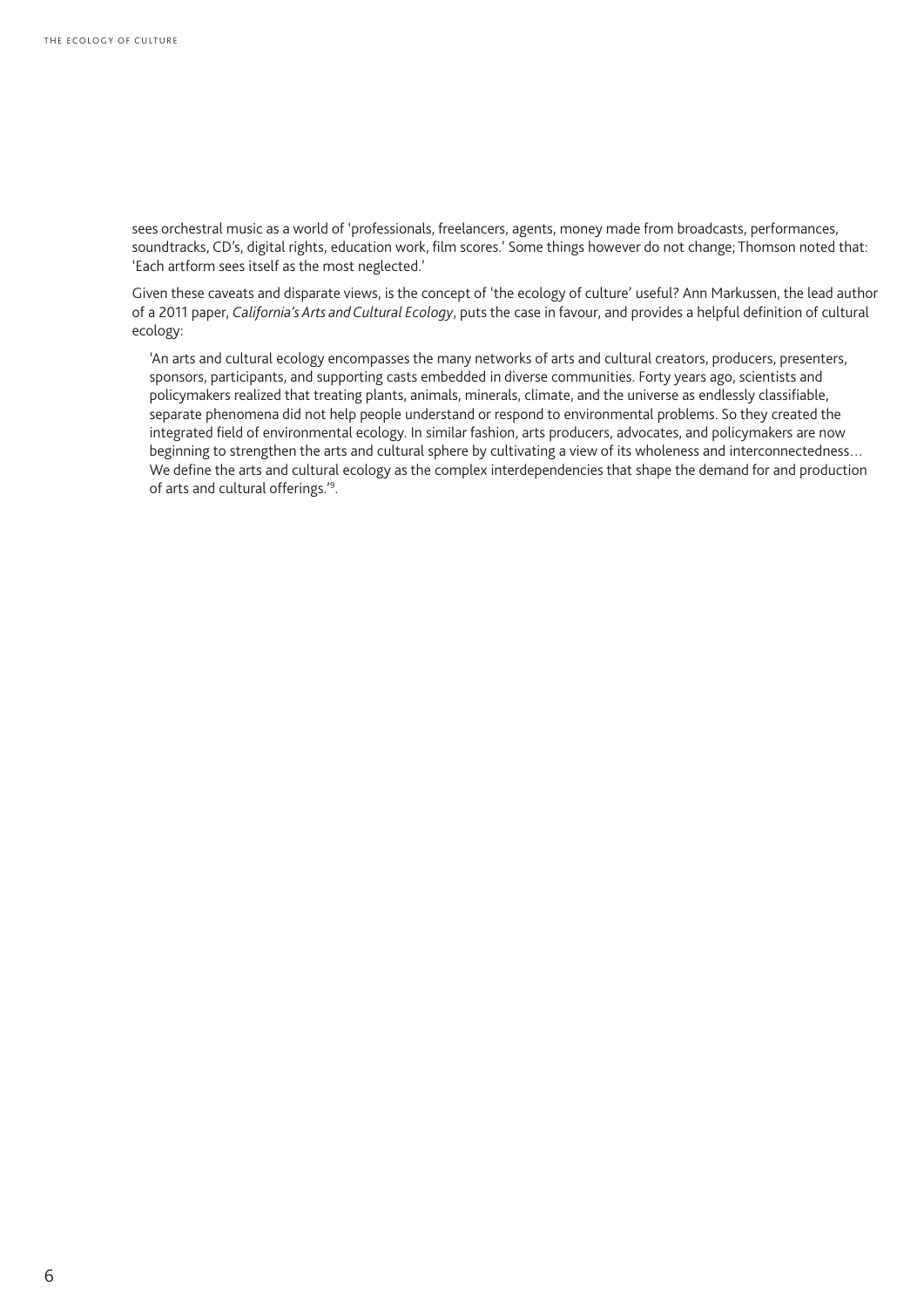sees orchestral music as a world of 'professionals, freelancers, agents, money made from broadcasts, performances, soundtracks, CD's, digital rights, education work, film scores.' Some things however do not change; Thomson noted that: 'Each artform sees itself as the most neglected.'

Given these caveats and disparate views, is the concept of 'the ecology of culture' useful? Ann Markussen, the lead author of a 2011 paper, *California's Arts and Cultural Ecology*, puts the case in favour, and provides a helpful definition of cultural ecology:

> 'An arts and cultural ecology encompasses the many networks of arts and cultural creators, producers, presenters, sponsors, participants, and supporting casts embedded in diverse communities. Forty years ago, scientists and policymakers realized that treating plants, animals, minerals, climate, and the universe as endlessly classifiable, separate phenomena did not help people understand or respond to environmental problems. So they created the integrated field of environmental ecology. In similar fashion, arts producers, advocates, and policymakers are now beginning to strengthen the arts and cultural sphere by cultivating a view of its wholeness and interconnectedness… We define the arts and cultural ecology as the complex interdependencies that shape the demand for and production of arts and cultural offerings.'[9].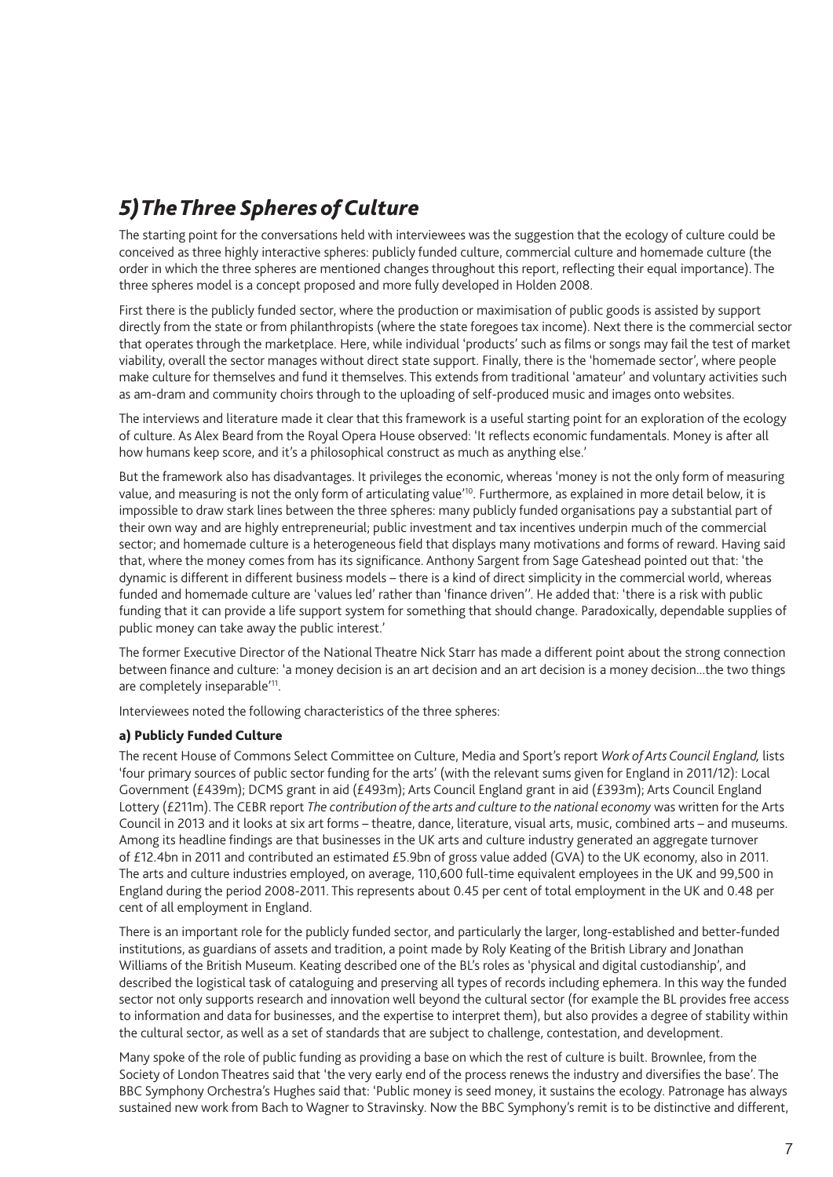## *5) The Three Spheres of Culture*

The starting point for the conversations held with interviewees was the suggestion that the ecology of culture could be conceived as three highly interactive spheres: publicly funded culture, commercial culture and homemade culture (the order in which the three spheres are mentioned changes throughout this report, reflecting their equal importance). The three spheres model is a concept proposed and more fully developed in Holden 2008.

First there is the publicly funded sector, where the production or maximisation of public goods is assisted by support directly from the state or from philanthropists (where the state foregoes tax income). Next there is the commercial sector that operates through the marketplace. Here, while individual 'products' such as films or songs may fail the test of market viability, overall the sector manages without direct state support. Finally, there is the 'homemade sector', where people make culture for themselves and fund it themselves. This extends from traditional 'amateur' and voluntary activities such as am-dram and community choirs through to the uploading of self-produced music and images onto websites.

The interviews and literature made it clear that this framework is a useful starting point for an exploration of the ecology of culture. As Alex Beard from the Royal Opera House observed: 'It reflects economic fundamentals. Money is after all how humans keep score, and it's a philosophical construct as much as anything else.'

But the framework also has disadvantages. It privileges the economic, whereas 'money is not the only form of measuring value, and measuring is not the only form of articulating value'[10]. Furthermore, as explained in more detail below, it is impossible to draw stark lines between the three spheres: many publicly funded organisations pay a substantial part of their own way and are highly entrepreneurial; public investment and tax incentives underpin much of the commercial sector; and homemade culture is a heterogeneous field that displays many motivations and forms of reward. Having said that, where the money comes from has its significance. Anthony Sargent from Sage Gateshead pointed out that: 'the dynamic is different in different business models – there is a kind of direct simplicity in the commercial world, whereas funded and homemade culture are 'values led' rather than 'finance driven''. He added that: 'there is a risk with public funding that it can provide a life support system for something that should change. Paradoxically, dependable supplies of public money can take away the public interest.'

The former Executive Director of the National Theatre Nick Starr has made a different point about the strong connection between finance and culture: 'a money decision is an art decision and an art decision is a money decision…the two things are completely inseparable'[11].

Interviewees noted the following characteristics of the three spheres:

### a) Publicly Funded Culture

The recent House of Commons Select Committee on Culture, Media and Sport's report *Work of Arts Council England,* lists 'four primary sources of public sector funding for the arts' (with the relevant sums given for England in 2011/12): Local Government (£439m); DCMS grant in aid (£493m); Arts Council England grant in aid (£393m); Arts Council England Lottery (£211m). The CEBR report *The contribution of the arts and culture to the national economy* was written for the Arts Council in 2013 and it looks at six art forms – theatre, dance, literature, visual arts, music, combined arts – and museums. Among its headline findings are that businesses in the UK arts and culture industry generated an aggregate turnover of £12.4bn in 2011 and contributed an estimated £5.9bn of gross value added (GVA) to the UK economy, also in 2011. The arts and culture industries employed, on average, 110,600 full-time equivalent employees in the UK and 99,500 in England during the period 2008-2011. This represents about 0.45 per cent of total employment in the UK and 0.48 per cent of all employment in England.

There is an important role for the publicly funded sector, and particularly the larger, long-established and better-funded institutions, as guardians of assets and tradition, a point made by Roly Keating of the British Library and Jonathan Williams of the British Museum. Keating described one of the BL's roles as 'physical and digital custodianship', and described the logistical task of cataloguing and preserving all types of records including ephemera. In this way the funded sector not only supports research and innovation well beyond the cultural sector (for example the BL provides free access to information and data for businesses, and the expertise to interpret them), but also provides a degree of stability within the cultural sector, as well as a set of standards that are subject to challenge, contestation, and development.

Many spoke of the role of public funding as providing a base on which the rest of culture is built. Brownlee, from the Society of London Theatres said that 'the very early end of the process renews the industry and diversifies the base'. The BBC Symphony Orchestra's Hughes said that: 'Public money is seed money, it sustains the ecology. Patronage has always sustained new work from Bach to Wagner to Stravinsky. Now the BBC Symphony's remit is to be distinctive and different,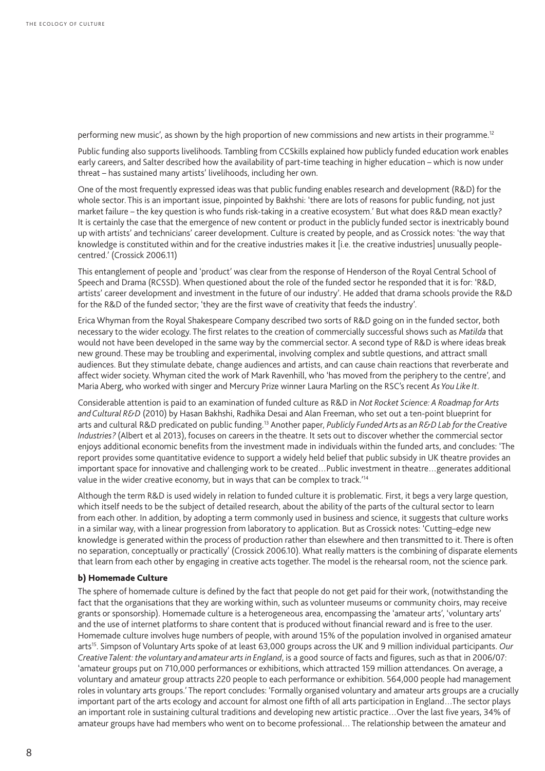performing new music', as shown by the high proportion of new commissions and new artists in their programme.[12]

Public funding also supports livelihoods. Tambling from CCSkills explained how publicly funded education work enables early careers, and Salter described how the availability of part-time teaching in higher education – which is now under threat – has sustained many artists' livelihoods, including her own.

One of the most frequently expressed ideas was that public funding enables research and development (R&D) for the whole sector. This is an important issue, pinpointed by Bakhshi: 'there are lots of reasons for public funding, not just market failure – the key question is who funds risk-taking in a creative ecosystem.' But what does R&D mean exactly? It is certainly the case that the emergence of new content or product in the publicly funded sector is inextricably bound up with artists' and technicians' career development. Culture is created by people, and as Crossick notes: 'the way that knowledge is constituted within and for the creative industries makes it [i.e. the creative industries] unusually people-centred.' (Crossick 2006.11)

This entanglement of people and 'product' was clear from the response of Henderson of the Royal Central School of Speech and Drama (RCSSD). When questioned about the role of the funded sector he responded that it is for: 'R&D, artists' career development and investment in the future of our industry'. He added that drama schools provide the R&D for the R&D of the funded sector; 'they are the first wave of creativity that feeds the industry'.

Erica Whyman from the Royal Shakespeare Company described two sorts of R&D going on in the funded sector, both necessary to the wider ecology. The first relates to the creation of commercially successful shows such as *Matilda* that would not have been developed in the same way by the commercial sector. A second type of R&D is where ideas break new ground. These may be troubling and experimental, involving complex and subtle questions, and attract small audiences. But they stimulate debate, change audiences and artists, and can cause chain reactions that reverberate and affect wider society. Whyman cited the work of Mark Ravenhill, who 'has moved from the periphery to the centre', and Maria Aberg, who worked with singer and Mercury Prize winner Laura Marling on the RSC's recent *As You Like It*.

Considerable attention is paid to an examination of funded culture as R&D in *Not Rocket Science: A Roadmap for Arts and Cultural R&D* (2010) by Hasan Bakhshi, Radhika Desai and Alan Freeman, who set out a ten-point blueprint for arts and cultural R&D predicated on public funding.[13] Another paper, *Publicly Funded Arts as an R&D Lab for the Creative Industries?* (Albert et al 2013), focuses on careers in the theatre. It sets out to discover whether the commercial sector enjoys additional economic benefits from the investment made in individuals within the funded arts, and concludes: 'The report provides some quantitative evidence to support a widely held belief that public subsidy in UK theatre provides an important space for innovative and challenging work to be created…Public investment in theatre…generates additional value in the wider creative economy, but in ways that can be complex to track.'[14]

Although the term R&D is used widely in relation to funded culture it is problematic. First, it begs a very large question, which itself needs to be the subject of detailed research, about the ability of the parts of the cultural sector to learn from each other. In addition, by adopting a term commonly used in business and science, it suggests that culture works in a similar way, with a linear progression from laboratory to application. But as Crossick notes: 'Cutting–edge new knowledge is generated within the process of production rather than elsewhere and then transmitted to it. There is often no separation, conceptually or practically' (Crossick 2006.10). What really matters is the combining of disparate elements that learn from each other by engaging in creative acts together. The model is the rehearsal room, not the science park.

### b) Homemade Culture

The sphere of homemade culture is defined by the fact that people do not get paid for their work, (notwithstanding the fact that the organisations that they are working within, such as volunteer museums or community choirs, may receive grants or sponsorship). Homemade culture is a heterogeneous area, encompassing the 'amateur arts', 'voluntary arts' and the use of internet platforms to share content that is produced without financial reward and is free to the user. Homemade culture involves huge numbers of people, with around 15% of the population involved in organised amateur arts[15]. Simpson of Voluntary Arts spoke of at least 63,000 groups across the UK and 9 million individual participants. *Our Creative Talent: the voluntary and amateur arts in England*, is a good source of facts and figures, such as that in 2006/07: 'amateur groups put on 710,000 performances or exhibitions, which attracted 159 million attendances. On average, a voluntary and amateur group attracts 220 people to each performance or exhibition. 564,000 people had management roles in voluntary arts groups.' The report concludes: 'Formally organised voluntary and amateur arts groups are a crucially important part of the arts ecology and account for almost one fifth of all arts participation in England…The sector plays an important role in sustaining cultural traditions and developing new artistic practice…Over the last five years, 34% of amateur groups have had members who went on to become professional… The relationship between the amateur and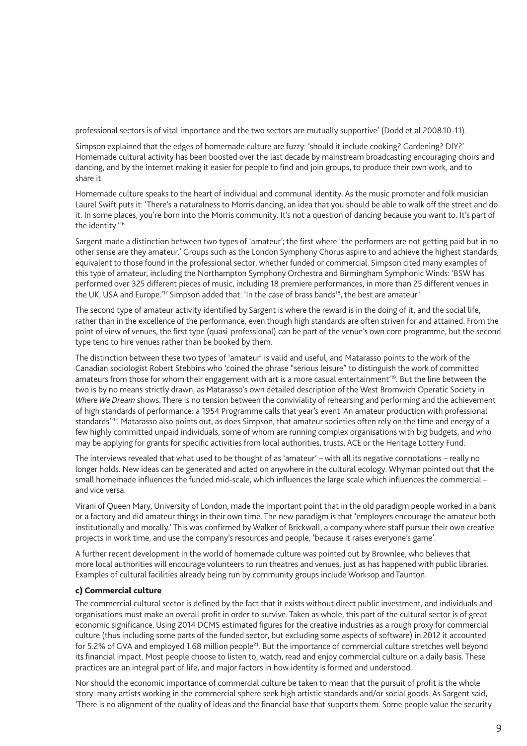professional sectors is of vital importance and the two sectors are mutually supportive' (Dodd et al 2008.10-11).

Simpson explained that the edges of homemade culture are fuzzy: 'should it include cooking? Gardening? DIY?' Homemade cultural activity has been boosted over the last decade by mainstream broadcasting encouraging choirs and dancing, and by the internet making it easier for people to find and join groups, to produce their own work, and to share it.

Homemade culture speaks to the heart of individual and communal identity. As the music promoter and folk musician Laurel Swift puts it: 'There's a naturalness to Morris dancing, an idea that you should be able to walk off the street and do it. In some places, you're born into the Morris community. It's not a question of dancing because you want to. It's part of the identity.'[16]

Sargent made a distinction between two types of 'amateur'; the first where 'the performers are not getting paid but in no other sense are they amateur.' Groups such as the London Symphony Chorus aspire to and achieve the highest standards, equivalent to those found in the professional sector, whether funded or commercial. Simpson cited many examples of this type of amateur, including the Northampton Symphony Orchestra and Birmingham Symphonic Winds: 'BSW has performed over 325 different pieces of music, including 18 premiere performances, in more than 25 different venues in the UK, USA and Europe.'[17] Simpson added that: 'In the case of brass bands[18], the best are amateur.'

The second type of amateur activity identified by Sargent is where the reward is in the doing of it, and the social life, rather than in the excellence of the performance, even though high standards are often striven for and attained. From the point of view of venues, the first type (quasi-professional) can be part of the venue's own core programme, but the second type tend to hire venues rather than be booked by them.

The distinction between these two types of 'amateur' is valid and useful, and Matarasso points to the work of the Canadian sociologist Robert Stebbins who 'coined the phrase "serious leisure" to distinguish the work of committed amateurs from those for whom their engagement with art is a more casual entertainment'[19]. But the line between the two is by no means strictly drawn, as Matarasso's own detailed description of the West Bromwich Operatic Society in *Where We Dream* shows. There is no tension between the conviviality of rehearsing and performing and the achievement of high standards of performance: a 1954 Programme calls that year's event 'An amateur production with professional standards'[20]. Matarasso also points out, as does Simpson, that amateur societies often rely on the time and energy of a few highly committed unpaid individuals, some of whom are running complex organisations with big budgets, and who may be applying for grants for specific activities from local authorities, trusts, ACE or the Heritage Lottery Fund.

The interviews revealed that what used to be thought of as 'amateur' – with all its negative connotations – really no longer holds. New ideas can be generated and acted on anywhere in the cultural ecology. Whyman pointed out that the small homemade influences the funded mid-scale, which influences the large scale which influences the commercial – and vice versa.

Virani of Queen Mary, University of London, made the important point that in the old paradigm people worked in a bank or a factory and did amateur things in their own time. The new paradigm is that 'employers encourage the amateur both institutionally and morally.' This was confirmed by Walker of Brickwall, a company where staff pursue their own creative projects in work time, and use the company's resources and people, 'because it raises everyone's game'.

A further recent development in the world of homemade culture was pointed out by Brownlee, who believes that more local authorities will encourage volunteers to run theatres and venues, just as has happened with public libraries. Examples of cultural facilities already being run by community groups include Worksop and Taunton.

### c) Commercial culture

The commercial cultural sector is defined by the fact that it exists without direct public investment, and individuals and organisations must make an overall profit in order to survive. Taken as whole, this part of the cultural sector is of great economic significance. Using 2014 DCMS estimated figures for the creative industries as a rough proxy for commercial culture (thus including some parts of the funded sector, but excluding some aspects of software) in 2012 it accounted for 5.2% of GVA and employed 1.68 million people[21]. But the importance of commercial culture stretches well beyond its financial impact. Most people choose to listen to, watch, read and enjoy commercial culture on a daily basis. These practices are an integral part of life, and major factors in how identity is formed and understood.

Nor should the economic importance of commercial culture be taken to mean that the pursuit of profit is the whole story: many artists working in the commercial sphere seek high artistic standards and/or social goods. As Sargent said, 'There is no alignment of the quality of ideas and the financial base that supports them. Some people value the security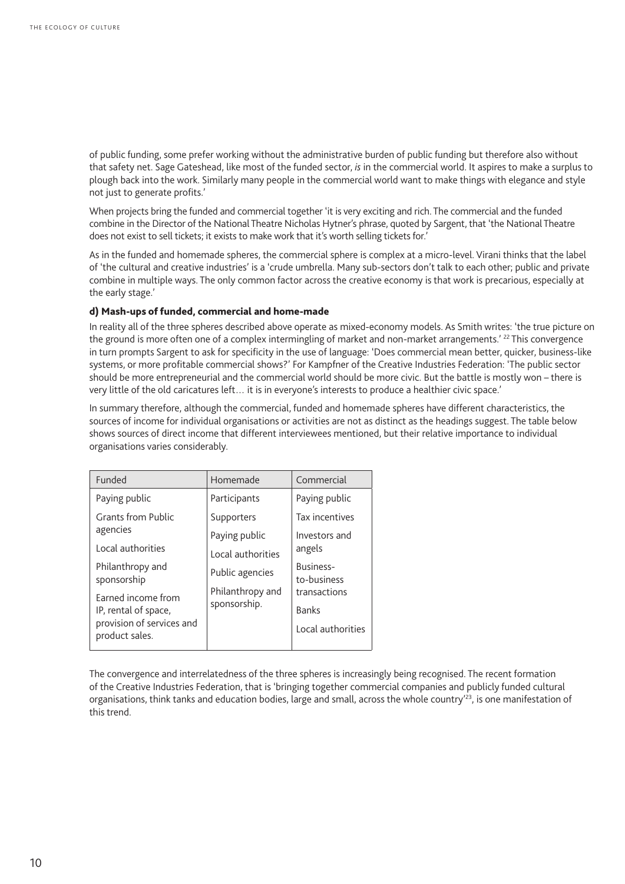of public funding, some prefer working without the administrative burden of public funding but therefore also without that safety net. Sage Gateshead, like most of the funded sector, *is* in the commercial world. It aspires to make a surplus to plough back into the work. Similarly many people in the commercial world want to make things with elegance and style not just to generate profits.'

When projects bring the funded and commercial together 'it is very exciting and rich. The commercial and the funded combine in the Director of the National Theatre Nicholas Hytner's phrase, quoted by Sargent, that 'the National Theatre does not exist to sell tickets; it exists to make work that it's worth selling tickets for.'

As in the funded and homemade spheres, the commercial sphere is complex at a micro-level. Virani thinks that the label of 'the cultural and creative industries' is a 'crude umbrella. Many sub-sectors don't talk to each other; public and private combine in multiple ways. The only common factor across the creative economy is that work is precarious, especially at the early stage.'

#### d) Mash-ups of funded, commercial and home-made

In reality all of the three spheres described above operate as mixed-economy models. As Smith writes: 'the true picture on the ground is more often one of a complex intermingling of market and non-market arrangements.' [22] This convergence in turn prompts Sargent to ask for specificity in the use of language: 'Does commercial mean better, quicker, business-like systems, or more profitable commercial shows?' For Kampfner of the Creative Industries Federation: 'The public sector should be more entrepreneurial and the commercial world should be more civic. But the battle is mostly won – there is very little of the old caricatures left… it is in everyone's interests to produce a healthier civic space.'

In summary therefore, although the commercial, funded and homemade spheres have different characteristics, the sources of income for individual organisations or activities are not as distinct as the headings suggest. The table below shows sources of direct income that different interviewees mentioned, but their relative importance to individual organisations varies considerably.

| Funded | Homemade | Commercial |
|---|---|---|
| Paying public | Participants | Paying public |
| Grants from Public agencies | Supporters | Tax incentives |
| Local authorities | Paying public | Investors and angels |
| Philanthropy and sponsorship | Local authorities | Business-to-business transactions |
| Earned income from IP, rental of space, provision of services and product sales. | Public agencies | Banks |
| | Philanthropy and sponsorship. | Local authorities |

The convergence and interrelatedness of the three spheres is increasingly being recognised. The recent formation of the Creative Industries Federation, that is 'bringing together commercial companies and publicly funded cultural organisations, think tanks and education bodies, large and small, across the whole country'[23], is one manifestation of this trend.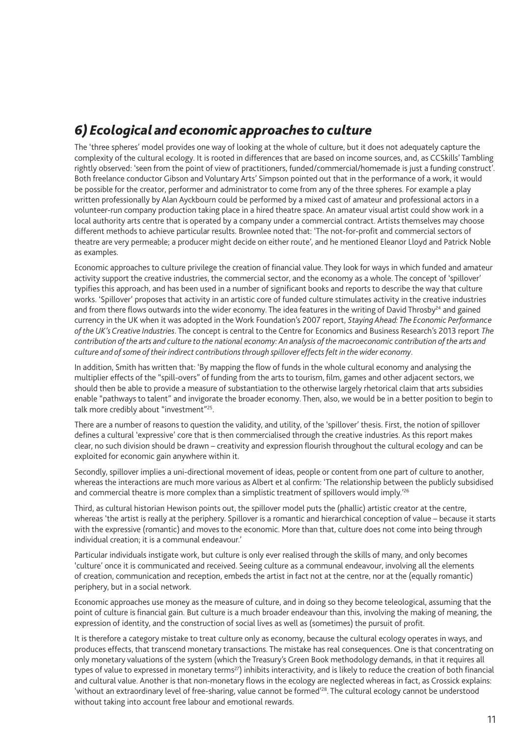## *6) Ecological and economic approaches to culture*

The 'three spheres' model provides one way of looking at the whole of culture, but it does not adequately capture the complexity of the cultural ecology. It is rooted in differences that are based on income sources, and, as CCSkills' Tambling rightly observed: 'seen from the point of view of practitioners, funded/commercial/homemade is just a funding construct'. Both freelance conductor Gibson and Voluntary Arts' Simpson pointed out that in the performance of a work, it would be possible for the creator, performer and administrator to come from any of the three spheres. For example a play written professionally by Alan Ayckbourn could be performed by a mixed cast of amateur and professional actors in a volunteer-run company production taking place in a hired theatre space. An amateur visual artist could show work in a local authority arts centre that is operated by a company under a commercial contract. Artists themselves may choose different methods to achieve particular results. Brownlee noted that: 'The not-for-profit and commercial sectors of theatre are very permeable; a producer might decide on either route', and he mentioned Eleanor Lloyd and Patrick Noble as examples.

Economic approaches to culture privilege the creation of financial value. They look for ways in which funded and amateur activity support the creative industries, the commercial sector, and the economy as a whole. The concept of 'spillover' typifies this approach, and has been used in a number of significant books and reports to describe the way that culture works. 'Spillover' proposes that activity in an artistic core of funded culture stimulates activity in the creative industries and from there flows outwards into the wider economy. The idea features in the writing of David Throsby[24] and gained currency in the UK when it was adopted in the Work Foundation's 2007 report, *Staying Ahead: The Economic Performance of the UK's Creative Industries*. The concept is central to the Centre for Economics and Business Research's 2013 report *The contribution of the arts and culture to the national economy: An analysis of the macroeconomic contribution of the arts and culture and of some of their indirect contributions through spillover effects felt in the wider economy*.

In addition, Smith has written that: 'By mapping the flow of funds in the whole cultural economy and analysing the multiplier effects of the "spill-overs" of funding from the arts to tourism, film, games and other adjacent sectors, we should then be able to provide a measure of substantiation to the otherwise largely rhetorical claim that arts subsidies enable "pathways to talent" and invigorate the broader economy. Then, also, we would be in a better position to begin to talk more credibly about "investment"[25].

There are a number of reasons to question the validity, and utility, of the 'spillover' thesis. First, the notion of spillover defines a cultural 'expressive' core that is then commercialised through the creative industries. As this report makes clear, no such division should be drawn – creativity and expression flourish throughout the cultural ecology and can be exploited for economic gain anywhere within it.

Secondly, spillover implies a uni-directional movement of ideas, people or content from one part of culture to another, whereas the interactions are much more various as Albert et al confirm: 'The relationship between the publicly subsidised and commercial theatre is more complex than a simplistic treatment of spillovers would imply.'[26]

Third, as cultural historian Hewison points out, the spillover model puts the (phallic) artistic creator at the centre, whereas 'the artist is really at the periphery. Spillover is a romantic and hierarchical conception of value – because it starts with the expressive (romantic) and moves to the economic. More than that, culture does not come into being through individual creation; it is a communal endeavour.'

Particular individuals instigate work, but culture is only ever realised through the skills of many, and only becomes 'culture' once it is communicated and received. Seeing culture as a communal endeavour, involving all the elements of creation, communication and reception, embeds the artist in fact not at the centre, nor at the (equally romantic) periphery, but in a social network.

Economic approaches use money as the measure of culture, and in doing so they become teleological, assuming that the point of culture is financial gain. But culture is a much broader endeavour than this, involving the making of meaning, the expression of identity, and the construction of social lives as well as (sometimes) the pursuit of profit.

It is therefore a category mistake to treat culture only as economy, because the cultural ecology operates in ways, and produces effects, that transcend monetary transactions. The mistake has real consequences. One is that concentrating on only monetary valuations of the system (which the Treasury's Green Book methodology demands, in that it requires all types of value to expressed in monetary terms[27]) inhibits interactivity, and is likely to reduce the creation of both financial and cultural value. Another is that non-monetary flows in the ecology are neglected whereas in fact, as Crossick explains: 'without an extraordinary level of free-sharing, value cannot be formed'[28]. The cultural ecology cannot be understood without taking into account free labour and emotional rewards.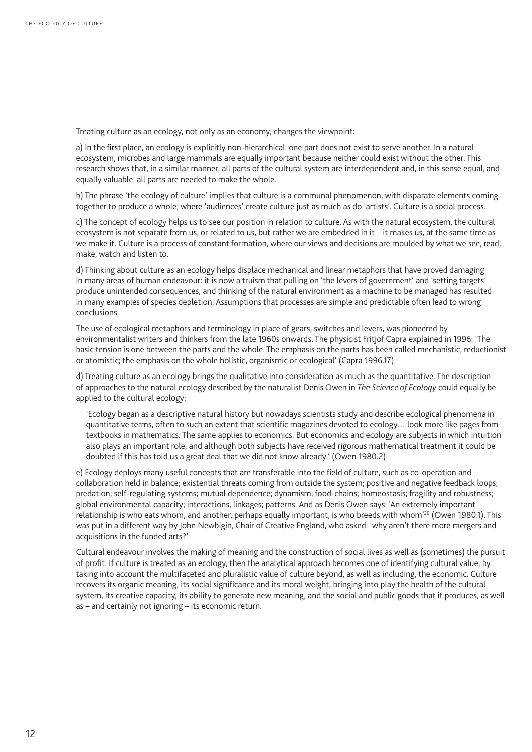Treating culture as an ecology, not only as an economy, changes the viewpoint:

a) In the first place, an ecology is explicitly non-hierarchical: one part does not exist to serve another. In a natural ecosystem, microbes and large mammals are equally important because neither could exist without the other. This research shows that, in a similar manner, all parts of the cultural system are interdependent and, in this sense equal, and equally valuable: all parts are needed to make the whole.

b) The phrase 'the ecology of culture' implies that culture is a communal phenomenon, with disparate elements coming together to produce a whole; where 'audiences' create culture just as much as do 'artists'. Culture is a social process.

c) The concept of ecology helps us to see our position in relation to culture. As with the natural ecosystem, the cultural ecosystem is not separate from us, or related to us, but rather we are embedded in it – it makes us, at the same time as we make it. Culture is a process of constant formation, where our views and decisions are moulded by what we see, read, make, watch and listen to.

d) Thinking about culture as an ecology helps displace mechanical and linear metaphors that have proved damaging in many areas of human endeavour: it is now a truism that pulling on 'the levers of government' and 'setting targets' produce unintended consequences, and thinking of the natural environment as a machine to be managed has resulted in many examples of species depletion. Assumptions that processes are simple and predictable often lead to wrong conclusions.

The use of ecological metaphors and terminology in place of gears, switches and levers, was pioneered by environmentalist writers and thinkers from the late 1960s onwards. The physicist Fritjof Capra explained in 1996: 'The basic tension is one between the parts and the whole. The emphasis on the parts has been called mechanistic, reductionist or atomistic; the emphasis on the whole holistic, organismic or ecological' (Capra 1996.17).

d) Treating culture as an ecology brings the qualitative into consideration as much as the quantitative. The description of approaches to the natural ecology described by the naturalist Denis Owen in *The Science of Ecology* could equally be applied to the cultural ecology:

> 'Ecology began as a descriptive natural history but nowadays scientists study and describe ecological phenomena in quantitative terms, often to such an extent that scientific magazines devoted to ecology… look more like pages from textbooks in mathematics. The same applies to economics. But economics and ecology are subjects in which intuition also plays an important role, and although both subjects have received rigorous mathematical treatment it could be doubted if this has told us a great deal that we did not know already.' (Owen 1980.2)

e) Ecology deploys many useful concepts that are transferable into the field of culture, such as co-operation and collaboration held in balance; existential threats coming from outside the system; positive and negative feedback loops; predation; self-regulating systems; mutual dependence; dynamism; food-chains; homeostasis; fragility and robustness; global environmental capacity; interactions, linkages; patterns. And as Denis Owen says: 'An extremely important relationship is who eats whom, and another, perhaps equally important, is who breeds with whom'[29] (Owen 1980.1). This was put in a different way by John Newbigin, Chair of Creative England, who asked: 'why aren't there more mergers and acquisitions in the funded arts?'

Cultural endeavour involves the making of meaning and the construction of social lives as well as (sometimes) the pursuit of profit. If culture is treated as an ecology, then the analytical approach becomes one of identifying cultural value, by taking into account the multifaceted and pluralistic value of culture beyond, as well as including, the economic. Culture recovers its organic meaning, its social significance and its moral weight, bringing into play the health of the cultural system, its creative capacity, its ability to generate new meaning, and the social and public goods that it produces, as well as – and certainly not ignoring – its economic return.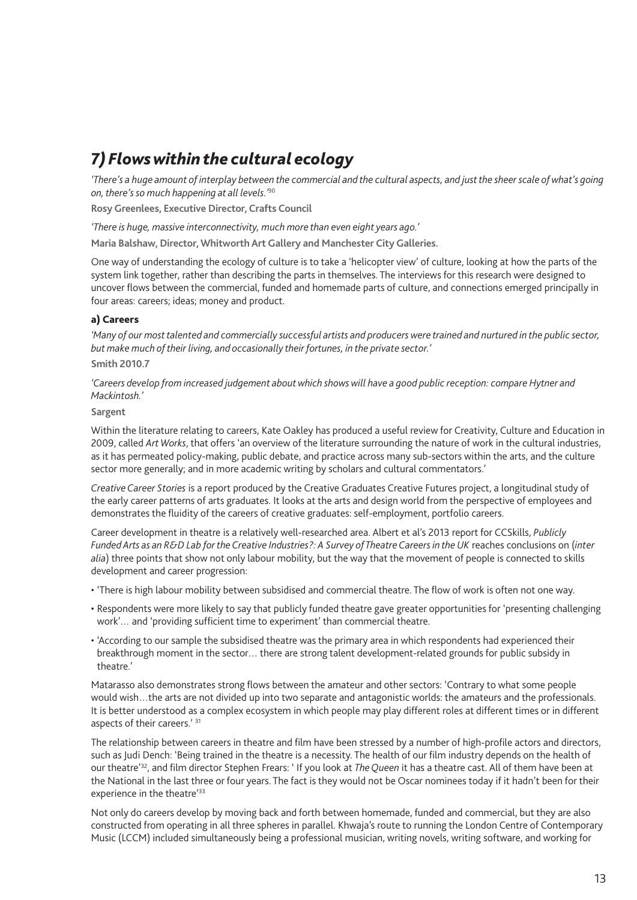## *7) Flows within the cultural ecology*

*'There's a huge amount of interplay between the commercial and the cultural aspects, and just the sheer scale of what's going on, there's so much happening at all levels.'*[30]

**Rosy Greenlees, Executive Director, Crafts Council**

*'There is huge, massive interconnectivity, much more than even eight years ago.'*

**Maria Balshaw, Director, Whitworth Art Gallery and Manchester City Galleries.**

One way of understanding the ecology of culture is to take a 'helicopter view' of culture, looking at how the parts of the system link together, rather than describing the parts in themselves. The interviews for this research were designed to uncover flows between the commercial, funded and homemade parts of culture, and connections emerged principally in four areas: careers; ideas; money and product.

### a) Careers

*'Many of our most talented and commercially successful artists and producers were trained and nurtured in the public sector, but make much of their living, and occasionally their fortunes, in the private sector.'*

**Smith 2010.7**

*'Careers develop from increased judgement about which shows will have a good public reception: compare Hytner and Mackintosh.'*

**Sargent**

Within the literature relating to careers, Kate Oakley has produced a useful review for Creativity, Culture and Education in 2009, called *Art Works*, that offers 'an overview of the literature surrounding the nature of work in the cultural industries, as it has permeated policy-making, public debate, and practice across many sub-sectors within the arts, and the culture sector more generally; and in more academic writing by scholars and cultural commentators.'

*Creative Career Stories* is a report produced by the Creative Graduates Creative Futures project, a longitudinal study of the early career patterns of arts graduates. It looks at the arts and design world from the perspective of employees and demonstrates the fluidity of the careers of creative graduates: self-employment, portfolio careers.

Career development in theatre is a relatively well-researched area. Albert et al's 2013 report for CCSkills, *Publicly Funded Arts as an R&D Lab for the Creative Industries?: A Survey of Theatre Careers in the UK* reaches conclusions on (*inter alia*) three points that show not only labour mobility, but the way that the movement of people is connected to skills development and career progression:

- 'There is high labour mobility between subsidised and commercial theatre. The flow of work is often not one way.
- Respondents were more likely to say that publicly funded theatre gave greater opportunities for 'presenting challenging work'… and 'providing sufficient time to experiment' than commercial theatre.
- 'According to our sample the subsidised theatre was the primary area in which respondents had experienced their breakthrough moment in the sector… there are strong talent development-related grounds for public subsidy in theatre.'

Matarasso also demonstrates strong flows between the amateur and other sectors: 'Contrary to what some people would wish…the arts are not divided up into two separate and antagonistic worlds: the amateurs and the professionals. It is better understood as a complex ecosystem in which people may play different roles at different times or in different aspects of their careers.' [31]

The relationship between careers in theatre and film have been stressed by a number of high-profile actors and directors, such as Judi Dench: 'Being trained in the theatre is a necessity. The health of our film industry depends on the health of our theatre'[32], and film director Stephen Frears: ' If you look at *The Queen* it has a theatre cast. All of them have been at the National in the last three or four years. The fact is they would not be Oscar nominees today if it hadn't been for their experience in the theatre'[33]

Not only do careers develop by moving back and forth between homemade, funded and commercial, but they are also constructed from operating in all three spheres in parallel. Khwaja's route to running the London Centre of Contemporary Music (LCCM) included simultaneously being a professional musician, writing novels, writing software, and working for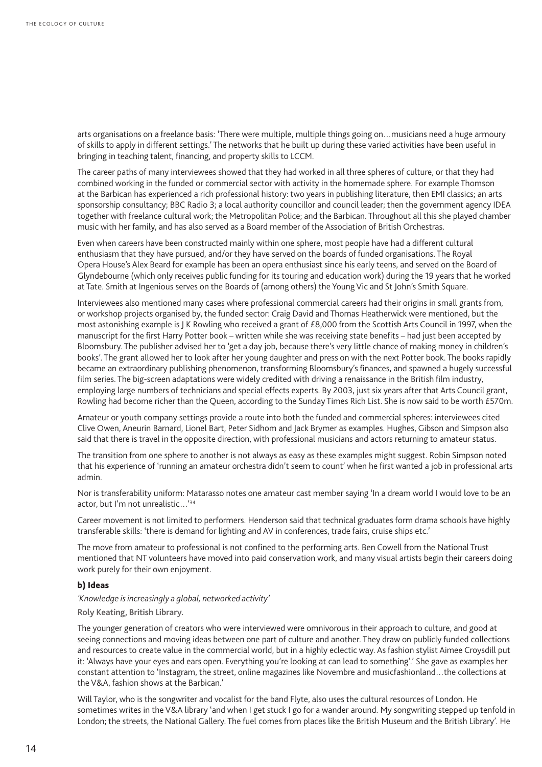arts organisations on a freelance basis: 'There were multiple, multiple things going on…musicians need a huge armoury of skills to apply in different settings.' The networks that he built up during these varied activities have been useful in bringing in teaching talent, financing, and property skills to LCCM.

The career paths of many interviewees showed that they had worked in all three spheres of culture, or that they had combined working in the funded or commercial sector with activity in the homemade sphere. For example Thomson at the Barbican has experienced a rich professional history: two years in publishing literature, then EMI classics; an arts sponsorship consultancy; BBC Radio 3; a local authority councillor and council leader; then the government agency IDEA together with freelance cultural work; the Metropolitan Police; and the Barbican. Throughout all this she played chamber music with her family, and has also served as a Board member of the Association of British Orchestras.

Even when careers have been constructed mainly within one sphere, most people have had a different cultural enthusiasm that they have pursued, and/or they have served on the boards of funded organisations. The Royal Opera House's Alex Beard for example has been an opera enthusiast since his early teens, and served on the Board of Glyndebourne (which only receives public funding for its touring and education work) during the 19 years that he worked at Tate. Smith at Ingenious serves on the Boards of (among others) the Young Vic and St John's Smith Square.

Interviewees also mentioned many cases where professional commercial careers had their origins in small grants from, or workshop projects organised by, the funded sector: Craig David and Thomas Heatherwick were mentioned, but the most astonishing example is J K Rowling who received a grant of £8,000 from the Scottish Arts Council in 1997, when the manuscript for the first Harry Potter book – written while she was receiving state benefits – had just been accepted by Bloomsbury. The publisher advised her to 'get a day job, because there's very little chance of making money in children's books'. The grant allowed her to look after her young daughter and press on with the next Potter book. The books rapidly became an extraordinary publishing phenomenon, transforming Bloomsbury's finances, and spawned a hugely successful film series. The big-screen adaptations were widely credited with driving a renaissance in the British film industry, employing large numbers of technicians and special effects experts. By 2003, just six years after that Arts Council grant, Rowling had become richer than the Queen, according to the Sunday Times Rich List. She is now said to be worth £570m.

Amateur or youth company settings provide a route into both the funded and commercial spheres: interviewees cited Clive Owen, Aneurin Barnard, Lionel Bart, Peter Sidhom and Jack Brymer as examples. Hughes, Gibson and Simpson also said that there is travel in the opposite direction, with professional musicians and actors returning to amateur status.

The transition from one sphere to another is not always as easy as these examples might suggest. Robin Simpson noted that his experience of 'running an amateur orchestra didn't seem to count' when he first wanted a job in professional arts admin.

Nor is transferability uniform: Matarasso notes one amateur cast member saying 'In a dream world I would love to be an actor, but I'm not unrealistic…'[34]

Career movement is not limited to performers. Henderson said that technical graduates form drama schools have highly transferable skills: 'there is demand for lighting and AV in conferences, trade fairs, cruise ships etc.'

The move from amateur to professional is not confined to the performing arts. Ben Cowell from the National Trust mentioned that NT volunteers have moved into paid conservation work, and many visual artists begin their careers doing work purely for their own enjoyment.

### b) Ideas

*'Knowledge is increasingly a global, networked activity'*

**Roly Keating, British Library.**

The younger generation of creators who were interviewed were omnivorous in their approach to culture, and good at seeing connections and moving ideas between one part of culture and another. They draw on publicly funded collections and resources to create value in the commercial world, but in a highly eclectic way. As fashion stylist Aimee Croysdill put it: 'Always have your eyes and ears open. Everything you're looking at can lead to something'.' She gave as examples her constant attention to 'Instagram, the street, online magazines like Novembre and musicfashionland…the collections at the V&A, fashion shows at the Barbican.'

Will Taylor, who is the songwriter and vocalist for the band Flyte, also uses the cultural resources of London. He sometimes writes in the V&A library 'and when I get stuck I go for a wander around. My songwriting stepped up tenfold in London; the streets, the National Gallery. The fuel comes from places like the British Museum and the British Library'. He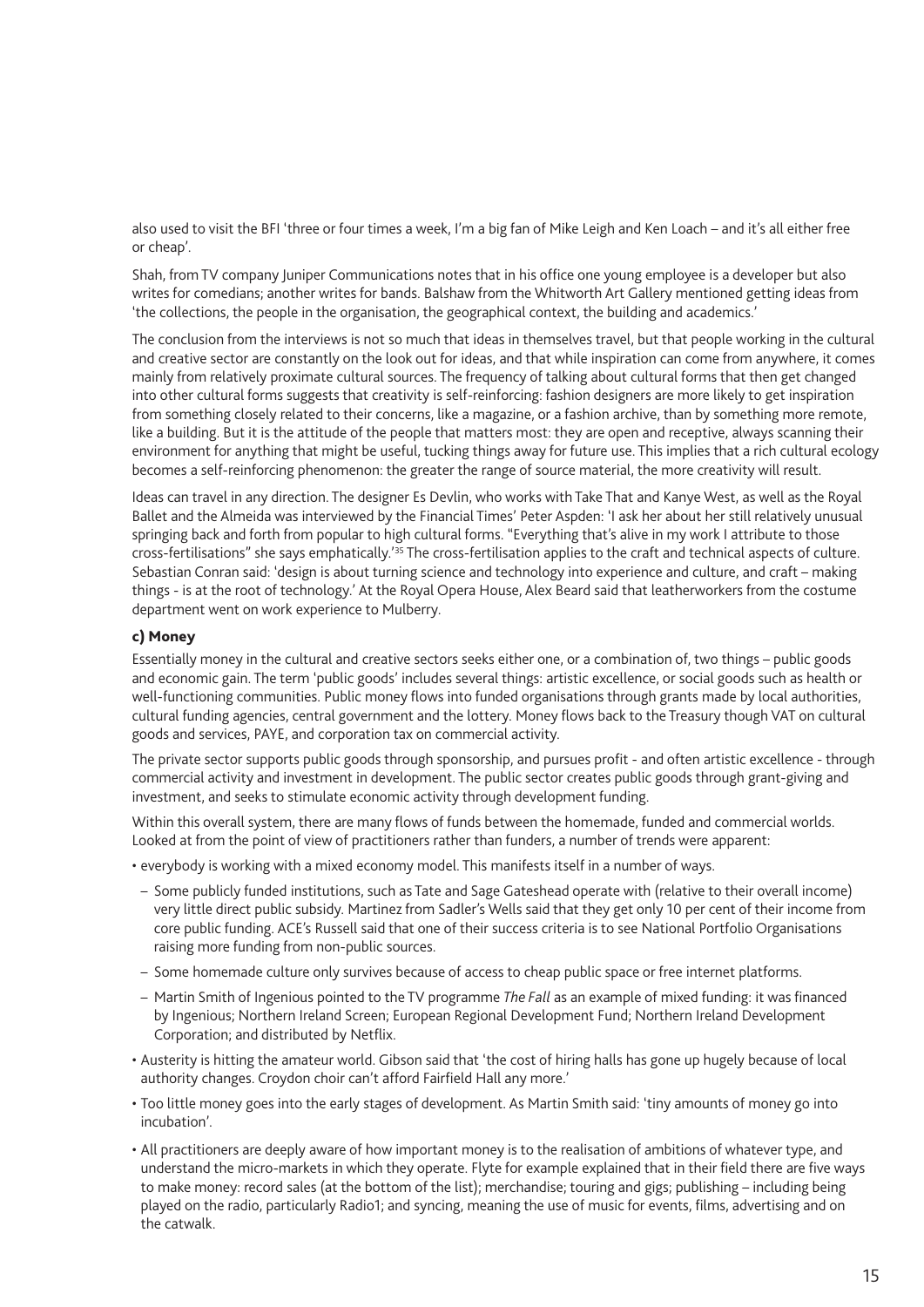also used to visit the BFI 'three or four times a week, I'm a big fan of Mike Leigh and Ken Loach – and it's all either free or cheap'.

Shah, from TV company Juniper Communications notes that in his office one young employee is a developer but also writes for comedians; another writes for bands. Balshaw from the Whitworth Art Gallery mentioned getting ideas from 'the collections, the people in the organisation, the geographical context, the building and academics.'

The conclusion from the interviews is not so much that ideas in themselves travel, but that people working in the cultural and creative sector are constantly on the look out for ideas, and that while inspiration can come from anywhere, it comes mainly from relatively proximate cultural sources. The frequency of talking about cultural forms that then get changed into other cultural forms suggests that creativity is self-reinforcing: fashion designers are more likely to get inspiration from something closely related to their concerns, like a magazine, or a fashion archive, than by something more remote, like a building. But it is the attitude of the people that matters most: they are open and receptive, always scanning their environment for anything that might be useful, tucking things away for future use. This implies that a rich cultural ecology becomes a self-reinforcing phenomenon: the greater the range of source material, the more creativity will result.

Ideas can travel in any direction. The designer Es Devlin, who works with Take That and Kanye West, as well as the Royal Ballet and the Almeida was interviewed by the Financial Times' Peter Aspden: 'I ask her about her still relatively unusual springing back and forth from popular to high cultural forms. "Everything that's alive in my work I attribute to those cross-fertilisations" she says emphatically.'[35] The cross-fertilisation applies to the craft and technical aspects of culture. Sebastian Conran said: 'design is about turning science and technology into experience and culture, and craft – making things - is at the root of technology.' At the Royal Opera House, Alex Beard said that leatherworkers from the costume department went on work experience to Mulberry.

### c) Money

Essentially money in the cultural and creative sectors seeks either one, or a combination of, two things – public goods and economic gain. The term 'public goods' includes several things: artistic excellence, or social goods such as health or well-functioning communities. Public money flows into funded organisations through grants made by local authorities, cultural funding agencies, central government and the lottery. Money flows back to the Treasury though VAT on cultural goods and services, PAYE, and corporation tax on commercial activity.

The private sector supports public goods through sponsorship, and pursues profit - and often artistic excellence - through commercial activity and investment in development. The public sector creates public goods through grant-giving and investment, and seeks to stimulate economic activity through development funding.

Within this overall system, there are many flows of funds between the homemade, funded and commercial worlds. Looked at from the point of view of practitioners rather than funders, a number of trends were apparent:

- everybody is working with a mixed economy model. This manifests itself in a number of ways.
  - Some publicly funded institutions, such as Tate and Sage Gateshead operate with (relative to their overall income) very little direct public subsidy. Martinez from Sadler's Wells said that they get only 10 per cent of their income from core public funding. ACE's Russell said that one of their success criteria is to see National Portfolio Organisations raising more funding from non-public sources.
  - Some homemade culture only survives because of access to cheap public space or free internet platforms.
  - Martin Smith of Ingenious pointed to the TV programme *The Fall* as an example of mixed funding: it was financed by Ingenious; Northern Ireland Screen; European Regional Development Fund; Northern Ireland Development Corporation; and distributed by Netflix.
- Austerity is hitting the amateur world. Gibson said that 'the cost of hiring halls has gone up hugely because of local authority changes. Croydon choir can't afford Fairfield Hall any more.'
- Too little money goes into the early stages of development. As Martin Smith said: 'tiny amounts of money go into incubation'.
- All practitioners are deeply aware of how important money is to the realisation of ambitions of whatever type, and understand the micro-markets in which they operate. Flyte for example explained that in their field there are five ways to make money: record sales (at the bottom of the list); merchandise; touring and gigs; publishing – including being played on the radio, particularly Radio1; and syncing, meaning the use of music for events, films, advertising and on the catwalk.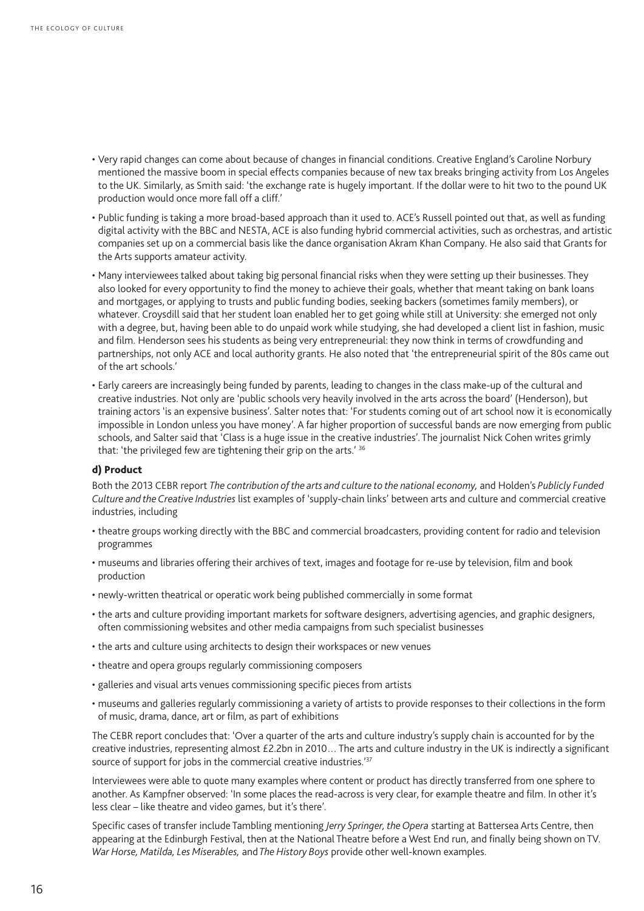- Very rapid changes can come about because of changes in financial conditions. Creative England's Caroline Norbury mentioned the massive boom in special effects companies because of new tax breaks bringing activity from Los Angeles to the UK. Similarly, as Smith said: 'the exchange rate is hugely important. If the dollar were to hit two to the pound UK production would once more fall off a cliff.'
- Public funding is taking a more broad-based approach than it used to. ACE's Russell pointed out that, as well as funding digital activity with the BBC and NESTA, ACE is also funding hybrid commercial activities, such as orchestras, and artistic companies set up on a commercial basis like the dance organisation Akram Khan Company. He also said that Grants for the Arts supports amateur activity.
- Many interviewees talked about taking big personal financial risks when they were setting up their businesses. They also looked for every opportunity to find the money to achieve their goals, whether that meant taking on bank loans and mortgages, or applying to trusts and public funding bodies, seeking backers (sometimes family members), or whatever. Croysdill said that her student loan enabled her to get going while still at University: she emerged not only with a degree, but, having been able to do unpaid work while studying, she had developed a client list in fashion, music and film. Henderson sees his students as being very entrepreneurial: they now think in terms of crowdfunding and partnerships, not only ACE and local authority grants. He also noted that 'the entrepreneurial spirit of the 80s came out of the art schools.'
- Early careers are increasingly being funded by parents, leading to changes in the class make-up of the cultural and creative industries. Not only are 'public schools very heavily involved in the arts across the board' (Henderson), but training actors 'is an expensive business'. Salter notes that: 'For students coming out of art school now it is economically impossible in London unless you have money'. A far higher proportion of successful bands are now emerging from public schools, and Salter said that 'Class is a huge issue in the creative industries'. The journalist Nick Cohen writes grimly that: 'the privileged few are tightening their grip on the arts.' [36]

#### d) Product

Both the 2013 CEBR report *The contribution of the arts and culture to the national economy,* and Holden's *Publicly Funded Culture and the Creative Industries* list examples of 'supply-chain links' between arts and culture and commercial creative industries, including

- theatre groups working directly with the BBC and commercial broadcasters, providing content for radio and television programmes
- museums and libraries offering their archives of text, images and footage for re-use by television, film and book production
- newly-written theatrical or operatic work being published commercially in some format
- the arts and culture providing important markets for software designers, advertising agencies, and graphic designers, often commissioning websites and other media campaigns from such specialist businesses
- the arts and culture using architects to design their workspaces or new venues
- theatre and opera groups regularly commissioning composers
- galleries and visual arts venues commissioning specific pieces from artists
- museums and galleries regularly commissioning a variety of artists to provide responses to their collections in the form of music, drama, dance, art or film, as part of exhibitions

The CEBR report concludes that: 'Over a quarter of the arts and culture industry's supply chain is accounted for by the creative industries, representing almost £2.2bn in 2010… The arts and culture industry in the UK is indirectly a significant source of support for jobs in the commercial creative industries.'[37]

Interviewees were able to quote many examples where content or product has directly transferred from one sphere to another. As Kampfner observed: 'In some places the read-across is very clear, for example theatre and film. In other it's less clear – like theatre and video games, but it's there'.

Specific cases of transfer include Tambling mentioning *Jerry Springer, the Opera* starting at Battersea Arts Centre, then appearing at the Edinburgh Festival, then at the National Theatre before a West End run, and finally being shown on TV. *War Horse, Matilda, Les Miserables,* and *The History Boys* provide other well-known examples.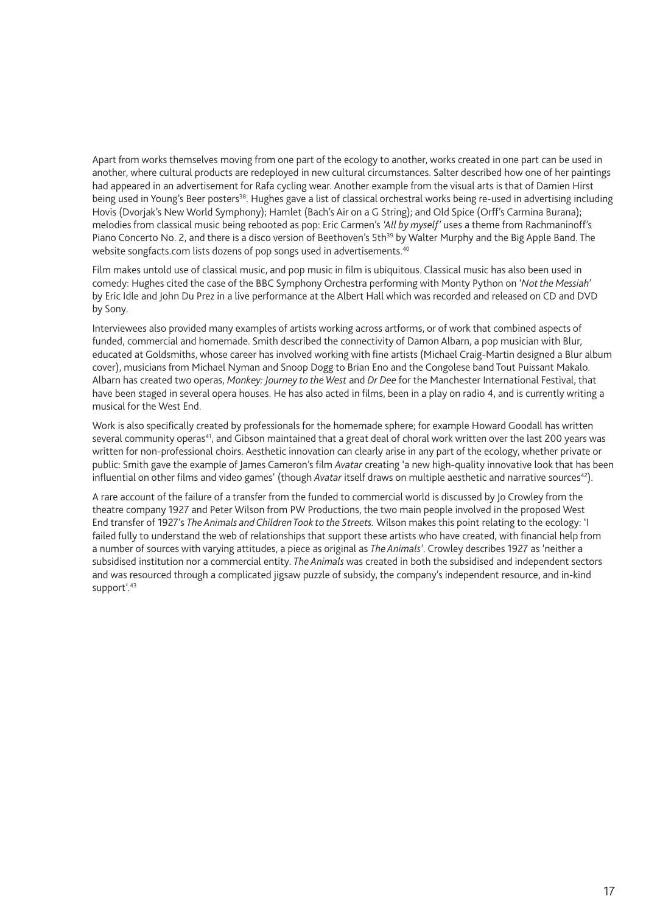Apart from works themselves moving from one part of the ecology to another, works created in one part can be used in another, where cultural products are redeployed in new cultural circumstances. Salter described how one of her paintings had appeared in an advertisement for Rafa cycling wear. Another example from the visual arts is that of Damien Hirst being used in Young's Beer posters[38]. Hughes gave a list of classical orchestral works being re-used in advertising including Hovis (Dvorjak's New World Symphony); Hamlet (Bach's Air on a G String); and Old Spice (Orff's Carmina Burana); melodies from classical music being rebooted as pop: Eric Carmen's *'All by myself'* uses a theme from Rachmaninoff's Piano Concerto No. 2, and there is a disco version of Beethoven's 5th[39] by Walter Murphy and the Big Apple Band. The website songfacts.com lists dozens of pop songs used in advertisements.[40]

Film makes untold use of classical music, and pop music in film is ubiquitous. Classical music has also been used in comedy: Hughes cited the case of the BBC Symphony Orchestra performing with Monty Python on '*Not the Messiah*' by Eric Idle and John Du Prez in a live performance at the Albert Hall which was recorded and released on CD and DVD by Sony.

Interviewees also provided many examples of artists working across artforms, or of work that combined aspects of funded, commercial and homemade. Smith described the connectivity of Damon Albarn, a pop musician with Blur, educated at Goldsmiths, whose career has involved working with fine artists (Michael Craig-Martin designed a Blur album cover), musicians from Michael Nyman and Snoop Dogg to Brian Eno and the Congolese band Tout Puissant Makalo. Albarn has created two operas, *Monkey: Journey to the West* and *Dr Dee* for the Manchester International Festival, that have been staged in several opera houses. He has also acted in films, been in a play on radio 4, and is currently writing a musical for the West End.

Work is also specifically created by professionals for the homemade sphere; for example Howard Goodall has written several community operas[41], and Gibson maintained that a great deal of choral work written over the last 200 years was written for non-professional choirs. Aesthetic innovation can clearly arise in any part of the ecology, whether private or public: Smith gave the example of James Cameron's film *Avatar* creating 'a new high-quality innovative look that has been influential on other films and video games' (though *Avatar* itself draws on multiple aesthetic and narrative sources[42]).

A rare account of the failure of a transfer from the funded to commercial world is discussed by Jo Crowley from the theatre company 1927 and Peter Wilson from PW Productions, the two main people involved in the proposed West End transfer of 1927's *The Animals and Children Took to the Streets.* Wilson makes this point relating to the ecology: 'I failed fully to understand the web of relationships that support these artists who have created, with financial help from a number of sources with varying attitudes, a piece as original as *The Animals'*. Crowley describes 1927 as 'neither a subsidised institution nor a commercial entity. *The Animals* was created in both the subsidised and independent sectors and was resourced through a complicated jigsaw puzzle of subsidy, the company's independent resource, and in-kind support'.[43]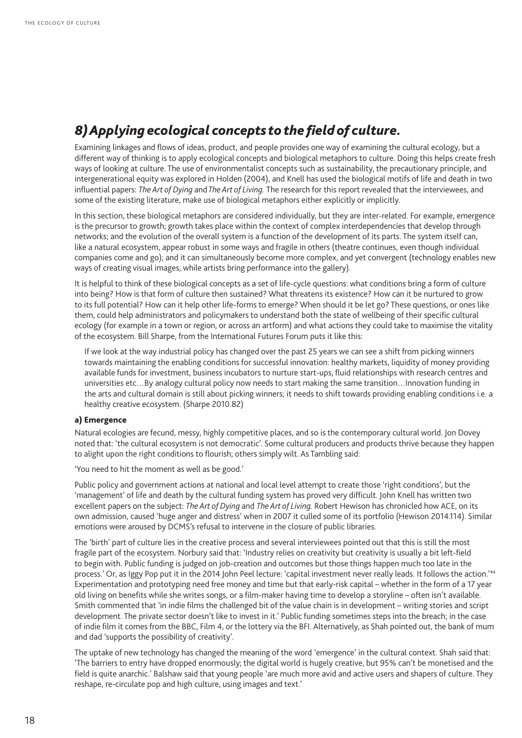## *8) Applying ecological concepts to the field of culture.*

Examining linkages and flows of ideas, product, and people provides one way of examining the cultural ecology, but a different way of thinking is to apply ecological concepts and biological metaphors to culture. Doing this helps create fresh ways of looking at culture. The use of environmentalist concepts such as sustainability, the precautionary principle, and intergenerational equity was explored in Holden (2004), and Knell has used the biological motifs of life and death in two influential papers: *The Art of Dying* and *The Art of Living.* The research for this report revealed that the interviewees, and some of the existing literature, make use of biological metaphors either explicitly or implicitly.

In this section, these biological metaphors are considered individually, but they are inter-related. For example, emergence is the precursor to growth; growth takes place within the context of complex interdependencies that develop through networks; and the evolution of the overall system is a function of the development of its parts. The system itself can, like a natural ecosystem, appear robust in some ways and fragile in others (theatre continues, even though individual companies come and go); and it can simultaneously become more complex, and yet convergent (technology enables new ways of creating visual images, while artists bring performance into the gallery).

It is helpful to think of these biological concepts as a set of life-cycle questions: what conditions bring a form of culture into being? How is that form of culture then sustained? What threatens its existence? How can it be nurtured to grow to its full potential? How can it help other life-forms to emerge? When should it be let go? These questions, or ones like them, could help administrators and policymakers to understand both the state of wellbeing of their specific cultural ecology (for example in a town or region, or across an artform) and what actions they could take to maximise the vitality of the ecosystem. Bill Sharpe, from the International Futures Forum puts it like this:

> If we look at the way industrial policy has changed over the past 25 years we can see a shift from picking winners towards maintaining the enabling conditions for successful innovation: healthy markets, liquidity of money providing available funds for investment, business incubators to nurture start-ups, fluid relationships with research centres and universities etc…By analogy cultural policy now needs to start making the same transition…Innovation funding in the arts and cultural domain is still about picking winners; it needs to shift towards providing enabling conditions i.e. a healthy creative ecosystem. (Sharpe 2010.82)

### a) Emergence

Natural ecologies are fecund, messy, highly competitive places, and so is the contemporary cultural world. Jon Dovey noted that: 'the cultural ecosystem is not democratic'. Some cultural producers and products thrive because they happen to alight upon the right conditions to flourish; others simply wilt. As Tambling said:

'You need to hit the moment as well as be good.'

Public policy and government actions at national and local level attempt to create those 'right conditions', but the 'management' of life and death by the cultural funding system has proved very difficult. John Knell has written two excellent papers on the subject: *The Art of Dying* and *The Art of Living.* Robert Hewison has chronicled how ACE, on its own admission, caused 'huge anger and distress' when in 2007 it culled some of its portfolio (Hewison 2014.114). Similar emotions were aroused by DCMS's refusal to intervene in the closure of public libraries.

The 'birth' part of culture lies in the creative process and several interviewees pointed out that this is still the most fragile part of the ecosystem. Norbury said that: 'Industry relies on creativity but creativity is usually a bit left-field to begin with. Public funding is judged on job-creation and outcomes but those things happen much too late in the process.' Or, as Iggy Pop put it in the 2014 John Peel lecture: 'capital investment never really leads. It follows the action.'[44] Experimentation and prototyping need free money and time but that early-risk capital – whether in the form of a 17 year old living on benefits while she writes songs, or a film-maker having time to develop a storyline – often isn't available. Smith commented that 'in indie films the challenged bit of the value chain is in development – writing stories and script development. The private sector doesn't like to invest in it.' Public funding sometimes steps into the breach; in the case of indie film it comes from the BBC, Film 4, or the lottery via the BFI. Alternatively, as Shah pointed out, the bank of mum and dad 'supports the possibility of creativity'.

The uptake of new technology has changed the meaning of the word 'emergence' in the cultural context. Shah said that: 'The barriers to entry have dropped enormously; the digital world is hugely creative, but 95% can't be monetised and the field is quite anarchic.' Balshaw said that young people 'are much more avid and active users and shapers of culture. They reshape, re-circulate pop and high culture, using images and text.'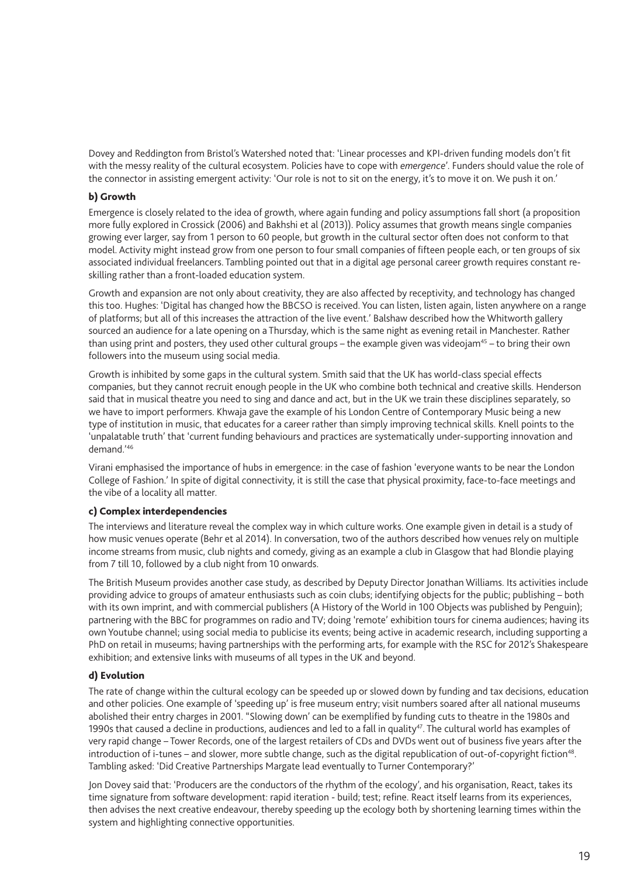Dovey and Reddington from Bristol's Watershed noted that: 'Linear processes and KPI-driven funding models don't fit with the messy reality of the cultural ecosystem. Policies have to cope with *emergence*'. Funders should value the role of the connector in assisting emergent activity: 'Our role is not to sit on the energy, it's to move it on. We push it on.'

### b) Growth

Emergence is closely related to the idea of growth, where again funding and policy assumptions fall short (a proposition more fully explored in Crossick (2006) and Bakhshi et al (2013)). Policy assumes that growth means single companies growing ever larger, say from 1 person to 60 people, but growth in the cultural sector often does not conform to that model. Activity might instead grow from one person to four small companies of fifteen people each, or ten groups of six associated individual freelancers. Tambling pointed out that in a digital age personal career growth requires constant re-skilling rather than a front-loaded education system.

Growth and expansion are not only about creativity, they are also affected by receptivity, and technology has changed this too. Hughes: 'Digital has changed how the BBCSO is received. You can listen, listen again, listen anywhere on a range of platforms; but all of this increases the attraction of the live event.' Balshaw described how the Whitworth gallery sourced an audience for a late opening on a Thursday, which is the same night as evening retail in Manchester. Rather than using print and posters, they used other cultural groups – the example given was videojam[45] – to bring their own followers into the museum using social media.

Growth is inhibited by some gaps in the cultural system. Smith said that the UK has world-class special effects companies, but they cannot recruit enough people in the UK who combine both technical and creative skills. Henderson said that in musical theatre you need to sing and dance and act, but in the UK we train these disciplines separately, so we have to import performers. Khwaja gave the example of his London Centre of Contemporary Music being a new type of institution in music, that educates for a career rather than simply improving technical skills. Knell points to the 'unpalatable truth' that 'current funding behaviours and practices are systematically under-supporting innovation and demand.'[46]

Virani emphasised the importance of hubs in emergence: in the case of fashion 'everyone wants to be near the London College of Fashion.' In spite of digital connectivity, it is still the case that physical proximity, face-to-face meetings and the vibe of a locality all matter.

### c) Complex interdependencies

The interviews and literature reveal the complex way in which culture works. One example given in detail is a study of how music venues operate (Behr et al 2014). In conversation, two of the authors described how venues rely on multiple income streams from music, club nights and comedy, giving as an example a club in Glasgow that had Blondie playing from 7 till 10, followed by a club night from 10 onwards.

The British Museum provides another case study, as described by Deputy Director Jonathan Williams. Its activities include providing advice to groups of amateur enthusiasts such as coin clubs; identifying objects for the public; publishing – both with its own imprint, and with commercial publishers (A History of the World in 100 Objects was published by Penguin); partnering with the BBC for programmes on radio and TV; doing 'remote' exhibition tours for cinema audiences; having its own Youtube channel; using social media to publicise its events; being active in academic research, including supporting a PhD on retail in museums; having partnerships with the performing arts, for example with the RSC for 2012's Shakespeare exhibition; and extensive links with museums of all types in the UK and beyond.

### d) Evolution

The rate of change within the cultural ecology can be speeded up or slowed down by funding and tax decisions, education and other policies. One example of 'speeding up' is free museum entry; visit numbers soared after all national museums abolished their entry charges in 2001. "Slowing down' can be exemplified by funding cuts to theatre in the 1980s and 1990s that caused a decline in productions, audiences and led to a fall in quality[47]. The cultural world has examples of very rapid change – Tower Records, one of the largest retailers of CDs and DVDs went out of business five years after the introduction of i-tunes – and slower, more subtle change, such as the digital republication of out-of-copyright fiction[48]. Tambling asked: 'Did Creative Partnerships Margate lead eventually to Turner Contemporary?'

Jon Dovey said that: 'Producers are the conductors of the rhythm of the ecology', and his organisation, React, takes its time signature from software development: rapid iteration - build; test; refine. React itself learns from its experiences, then advises the next creative endeavour, thereby speeding up the ecology both by shortening learning times within the system and highlighting connective opportunities.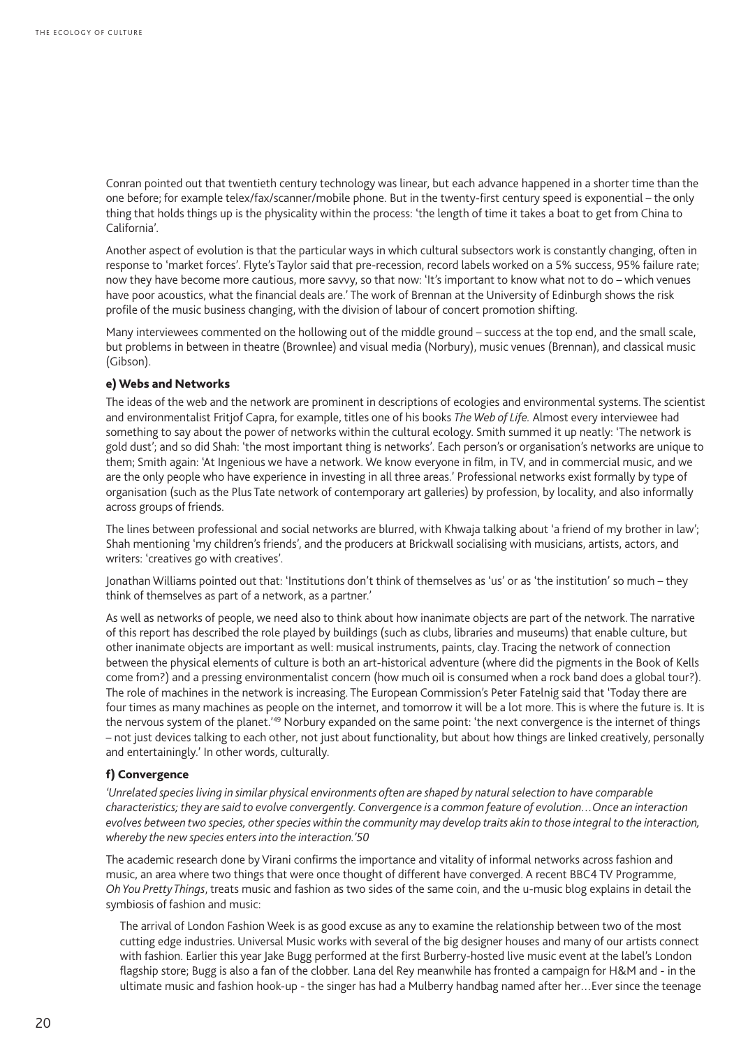Conran pointed out that twentieth century technology was linear, but each advance happened in a shorter time than the one before; for example telex/fax/scanner/mobile phone. But in the twenty-first century speed is exponential – the only thing that holds things up is the physicality within the process: 'the length of time it takes a boat to get from China to California'.

Another aspect of evolution is that the particular ways in which cultural subsectors work is constantly changing, often in response to 'market forces'. Flyte's Taylor said that pre-recession, record labels worked on a 5% success, 95% failure rate; now they have become more cautious, more savvy, so that now: 'It's important to know what not to do – which venues have poor acoustics, what the financial deals are.' The work of Brennan at the University of Edinburgh shows the risk profile of the music business changing, with the division of labour of concert promotion shifting.

Many interviewees commented on the hollowing out of the middle ground – success at the top end, and the small scale, but problems in between in theatre (Brownlee) and visual media (Norbury), music venues (Brennan), and classical music (Gibson).

#### e) Webs and Networks

The ideas of the web and the network are prominent in descriptions of ecologies and environmental systems. The scientist and environmentalist Fritjof Capra, for example, titles one of his books *The Web of Life.* Almost every interviewee had something to say about the power of networks within the cultural ecology. Smith summed it up neatly: 'The network is gold dust'; and so did Shah: 'the most important thing is networks'. Each person's or organisation's networks are unique to them; Smith again: 'At Ingenious we have a network. We know everyone in film, in TV, and in commercial music, and we are the only people who have experience in investing in all three areas.' Professional networks exist formally by type of organisation (such as the Plus Tate network of contemporary art galleries) by profession, by locality, and also informally across groups of friends.

The lines between professional and social networks are blurred, with Khwaja talking about 'a friend of my brother in law'; Shah mentioning 'my children's friends', and the producers at Brickwall socialising with musicians, artists, actors, and writers: 'creatives go with creatives'.

Jonathan Williams pointed out that: 'Institutions don't think of themselves as 'us' or as 'the institution' so much – they think of themselves as part of a network, as a partner.'

As well as networks of people, we need also to think about how inanimate objects are part of the network. The narrative of this report has described the role played by buildings (such as clubs, libraries and museums) that enable culture, but other inanimate objects are important as well: musical instruments, paints, clay. Tracing the network of connection between the physical elements of culture is both an art-historical adventure (where did the pigments in the Book of Kells come from?) and a pressing environmentalist concern (how much oil is consumed when a rock band does a global tour?). The role of machines in the network is increasing. The European Commission's Peter Fatelnig said that 'Today there are four times as many machines as people on the internet, and tomorrow it will be a lot more. This is where the future is. It is the nervous system of the planet.'[49] Norbury expanded on the same point: 'the next convergence is the internet of things – not just devices talking to each other, not just about functionality, but about how things are linked creatively, personally and entertainingly.' In other words, culturally.

#### f) Convergence

*'Unrelated species living in similar physical environments often are shaped by natural selection to have comparable characteristics; they are said to evolve convergently. Convergence is a common feature of evolution…Once an interaction evolves between two species, other species within the community may develop traits akin to those integral to the interaction, whereby the new species enters into the interaction.'50*

The academic research done by Virani confirms the importance and vitality of informal networks across fashion and music, an area where two things that were once thought of different have converged. A recent BBC4 TV Programme, *Oh You Pretty Things*, treats music and fashion as two sides of the same coin, and the u-music blog explains in detail the symbiosis of fashion and music:

> The arrival of London Fashion Week is as good excuse as any to examine the relationship between two of the most cutting edge industries. Universal Music works with several of the big designer houses and many of our artists connect with fashion. Earlier this year Jake Bugg performed at the first Burberry-hosted live music event at the label's London flagship store; Bugg is also a fan of the clobber. Lana del Rey meanwhile has fronted a campaign for H&M and - in the ultimate music and fashion hook-up - the singer has had a Mulberry handbag named after her…Ever since the teenage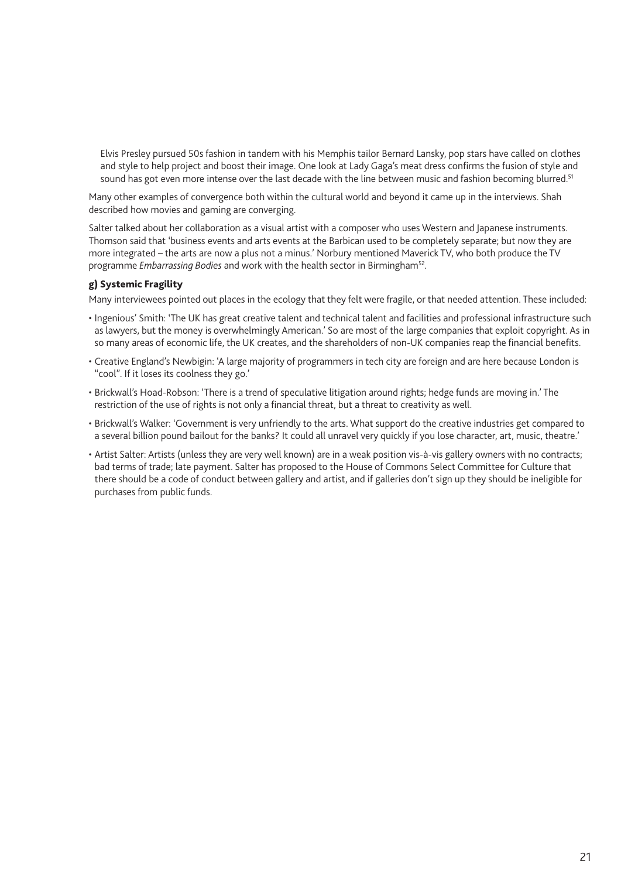Elvis Presley pursued 50s fashion in tandem with his Memphis tailor Bernard Lansky, pop stars have called on clothes and style to help project and boost their image. One look at Lady Gaga's meat dress confirms the fusion of style and sound has got even more intense over the last decade with the line between music and fashion becoming blurred.[51]

Many other examples of convergence both within the cultural world and beyond it came up in the interviews. Shah described how movies and gaming are converging.

Salter talked about her collaboration as a visual artist with a composer who uses Western and Japanese instruments. Thomson said that 'business events and arts events at the Barbican used to be completely separate; but now they are more integrated – the arts are now a plus not a minus.' Norbury mentioned Maverick TV, who both produce the TV programme *Embarrassing Bodies* and work with the health sector in Birmingham[52].

### g) Systemic Fragility

Many interviewees pointed out places in the ecology that they felt were fragile, or that needed attention. These included:

- Ingenious' Smith: 'The UK has great creative talent and technical talent and facilities and professional infrastructure such as lawyers, but the money is overwhelmingly American.' So are most of the large companies that exploit copyright. As in so many areas of economic life, the UK creates, and the shareholders of non-UK companies reap the financial benefits.
- Creative England's Newbigin: 'A large majority of programmers in tech city are foreign and are here because London is "cool". If it loses its coolness they go.'
- Brickwall's Hoad-Robson: 'There is a trend of speculative litigation around rights; hedge funds are moving in.' The restriction of the use of rights is not only a financial threat, but a threat to creativity as well.
- Brickwall's Walker: 'Government is very unfriendly to the arts. What support do the creative industries get compared to a several billion pound bailout for the banks? It could all unravel very quickly if you lose character, art, music, theatre.'
- Artist Salter: Artists (unless they are very well known) are in a weak position vis-à-vis gallery owners with no contracts; bad terms of trade; late payment. Salter has proposed to the House of Commons Select Committee for Culture that there should be a code of conduct between gallery and artist, and if galleries don't sign up they should be ineligible for purchases from public funds.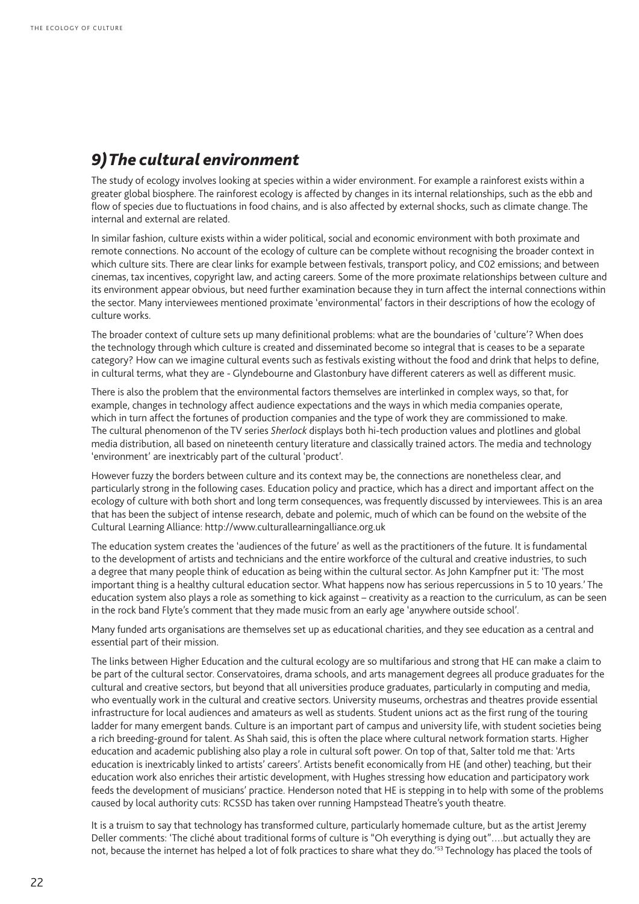## 9) The cultural environment

The study of ecology involves looking at species within a wider environment. For example a rainforest exists within a greater global biosphere. The rainforest ecology is affected by changes in its internal relationships, such as the ebb and flow of species due to fluctuations in food chains, and is also affected by external shocks, such as climate change. The internal and external are related.

In similar fashion, culture exists within a wider political, social and economic environment with both proximate and remote connections. No account of the ecology of culture can be complete without recognising the broader context in which culture sits. There are clear links for example between festivals, transport policy, and C02 emissions; and between cinemas, tax incentives, copyright law, and acting careers. Some of the more proximate relationships between culture and its environment appear obvious, but need further examination because they in turn affect the internal connections within the sector. Many interviewees mentioned proximate 'environmental' factors in their descriptions of how the ecology of culture works.

The broader context of culture sets up many definitional problems: what are the boundaries of 'culture'? When does the technology through which culture is created and disseminated become so integral that is ceases to be a separate category? How can we imagine cultural events such as festivals existing without the food and drink that helps to define, in cultural terms, what they are - Glyndebourne and Glastonbury have different caterers as well as different music.

There is also the problem that the environmental factors themselves are interlinked in complex ways, so that, for example, changes in technology affect audience expectations and the ways in which media companies operate, which in turn affect the fortunes of production companies and the type of work they are commissioned to make. The cultural phenomenon of the TV series *Sherlock* displays both hi-tech production values and plotlines and global media distribution, all based on nineteenth century literature and classically trained actors. The media and technology 'environment' are inextricably part of the cultural 'product'.

However fuzzy the borders between culture and its context may be, the connections are nonetheless clear, and particularly strong in the following cases. Education policy and practice, which has a direct and important affect on the ecology of culture with both short and long term consequences, was frequently discussed by interviewees. This is an area that has been the subject of intense research, debate and polemic, much of which can be found on the website of the Cultural Learning Alliance: http://www.culturallearningalliance.org.uk

The education system creates the 'audiences of the future' as well as the practitioners of the future. It is fundamental to the development of artists and technicians and the entire workforce of the cultural and creative industries, to such a degree that many people think of education as being within the cultural sector. As John Kampfner put it: 'The most important thing is a healthy cultural education sector. What happens now has serious repercussions in 5 to 10 years.' The education system also plays a role as something to kick against – creativity as a reaction to the curriculum, as can be seen in the rock band Flyte's comment that they made music from an early age 'anywhere outside school'.

Many funded arts organisations are themselves set up as educational charities, and they see education as a central and essential part of their mission.

The links between Higher Education and the cultural ecology are so multifarious and strong that HE can make a claim to be part of the cultural sector. Conservatoires, drama schools, and arts management degrees all produce graduates for the cultural and creative sectors, but beyond that all universities produce graduates, particularly in computing and media, who eventually work in the cultural and creative sectors. University museums, orchestras and theatres provide essential infrastructure for local audiences and amateurs as well as students. Student unions act as the first rung of the touring ladder for many emergent bands. Culture is an important part of campus and university life, with student societies being a rich breeding-ground for talent. As Shah said, this is often the place where cultural network formation starts. Higher education and academic publishing also play a role in cultural soft power. On top of that, Salter told me that: 'Arts education is inextricably linked to artists' careers'. Artists benefit economically from HE (and other) teaching, but their education work also enriches their artistic development, with Hughes stressing how education and participatory work feeds the development of musicians' practice. Henderson noted that HE is stepping in to help with some of the problems caused by local authority cuts: RCSSD has taken over running Hampstead Theatre's youth theatre.

It is a truism to say that technology has transformed culture, particularly homemade culture, but as the artist Jeremy Deller comments: 'The cliché about traditional forms of culture is "Oh everything is dying out"….but actually they are not, because the internet has helped a lot of folk practices to share what they do.'[53] Technology has placed the tools of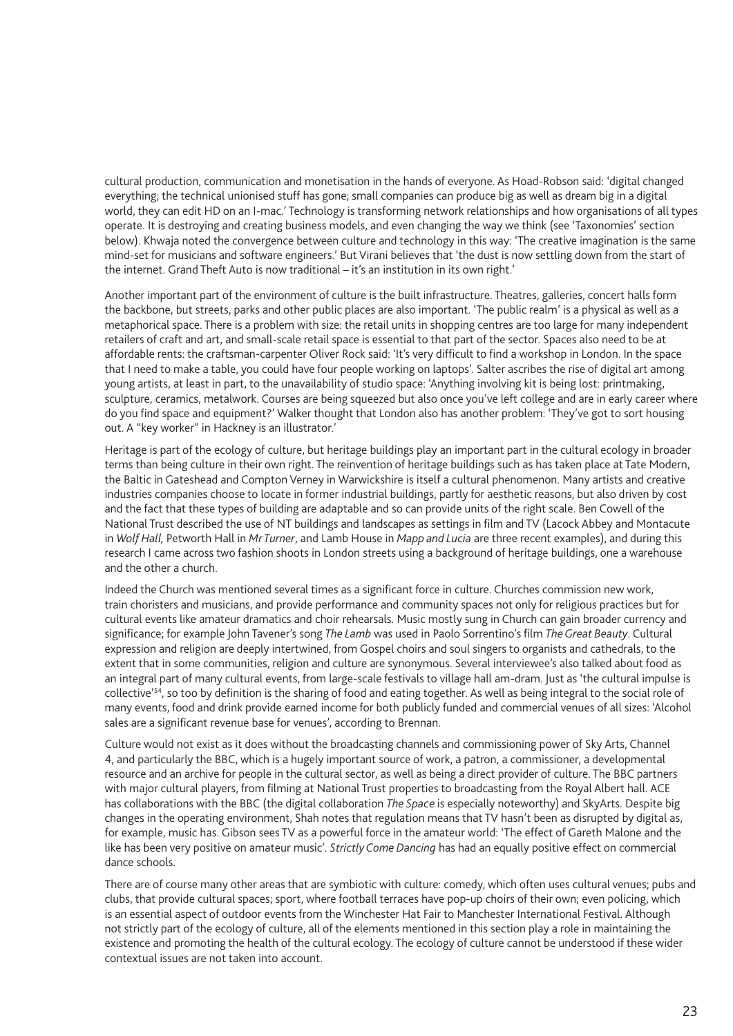cultural production, communication and monetisation in the hands of everyone. As Hoad-Robson said: 'digital changed everything; the technical unionised stuff has gone; small companies can produce big as well as dream big in a digital world, they can edit HD on an I-mac.' Technology is transforming network relationships and how organisations of all types operate. It is destroying and creating business models, and even changing the way we think (see 'Taxonomies' section below). Khwaja noted the convergence between culture and technology in this way: 'The creative imagination is the same mind-set for musicians and software engineers.' But Virani believes that 'the dust is now settling down from the start of the internet. Grand Theft Auto is now traditional – it's an institution in its own right.'

Another important part of the environment of culture is the built infrastructure. Theatres, galleries, concert halls form the backbone, but streets, parks and other public places are also important. 'The public realm' is a physical as well as a metaphorical space. There is a problem with size: the retail units in shopping centres are too large for many independent retailers of craft and art, and small-scale retail space is essential to that part of the sector. Spaces also need to be at affordable rents: the craftsman-carpenter Oliver Rock said: 'It's very difficult to find a workshop in London. In the space that I need to make a table, you could have four people working on laptops'. Salter ascribes the rise of digital art among young artists, at least in part, to the unavailability of studio space: 'Anything involving kit is being lost: printmaking, sculpture, ceramics, metalwork. Courses are being squeezed but also once you've left college and are in early career where do you find space and equipment?' Walker thought that London also has another problem: 'They've got to sort housing out. A "key worker" in Hackney is an illustrator.'

Heritage is part of the ecology of culture, but heritage buildings play an important part in the cultural ecology in broader terms than being culture in their own right. The reinvention of heritage buildings such as has taken place at Tate Modern, the Baltic in Gateshead and Compton Verney in Warwickshire is itself a cultural phenomenon. Many artists and creative industries companies choose to locate in former industrial buildings, partly for aesthetic reasons, but also driven by cost and the fact that these types of building are adaptable and so can provide units of the right scale. Ben Cowell of the National Trust described the use of NT buildings and landscapes as settings in film and TV (Lacock Abbey and Montacute in *Wolf Hall,* Petworth Hall in *Mr Turner*, and Lamb House in *Mapp and Lucia* are three recent examples), and during this research I came across two fashion shoots in London streets using a background of heritage buildings, one a warehouse and the other a church.

Indeed the Church was mentioned several times as a significant force in culture. Churches commission new work, train choristers and musicians, and provide performance and community spaces not only for religious practices but for cultural events like amateur dramatics and choir rehearsals. Music mostly sung in Church can gain broader currency and significance; for example John Tavener's song *The Lamb* was used in Paolo Sorrentino's film *The Great Beauty*. Cultural expression and religion are deeply intertwined, from Gospel choirs and soul singers to organists and cathedrals, to the extent that in some communities, religion and culture are synonymous. Several interviewee's also talked about food as an integral part of many cultural events, from large-scale festivals to village hall am-dram. Just as 'the cultural impulse is collective'[54], so too by definition is the sharing of food and eating together. As well as being integral to the social role of many events, food and drink provide earned income for both publicly funded and commercial venues of all sizes: 'Alcohol sales are a significant revenue base for venues', according to Brennan.

Culture would not exist as it does without the broadcasting channels and commissioning power of Sky Arts, Channel 4, and particularly the BBC, which is a hugely important source of work, a patron, a commissioner, a developmental resource and an archive for people in the cultural sector, as well as being a direct provider of culture. The BBC partners with major cultural players, from filming at National Trust properties to broadcasting from the Royal Albert hall. ACE has collaborations with the BBC (the digital collaboration *The Space* is especially noteworthy) and SkyArts. Despite big changes in the operating environment, Shah notes that regulation means that TV hasn't been as disrupted by digital as, for example, music has. Gibson sees TV as a powerful force in the amateur world: 'The effect of Gareth Malone and the like has been very positive on amateur music'. *Strictly Come Dancing* has had an equally positive effect on commercial dance schools.

There are of course many other areas that are symbiotic with culture: comedy, which often uses cultural venues; pubs and clubs, that provide cultural spaces; sport, where football terraces have pop-up choirs of their own; even policing, which is an essential aspect of outdoor events from the Winchester Hat Fair to Manchester International Festival. Although not strictly part of the ecology of culture, all of the elements mentioned in this section play a role in maintaining the existence and promoting the health of the cultural ecology. The ecology of culture cannot be understood if these wider contextual issues are not taken into account.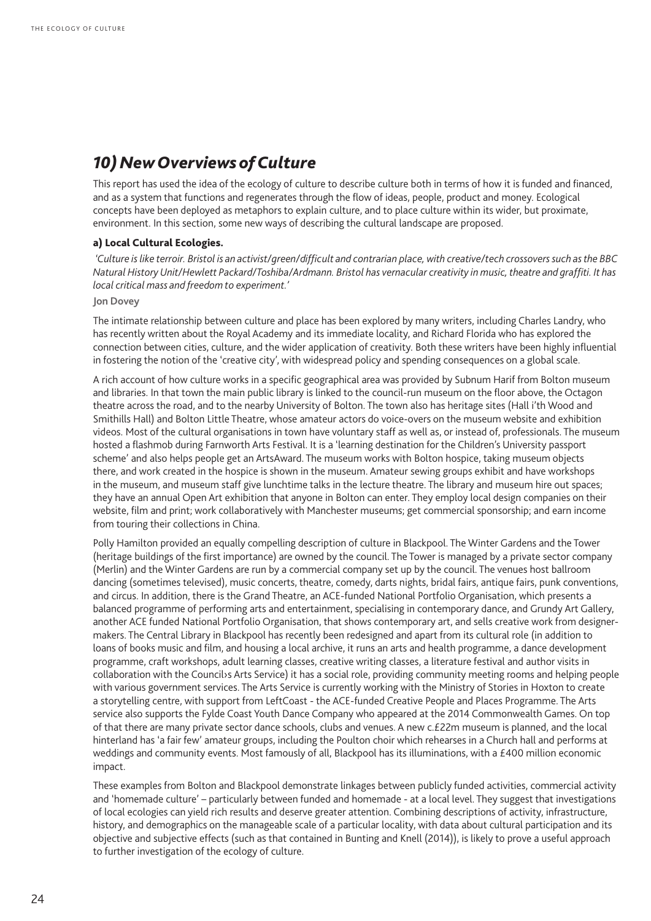## *10) New Overviews of Culture*

This report has used the idea of the ecology of culture to describe culture both in terms of how it is funded and financed, and as a system that functions and regenerates through the flow of ideas, people, product and money. Ecological concepts have been deployed as metaphors to explain culture, and to place culture within its wider, but proximate, environment. In this section, some new ways of describing the cultural landscape are proposed.

### a) Local Cultural Ecologies.

*'Culture is like terroir. Bristol is an activist/green/difficult and contrarian place, with creative/tech crossovers such as the BBC Natural History Unit/Hewlett Packard/Toshiba/Ardmann. Bristol has vernacular creativity in music, theatre and graffiti. It has local critical mass and freedom to experiment.'*

**Jon Dovey**

The intimate relationship between culture and place has been explored by many writers, including Charles Landry, who has recently written about the Royal Academy and its immediate locality, and Richard Florida who has explored the connection between cities, culture, and the wider application of creativity. Both these writers have been highly influential in fostering the notion of the 'creative city', with widespread policy and spending consequences on a global scale.

A rich account of how culture works in a specific geographical area was provided by Subnum Harif from Bolton museum and libraries. In that town the main public library is linked to the council-run museum on the floor above, the Octagon theatre across the road, and to the nearby University of Bolton. The town also has heritage sites (Hall i'th Wood and Smithills Hall) and Bolton Little Theatre, whose amateur actors do voice-overs on the museum website and exhibition videos. Most of the cultural organisations in town have voluntary staff as well as, or instead of, professionals. The museum hosted a flashmob during Farnworth Arts Festival. It is a 'learning destination for the Children's University passport scheme' and also helps people get an ArtsAward. The museum works with Bolton hospice, taking museum objects there, and work created in the hospice is shown in the museum. Amateur sewing groups exhibit and have workshops in the museum, and museum staff give lunchtime talks in the lecture theatre. The library and museum hire out spaces; they have an annual Open Art exhibition that anyone in Bolton can enter. They employ local design companies on their website, film and print; work collaboratively with Manchester museums; get commercial sponsorship; and earn income from touring their collections in China.

Polly Hamilton provided an equally compelling description of culture in Blackpool. The Winter Gardens and the Tower (heritage buildings of the first importance) are owned by the council. The Tower is managed by a private sector company (Merlin) and the Winter Gardens are run by a commercial company set up by the council. The venues host ballroom dancing (sometimes televised), music concerts, theatre, comedy, darts nights, bridal fairs, antique fairs, punk conventions, and circus. In addition, there is the Grand Theatre, an ACE-funded National Portfolio Organisation, which presents a balanced programme of performing arts and entertainment, specialising in contemporary dance, and Grundy Art Gallery, another ACE funded National Portfolio Organisation, that shows contemporary art, and sells creative work from designer-makers. The Central Library in Blackpool has recently been redesigned and apart from its cultural role (in addition to loans of books music and film, and housing a local archive, it runs an arts and health programme, a dance development programme, craft workshops, adult learning classes, creative writing classes, a literature festival and author visits in collaboration with the Council›s Arts Service) it has a social role, providing community meeting rooms and helping people with various government services. The Arts Service is currently working with the Ministry of Stories in Hoxton to create a storytelling centre, with support from LeftCoast - the ACE-funded Creative People and Places Programme. The Arts service also supports the Fylde Coast Youth Dance Company who appeared at the 2014 Commonwealth Games. On top of that there are many private sector dance schools, clubs and venues. A new c.£22m museum is planned, and the local hinterland has 'a fair few' amateur groups, including the Poulton choir which rehearses in a Church hall and performs at weddings and community events. Most famously of all, Blackpool has its illuminations, with a £400 million economic impact.

These examples from Bolton and Blackpool demonstrate linkages between publicly funded activities, commercial activity and 'homemade culture' – particularly between funded and homemade - at a local level. They suggest that investigations of local ecologies can yield rich results and deserve greater attention. Combining descriptions of activity, infrastructure, history, and demographics on the manageable scale of a particular locality, with data about cultural participation and its objective and subjective effects (such as that contained in Bunting and Knell (2014)), is likely to prove a useful approach to further investigation of the ecology of culture.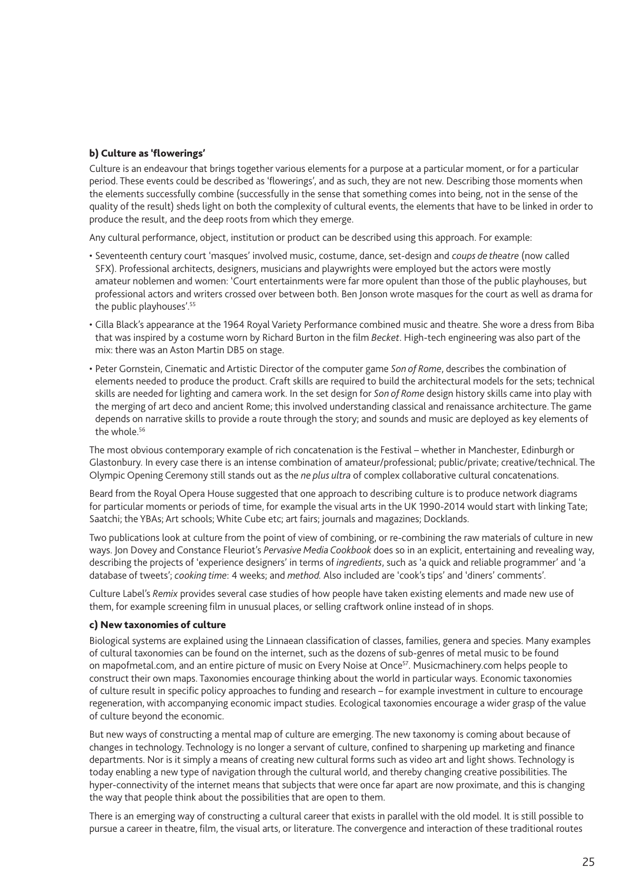### b) Culture as 'flowerings'

Culture is an endeavour that brings together various elements for a purpose at a particular moment, or for a particular period. These events could be described as 'flowerings', and as such, they are not new. Describing those moments when the elements successfully combine (successfully in the sense that something comes into being, not in the sense of the quality of the result) sheds light on both the complexity of cultural events, the elements that have to be linked in order to produce the result, and the deep roots from which they emerge.

Any cultural performance, object, institution or product can be described using this approach. For example:

- Seventeenth century court 'masques' involved music, costume, dance, set-design and *coups de theatre* (now called SFX). Professional architects, designers, musicians and playwrights were employed but the actors were mostly amateur noblemen and women: 'Court entertainments were far more opulent than those of the public playhouses, but professional actors and writers crossed over between both. Ben Jonson wrote masques for the court as well as drama for the public playhouses'.[55]
- Cilla Black's appearance at the 1964 Royal Variety Performance combined music and theatre. She wore a dress from Biba that was inspired by a costume worn by Richard Burton in the film *Becket*. High-tech engineering was also part of the mix: there was an Aston Martin DB5 on stage.
- Peter Gornstein, Cinematic and Artistic Director of the computer game *Son of Rome*, describes the combination of elements needed to produce the product. Craft skills are required to build the architectural models for the sets; technical skills are needed for lighting and camera work. In the set design for *Son of Rome* design history skills came into play with the merging of art deco and ancient Rome; this involved understanding classical and renaissance architecture. The game depends on narrative skills to provide a route through the story; and sounds and music are deployed as key elements of the whole.[56]

The most obvious contemporary example of rich concatenation is the Festival – whether in Manchester, Edinburgh or Glastonbury. In every case there is an intense combination of amateur/professional; public/private; creative/technical. The Olympic Opening Ceremony still stands out as the *ne plus ultra* of complex collaborative cultural concatenations.

Beard from the Royal Opera House suggested that one approach to describing culture is to produce network diagrams for particular moments or periods of time, for example the visual arts in the UK 1990-2014 would start with linking Tate; Saatchi; the YBAs; Art schools; White Cube etc; art fairs; journals and magazines; Docklands.

Two publications look at culture from the point of view of combining, or re-combining the raw materials of culture in new ways. Jon Dovey and Constance Fleuriot's *Pervasive Media Cookbook* does so in an explicit, entertaining and revealing way, describing the projects of 'experience designers' in terms of *ingredients*, such as 'a quick and reliable programmer' and 'a database of tweets'; *cooking time*: 4 weeks; and *method.* Also included are 'cook's tips' and 'diners' comments'.

Culture Label's *Remix* provides several case studies of how people have taken existing elements and made new use of them, for example screening film in unusual places, or selling craftwork online instead of in shops.

### c) New taxonomies of culture

Biological systems are explained using the Linnaean classification of classes, families, genera and species. Many examples of cultural taxonomies can be found on the internet, such as the dozens of sub-genres of metal music to be found on mapofmetal.com, and an entire picture of music on Every Noise at Once[57]. Musicmachinery.com helps people to construct their own maps. Taxonomies encourage thinking about the world in particular ways. Economic taxonomies of culture result in specific policy approaches to funding and research – for example investment in culture to encourage regeneration, with accompanying economic impact studies. Ecological taxonomies encourage a wider grasp of the value of culture beyond the economic.

But new ways of constructing a mental map of culture are emerging. The new taxonomy is coming about because of changes in technology. Technology is no longer a servant of culture, confined to sharpening up marketing and finance departments. Nor is it simply a means of creating new cultural forms such as video art and light shows. Technology is today enabling a new type of navigation through the cultural world, and thereby changing creative possibilities. The hyper-connectivity of the internet means that subjects that were once far apart are now proximate, and this is changing the way that people think about the possibilities that are open to them.

There is an emerging way of constructing a cultural career that exists in parallel with the old model. It is still possible to pursue a career in theatre, film, the visual arts, or literature. The convergence and interaction of these traditional routes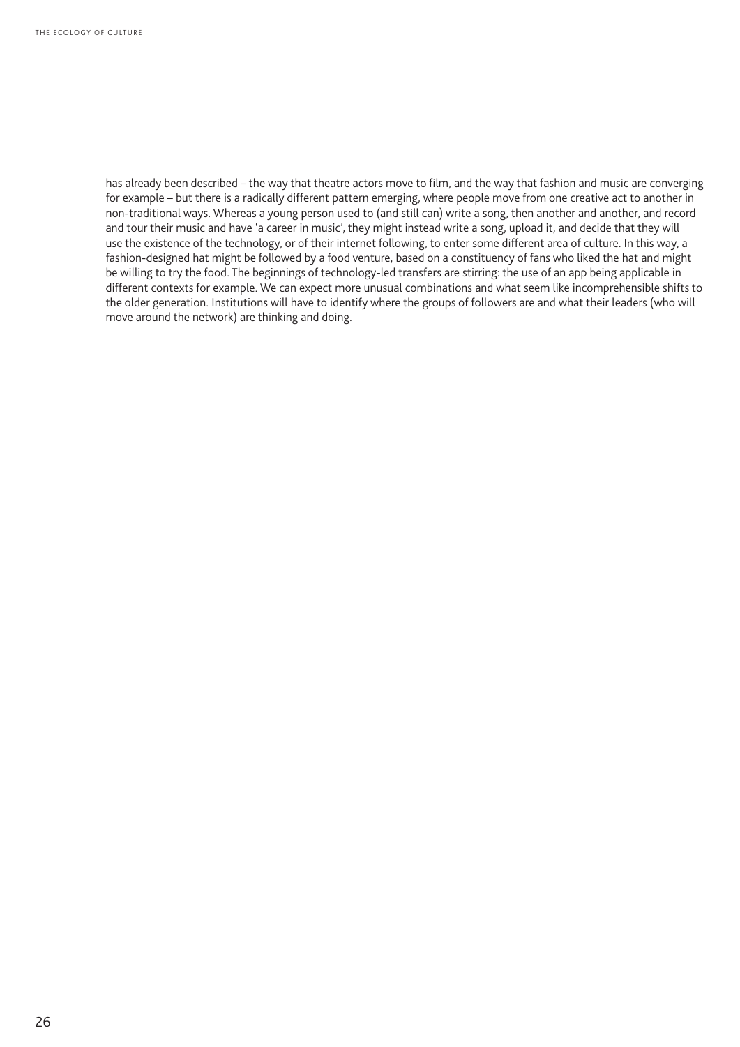has already been described – the way that theatre actors move to film, and the way that fashion and music are converging for example – but there is a radically different pattern emerging, where people move from one creative act to another in non-traditional ways. Whereas a young person used to (and still can) write a song, then another and another, and record and tour their music and have 'a career in music', they might instead write a song, upload it, and decide that they will use the existence of the technology, or of their internet following, to enter some different area of culture. In this way, a fashion-designed hat might be followed by a food venture, based on a constituency of fans who liked the hat and might be willing to try the food. The beginnings of technology-led transfers are stirring: the use of an app being applicable in different contexts for example. We can expect more unusual combinations and what seem like incomprehensible shifts to the older generation. Institutions will have to identify where the groups of followers are and what their leaders (who will move around the network) are thinking and doing.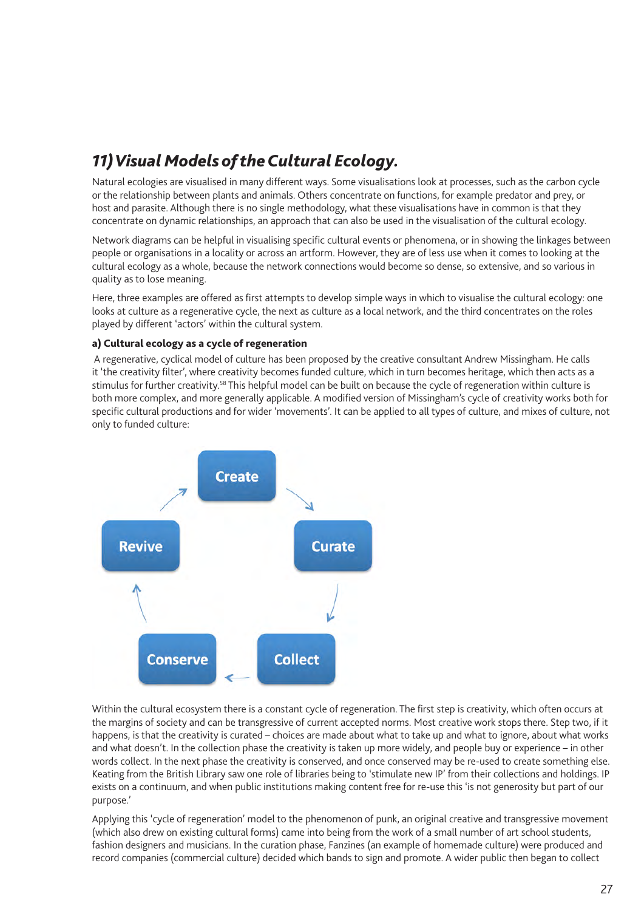## 11) Visual Models of the Cultural Ecology.

Natural ecologies are visualised in many different ways. Some visualisations look at processes, such as the carbon cycle or the relationship between plants and animals. Others concentrate on functions, for example predator and prey, or host and parasite. Although there is no single methodology, what these visualisations have in common is that they concentrate on dynamic relationships, an approach that can also be used in the visualisation of the cultural ecology.

Network diagrams can be helpful in visualising specific cultural events or phenomena, or in showing the linkages between people or organisations in a locality or across an artform. However, they are of less use when it comes to looking at the cultural ecology as a whole, because the network connections would become so dense, so extensive, and so various in quality as to lose meaning.

Here, three examples are offered as first attempts to develop simple ways in which to visualise the cultural ecology: one looks at culture as a regenerative cycle, the next as culture as a local network, and the third concentrates on the roles played by different 'actors' within the cultural system.

### a) Cultural ecology as a cycle of regeneration

A regenerative, cyclical model of culture has been proposed by the creative consultant Andrew Missingham. He calls it 'the creativity filter', where creativity becomes funded culture, which in turn becomes heritage, which then acts as a stimulus for further creativity.[58] This helpful model can be built on because the cycle of regeneration within culture is both more complex, and more generally applicable. A modified version of Missingham's cycle of creativity works both for specific cultural productions and for wider 'movements'. It can be applied to all types of culture, and mixes of culture, not only to funded culture:

Create → Curate → Collect → Conserve → Revive → Create

Within the cultural ecosystem there is a constant cycle of regeneration. The first step is creativity, which often occurs at the margins of society and can be transgressive of current accepted norms. Most creative work stops there. Step two, if it happens, is that the creativity is curated – choices are made about what to take up and what to ignore, about what works and what doesn't. In the collection phase the creativity is taken up more widely, and people buy or experience – in other words collect. In the next phase the creativity is conserved, and once conserved may be re-used to create something else. Keating from the British Library saw one role of libraries being to 'stimulate new IP' from their collections and holdings. IP exists on a continuum, and when public institutions making content free for re-use this 'is not generosity but part of our purpose.'

Applying this 'cycle of regeneration' model to the phenomenon of punk, an original creative and transgressive movement (which also drew on existing cultural forms) came into being from the work of a small number of art school students, fashion designers and musicians. In the curation phase, Fanzines (an example of homemade culture) were produced and record companies (commercial culture) decided which bands to sign and promote. A wider public then began to collect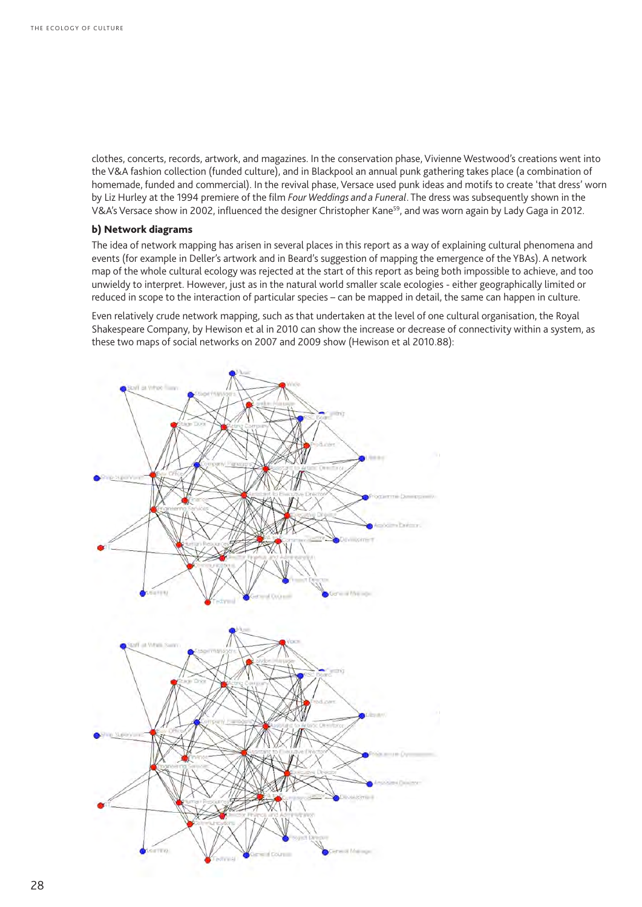clothes, concerts, records, artwork, and magazines. In the conservation phase, Vivienne Westwood's creations went into the V&A fashion collection (funded culture), and in Blackpool an annual punk gathering takes place (a combination of homemade, funded and commercial). In the revival phase, Versace used punk ideas and motifs to create 'that dress' worn by Liz Hurley at the 1994 premiere of the film *Four Weddings and a Funeral*. The dress was subsequently shown in the V&A's Versace show in 2002, influenced the designer Christopher Kane[59], and was worn again by Lady Gaga in 2012.

### b) Network diagrams

The idea of network mapping has arisen in several places in this report as a way of explaining cultural phenomena and events (for example in Deller's artwork and in Beard's suggestion of mapping the emergence of the YBAs). A network map of the whole cultural ecology was rejected at the start of this report as being both impossible to achieve, and too unwieldy to interpret. However, just as in the natural world smaller scale ecologies - either geographically limited or reduced in scope to the interaction of particular species – can be mapped in detail, the same can happen in culture.

Even relatively crude network mapping, such as that undertaken at the level of one cultural organisation, the Royal Shakespeare Company, by Hewison et al in 2010 can show the increase or decrease of connectivity within a system, as these two maps of social networks on 2007 and 2009 show (Hewison et al 2010.88):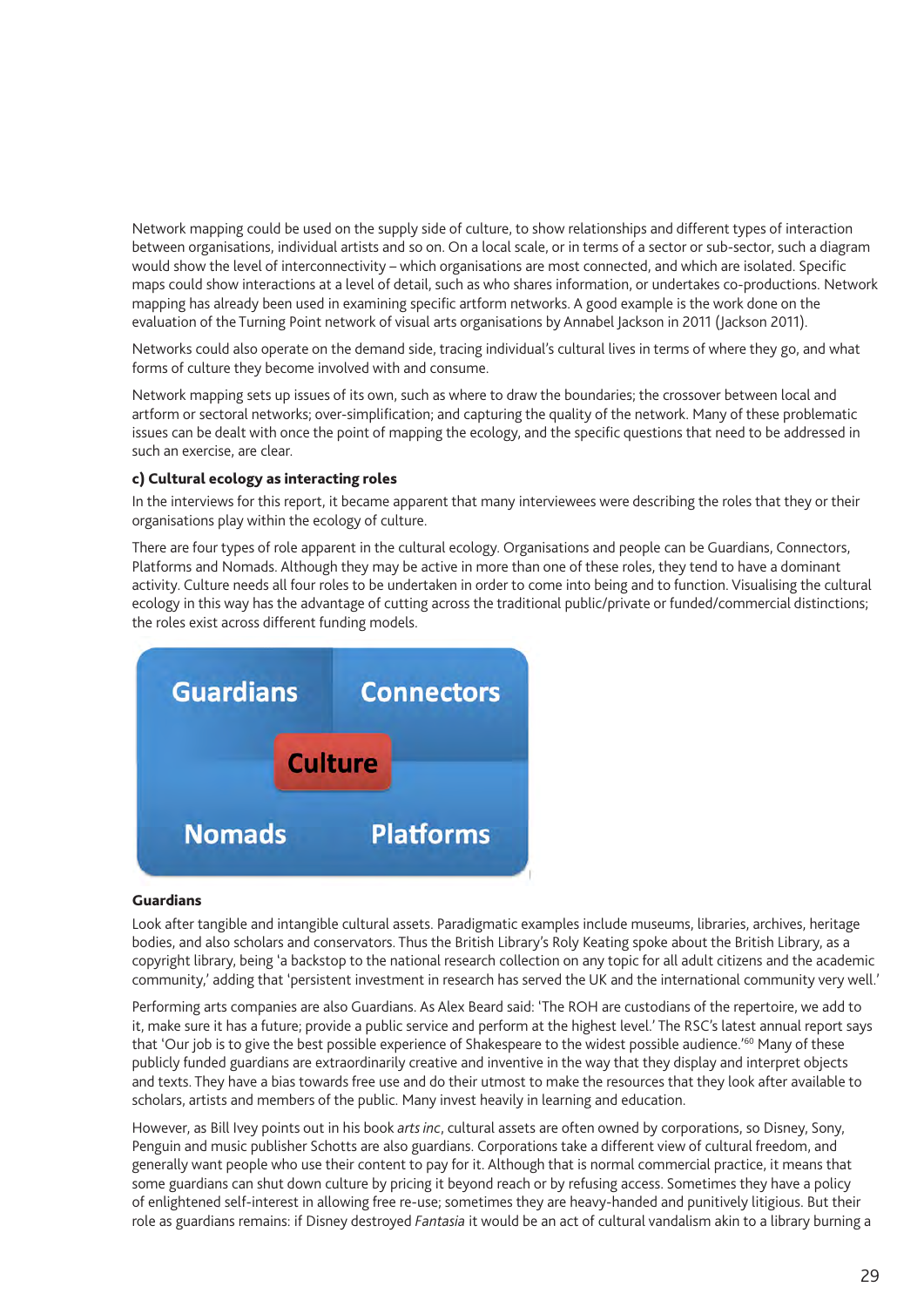Network mapping could be used on the supply side of culture, to show relationships and different types of interaction between organisations, individual artists and so on. On a local scale, or in terms of a sector or sub-sector, such a diagram would show the level of interconnectivity – which organisations are most connected, and which are isolated. Specific maps could show interactions at a level of detail, such as who shares information, or undertakes co-productions. Network mapping has already been used in examining specific artform networks. A good example is the work done on the evaluation of the Turning Point network of visual arts organisations by Annabel Jackson in 2011 (Jackson 2011).

Networks could also operate on the demand side, tracing individual's cultural lives in terms of where they go, and what forms of culture they become involved with and consume.

Network mapping sets up issues of its own, such as where to draw the boundaries; the crossover between local and artform or sectoral networks; over-simplification; and capturing the quality of the network. Many of these problematic issues can be dealt with once the point of mapping the ecology, and the specific questions that need to be addressed in such an exercise, are clear.

**c) Cultural ecology as interacting roles**

In the interviews for this report, it became apparent that many interviewees were describing the roles that they or their organisations play within the ecology of culture.

There are four types of role apparent in the cultural ecology. Organisations and people can be Guardians, Connectors, Platforms and Nomads. Although they may be active in more than one of these roles, they tend to have a dominant activity. Culture needs all four roles to be undertaken in order to come into being and to function. Visualising the cultural ecology in this way has the advantage of cutting across the traditional public/private or funded/commercial distinctions; the roles exist across different funding models.

| Guardians | Connectors |
|---|---|
| Culture | |
| Nomads | Platforms |

**Guardians**

Look after tangible and intangible cultural assets. Paradigmatic examples include museums, libraries, archives, heritage bodies, and also scholars and conservators. Thus the British Library's Roly Keating spoke about the British Library, as a copyright library, being 'a backstop to the national research collection on any topic for all adult citizens and the academic community,' adding that 'persistent investment in research has served the UK and the international community very well.'

Performing arts companies are also Guardians. As Alex Beard said: 'The ROH are custodians of the repertoire, we add to it, make sure it has a future; provide a public service and perform at the highest level.' The RSC's latest annual report says that 'Our job is to give the best possible experience of Shakespeare to the widest possible audience.'[60] Many of these publicly funded guardians are extraordinarily creative and inventive in the way that they display and interpret objects and texts. They have a bias towards free use and do their utmost to make the resources that they look after available to scholars, artists and members of the public. Many invest heavily in learning and education.

However, as Bill Ivey points out in his book *arts inc*, cultural assets are often owned by corporations, so Disney, Sony, Penguin and music publisher Schotts are also guardians. Corporations take a different view of cultural freedom, and generally want people who use their content to pay for it. Although that is normal commercial practice, it means that some guardians can shut down culture by pricing it beyond reach or by refusing access. Sometimes they have a policy of enlightened self-interest in allowing free re-use; sometimes they are heavy-handed and punitively litigious. But their role as guardians remains: if Disney destroyed *Fantasia* it would be an act of cultural vandalism akin to a library burning a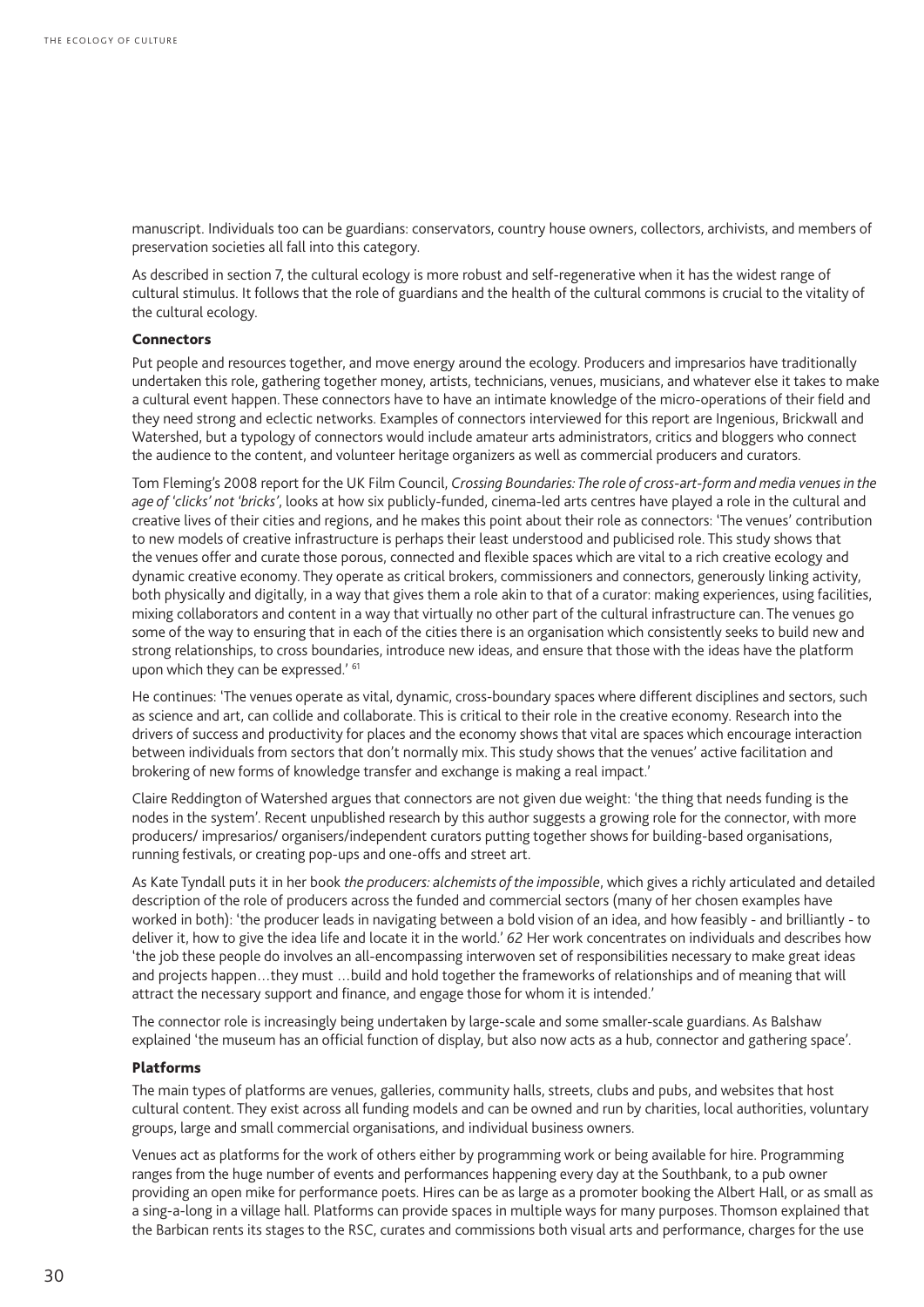manuscript. Individuals too can be guardians: conservators, country house owners, collectors, archivists, and members of preservation societies all fall into this category.

As described in section 7, the cultural ecology is more robust and self-regenerative when it has the widest range of cultural stimulus. It follows that the role of guardians and the health of the cultural commons is crucial to the vitality of the cultural ecology.

### Connectors

Put people and resources together, and move energy around the ecology. Producers and impresarios have traditionally undertaken this role, gathering together money, artists, technicians, venues, musicians, and whatever else it takes to make a cultural event happen. These connectors have to have an intimate knowledge of the micro-operations of their field and they need strong and eclectic networks. Examples of connectors interviewed for this report are Ingenious, Brickwall and Watershed, but a typology of connectors would include amateur arts administrators, critics and bloggers who connect the audience to the content, and volunteer heritage organizers as well as commercial producers and curators.

Tom Fleming's 2008 report for the UK Film Council, *Crossing Boundaries: The role of cross-art-form and media venues in the age of 'clicks' not 'bricks'*, looks at how six publicly-funded, cinema-led arts centres have played a role in the cultural and creative lives of their cities and regions, and he makes this point about their role as connectors: 'The venues' contribution to new models of creative infrastructure is perhaps their least understood and publicised role. This study shows that the venues offer and curate those porous, connected and flexible spaces which are vital to a rich creative ecology and dynamic creative economy. They operate as critical brokers, commissioners and connectors, generously linking activity, both physically and digitally, in a way that gives them a role akin to that of a curator: making experiences, using facilities, mixing collaborators and content in a way that virtually no other part of the cultural infrastructure can. The venues go some of the way to ensuring that in each of the cities there is an organisation which consistently seeks to build new and strong relationships, to cross boundaries, introduce new ideas, and ensure that those with the ideas have the platform upon which they can be expressed.' [61]

He continues: 'The venues operate as vital, dynamic, cross-boundary spaces where different disciplines and sectors, such as science and art, can collide and collaborate. This is critical to their role in the creative economy. Research into the drivers of success and productivity for places and the economy shows that vital are spaces which encourage interaction between individuals from sectors that don't normally mix. This study shows that the venues' active facilitation and brokering of new forms of knowledge transfer and exchange is making a real impact.'

Claire Reddington of Watershed argues that connectors are not given due weight: 'the thing that needs funding is the nodes in the system'. Recent unpublished research by this author suggests a growing role for the connector, with more producers/ impresarios/ organisers/independent curators putting together shows for building-based organisations, running festivals, or creating pop-ups and one-offs and street art.

As Kate Tyndall puts it in her book *the producers: alchemists of the impossible*, which gives a richly articulated and detailed description of the role of producers across the funded and commercial sectors (many of her chosen examples have worked in both): 'the producer leads in navigating between a bold vision of an idea, and how feasibly - and brilliantly - to deliver it, how to give the idea life and locate it in the world.' *62* Her work concentrates on individuals and describes how 'the job these people do involves an all-encompassing interwoven set of responsibilities necessary to make great ideas and projects happen…they must …build and hold together the frameworks of relationships and of meaning that will attract the necessary support and finance, and engage those for whom it is intended.'

The connector role is increasingly being undertaken by large-scale and some smaller-scale guardians. As Balshaw explained 'the museum has an official function of display, but also now acts as a hub, connector and gathering space'.

### Platforms

The main types of platforms are venues, galleries, community halls, streets, clubs and pubs, and websites that host cultural content. They exist across all funding models and can be owned and run by charities, local authorities, voluntary groups, large and small commercial organisations, and individual business owners.

Venues act as platforms for the work of others either by programming work or being available for hire. Programming ranges from the huge number of events and performances happening every day at the Southbank, to a pub owner providing an open mike for performance poets. Hires can be as large as a promoter booking the Albert Hall, or as small as a sing-a-long in a village hall. Platforms can provide spaces in multiple ways for many purposes. Thomson explained that the Barbican rents its stages to the RSC, curates and commissions both visual arts and performance, charges for the use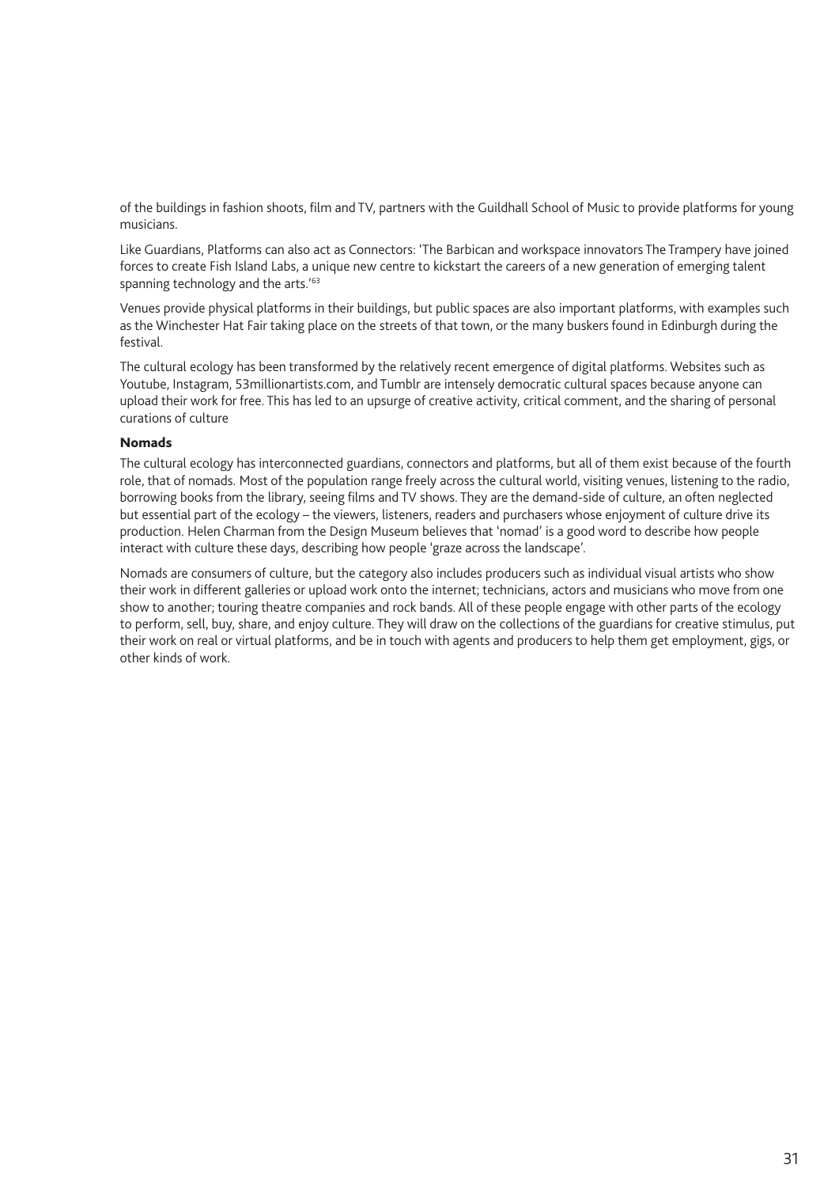of the buildings in fashion shoots, film and TV, partners with the Guildhall School of Music to provide platforms for young musicians.

Like Guardians, Platforms can also act as Connectors: 'The Barbican and workspace innovators The Trampery have joined forces to create Fish Island Labs, a unique new centre to kickstart the careers of a new generation of emerging talent spanning technology and the arts.'[63]

Venues provide physical platforms in their buildings, but public spaces are also important platforms, with examples such as the Winchester Hat Fair taking place on the streets of that town, or the many buskers found in Edinburgh during the festival.

The cultural ecology has been transformed by the relatively recent emergence of digital platforms. Websites such as Youtube, Instagram, 53millionartists.com, and Tumblr are intensely democratic cultural spaces because anyone can upload their work for free. This has led to an upsurge of creative activity, critical comment, and the sharing of personal curations of culture

### Nomads

The cultural ecology has interconnected guardians, connectors and platforms, but all of them exist because of the fourth role, that of nomads. Most of the population range freely across the cultural world, visiting venues, listening to the radio, borrowing books from the library, seeing films and TV shows. They are the demand-side of culture, an often neglected but essential part of the ecology – the viewers, listeners, readers and purchasers whose enjoyment of culture drive its production. Helen Charman from the Design Museum believes that 'nomad' is a good word to describe how people interact with culture these days, describing how people 'graze across the landscape'.

Nomads are consumers of culture, but the category also includes producers such as individual visual artists who show their work in different galleries or upload work onto the internet; technicians, actors and musicians who move from one show to another; touring theatre companies and rock bands. All of these people engage with other parts of the ecology to perform, sell, buy, share, and enjoy culture. They will draw on the collections of the guardians for creative stimulus, put their work on real or virtual platforms, and be in touch with agents and producers to help them get employment, gigs, or other kinds of work.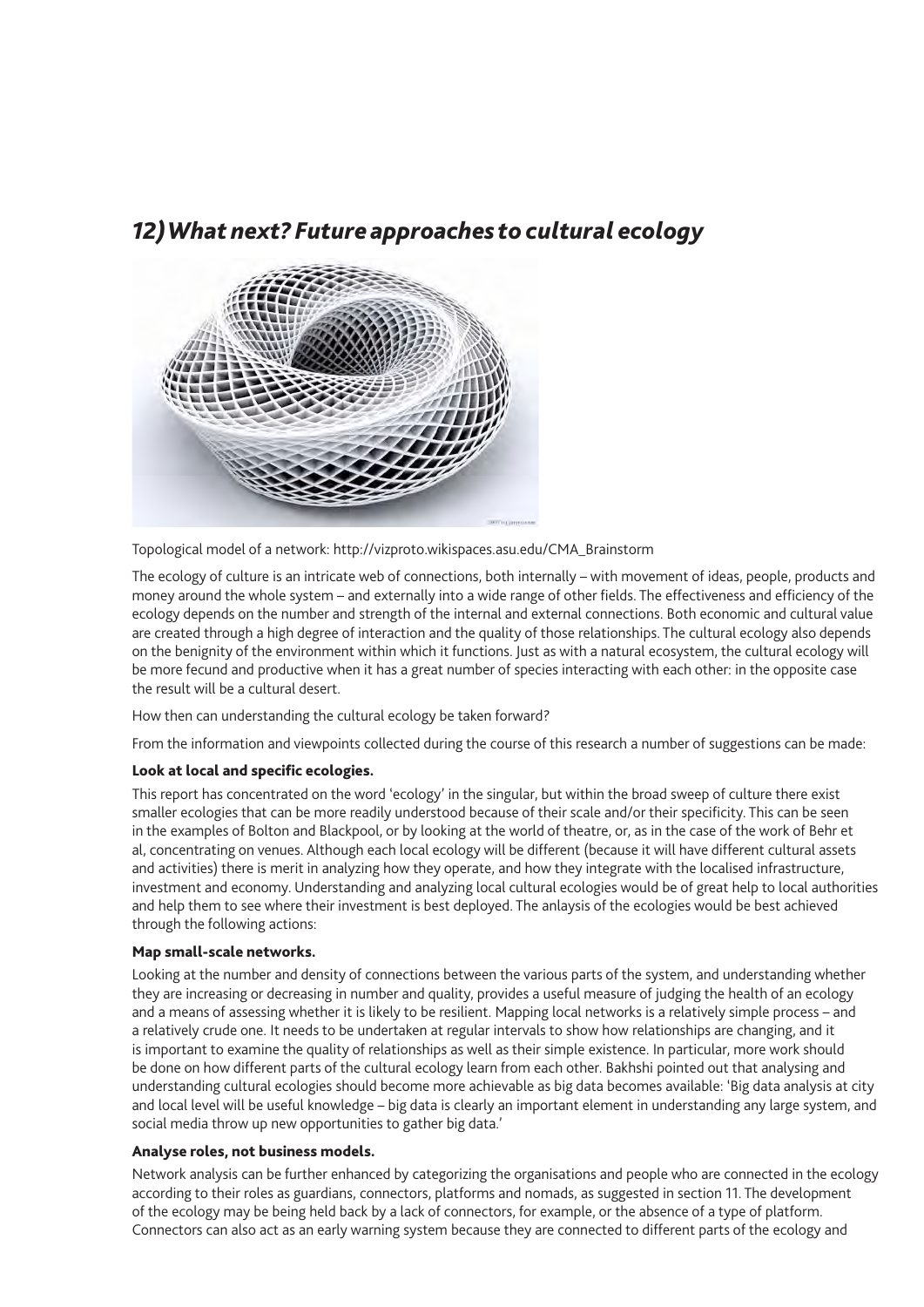## 12) What next? Future approaches to cultural ecology

Topological model of a network: http://vizproto.wikispaces.asu.edu/CMA_Brainstorm

The ecology of culture is an intricate web of connections, both internally – with movement of ideas, people, products and money around the whole system – and externally into a wide range of other fields. The effectiveness and efficiency of the ecology depends on the number and strength of the internal and external connections. Both economic and cultural value are created through a high degree of interaction and the quality of those relationships. The cultural ecology also depends on the benignity of the environment within which it functions. Just as with a natural ecosystem, the cultural ecology will be more fecund and productive when it has a great number of species interacting with each other: in the opposite case the result will be a cultural desert.

How then can understanding the cultural ecology be taken forward?

From the information and viewpoints collected during the course of this research a number of suggestions can be made:

**Look at local and specific ecologies.**

This report has concentrated on the word 'ecology' in the singular, but within the broad sweep of culture there exist smaller ecologies that can be more readily understood because of their scale and/or their specificity. This can be seen in the examples of Bolton and Blackpool, or by looking at the world of theatre, or, as in the case of the work of Behr et al, concentrating on venues. Although each local ecology will be different (because it will have different cultural assets and activities) there is merit in analyzing how they operate, and how they integrate with the localised infrastructure, investment and economy. Understanding and analyzing local cultural ecologies would be of great help to local authorities and help them to see where their investment is best deployed. The anlaysis of the ecologies would be best achieved through the following actions:

**Map small-scale networks.**

Looking at the number and density of connections between the various parts of the system, and understanding whether they are increasing or decreasing in number and quality, provides a useful measure of judging the health of an ecology and a means of assessing whether it is likely to be resilient. Mapping local networks is a relatively simple process – and a relatively crude one. It needs to be undertaken at regular intervals to show how relationships are changing, and it is important to examine the quality of relationships as well as their simple existence. In particular, more work should be done on how different parts of the cultural ecology learn from each other. Bakhshi pointed out that analysing and understanding cultural ecologies should become more achievable as big data becomes available: 'Big data analysis at city and local level will be useful knowledge – big data is clearly an important element in understanding any large system, and social media throw up new opportunities to gather big data.'

**Analyse roles, not business models.**

Network analysis can be further enhanced by categorizing the organisations and people who are connected in the ecology according to their roles as guardians, connectors, platforms and nomads, as suggested in section 11. The development of the ecology may be being held back by a lack of connectors, for example, or the absence of a type of platform. Connectors can also act as an early warning system because they are connected to different parts of the ecology and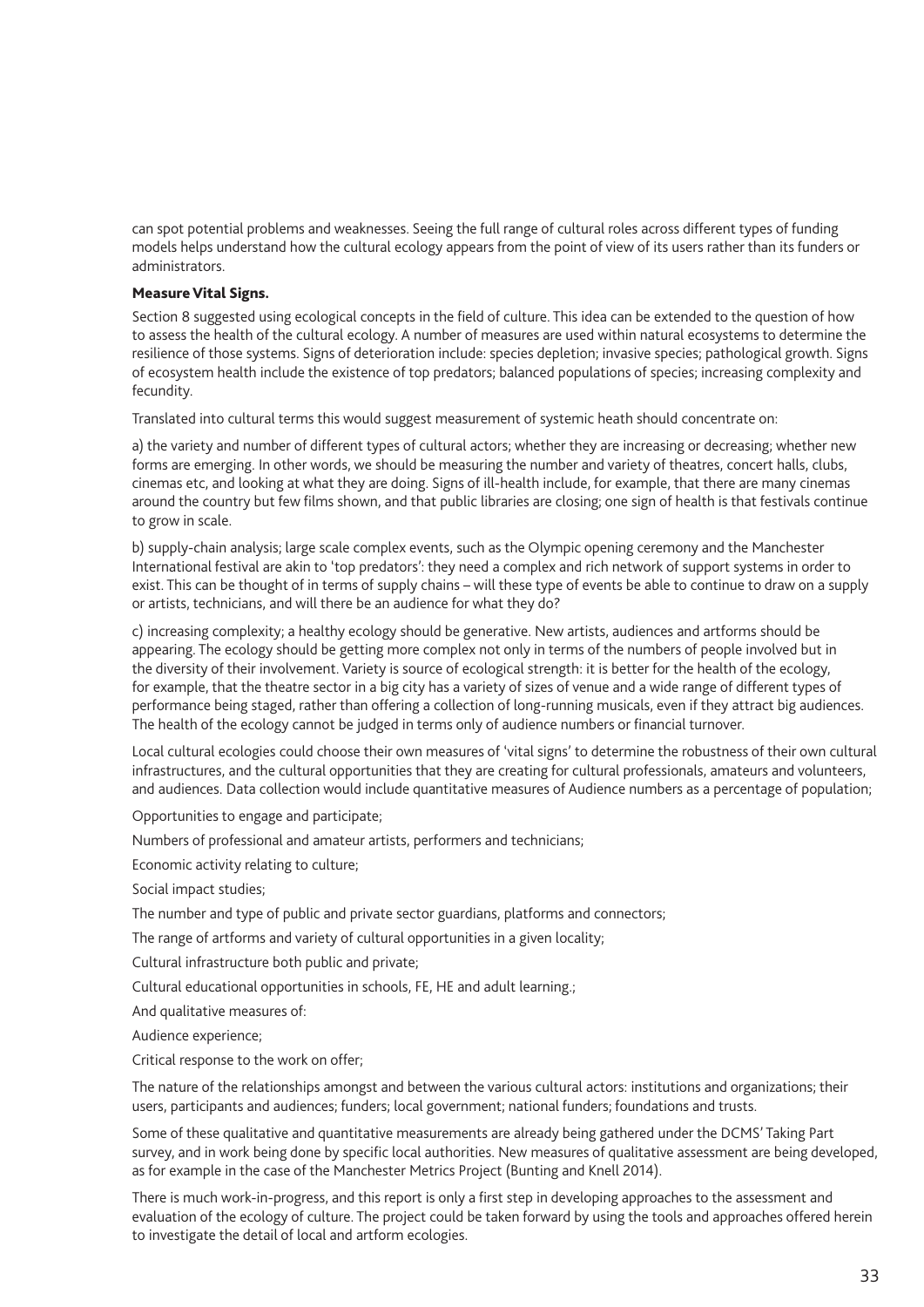can spot potential problems and weaknesses. Seeing the full range of cultural roles across different types of funding models helps understand how the cultural ecology appears from the point of view of its users rather than its funders or administrators.

**Measure Vital Signs.**

Section 8 suggested using ecological concepts in the field of culture. This idea can be extended to the question of how to assess the health of the cultural ecology. A number of measures are used within natural ecosystems to determine the resilience of those systems. Signs of deterioration include: species depletion; invasive species; pathological growth. Signs of ecosystem health include the existence of top predators; balanced populations of species; increasing complexity and fecundity.

Translated into cultural terms this would suggest measurement of systemic heath should concentrate on:

a) the variety and number of different types of cultural actors; whether they are increasing or decreasing; whether new forms are emerging. In other words, we should be measuring the number and variety of theatres, concert halls, clubs, cinemas etc, and looking at what they are doing. Signs of ill-health include, for example, that there are many cinemas around the country but few films shown, and that public libraries are closing; one sign of health is that festivals continue to grow in scale.

b) supply-chain analysis; large scale complex events, such as the Olympic opening ceremony and the Manchester International festival are akin to 'top predators': they need a complex and rich network of support systems in order to exist. This can be thought of in terms of supply chains – will these type of events be able to continue to draw on a supply or artists, technicians, and will there be an audience for what they do?

c) increasing complexity; a healthy ecology should be generative. New artists, audiences and artforms should be appearing. The ecology should be getting more complex not only in terms of the numbers of people involved but in the diversity of their involvement. Variety is source of ecological strength: it is better for the health of the ecology, for example, that the theatre sector in a big city has a variety of sizes of venue and a wide range of different types of performance being staged, rather than offering a collection of long-running musicals, even if they attract big audiences. The health of the ecology cannot be judged in terms only of audience numbers or financial turnover.

Local cultural ecologies could choose their own measures of 'vital signs' to determine the robustness of their own cultural infrastructures, and the cultural opportunities that they are creating for cultural professionals, amateurs and volunteers, and audiences. Data collection would include quantitative measures of Audience numbers as a percentage of population;

Opportunities to engage and participate;

Numbers of professional and amateur artists, performers and technicians;

Economic activity relating to culture;

Social impact studies;

The number and type of public and private sector guardians, platforms and connectors;

The range of artforms and variety of cultural opportunities in a given locality;

Cultural infrastructure both public and private;

Cultural educational opportunities in schools, FE, HE and adult learning.;

And qualitative measures of:

Audience experience;

Critical response to the work on offer;

The nature of the relationships amongst and between the various cultural actors: institutions and organizations; their users, participants and audiences; funders; local government; national funders; foundations and trusts.

Some of these qualitative and quantitative measurements are already being gathered under the DCMS' Taking Part survey, and in work being done by specific local authorities. New measures of qualitative assessment are being developed, as for example in the case of the Manchester Metrics Project (Bunting and Knell 2014).

There is much work-in-progress, and this report is only a first step in developing approaches to the assessment and evaluation of the ecology of culture. The project could be taken forward by using the tools and approaches offered herein to investigate the detail of local and artform ecologies.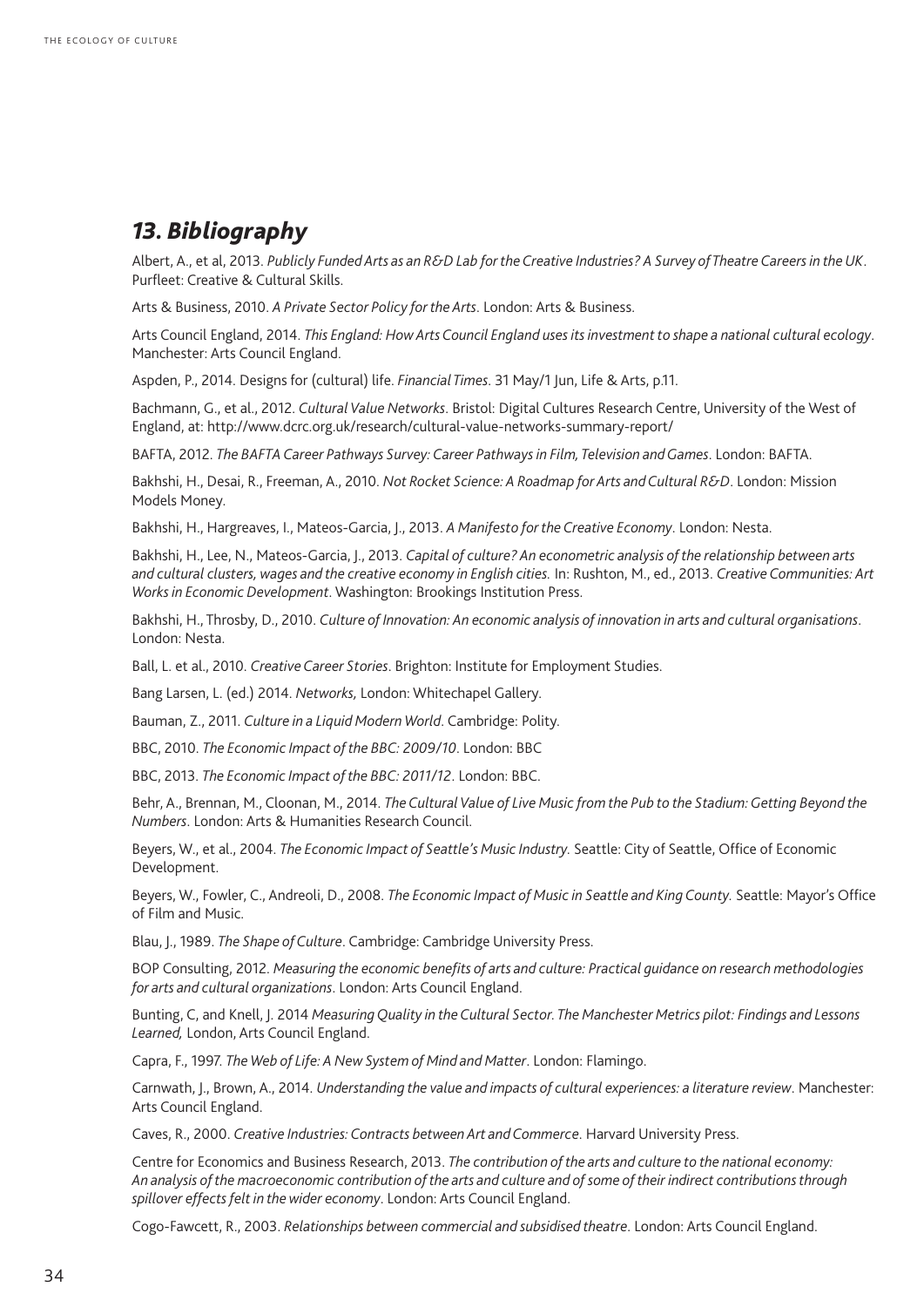## *13. Bibliography*

Albert, A., et al, 2013. *Publicly Funded Arts as an R&D Lab for the Creative Industries? A Survey of Theatre Careers in the UK*. Purfleet: Creative & Cultural Skills.

Arts & Business, 2010. *A Private Sector Policy for the Arts*. London: Arts & Business.

Arts Council England, 2014. *This England: How Arts Council England uses its investment to shape a national cultural ecology*. Manchester: Arts Council England.

Aspden, P., 2014. Designs for (cultural) life. *Financial Times*. 31 May/1 Jun, Life & Arts, p.11.

Bachmann, G., et al., 2012. *Cultural Value Networks*. Bristol: Digital Cultures Research Centre, University of the West of England, at: http://www.dcrc.org.uk/research/cultural-value-networks-summary-report/

BAFTA, 2012. *The BAFTA Career Pathways Survey: Career Pathways in Film, Television and Games*. London: BAFTA.

Bakhshi, H., Desai, R., Freeman, A., 2010. *Not Rocket Science: A Roadmap for Arts and Cultural R&D*. London: Mission Models Money.

Bakhshi, H., Hargreaves, I., Mateos-Garcia, J., 2013. *A Manifesto for the Creative Economy*. London: Nesta.

Bakhshi, H., Lee, N., Mateos-Garcia, J., 2013. *Capital of culture? An econometric analysis of the relationship between arts and cultural clusters, wages and the creative economy in English cities.* In: Rushton, M., ed., 2013. *Creative Communities: Art Works in Economic Development*. Washington: Brookings Institution Press.

Bakhshi, H., Throsby, D., 2010. *Culture of Innovation: An economic analysis of innovation in arts and cultural organisations*. London: Nesta.

Ball, L. et al., 2010. *Creative Career Stories*. Brighton: Institute for Employment Studies.

Bang Larsen, L. (ed.) 2014. *Networks,* London: Whitechapel Gallery.

Bauman, Z., 2011. *Culture in a Liquid Modern World*. Cambridge: Polity.

BBC, 2010. *The Economic Impact of the BBC: 2009/10*. London: BBC

BBC, 2013. *The Economic Impact of the BBC: 2011/12*. London: BBC.

Behr, A., Brennan, M., Cloonan, M., 2014. *The Cultural Value of Live Music from the Pub to the Stadium: Getting Beyond the Numbers*. London: Arts & Humanities Research Council.

Beyers, W., et al., 2004. *The Economic Impact of Seattle's Music Industry.* Seattle: City of Seattle, Office of Economic Development.

Beyers, W., Fowler, C., Andreoli, D., 2008. *The Economic Impact of Music in Seattle and King County.* Seattle: Mayor's Office of Film and Music.

Blau, J., 1989. *The Shape of Culture*. Cambridge: Cambridge University Press.

BOP Consulting, 2012. *Measuring the economic benefits of arts and culture: Practical guidance on research methodologies for arts and cultural organizations*. London: Arts Council England.

Bunting, C, and Knell, J. 2014 *Measuring Quality in the Cultural Sector. The Manchester Metrics pilot: Findings and Lessons Learned,* London, Arts Council England.

Capra, F., 1997. *The Web of Life: A New System of Mind and Matter*. London: Flamingo.

Carnwath, J., Brown, A., 2014. *Understanding the value and impacts of cultural experiences: a literature review*. Manchester: Arts Council England.

Caves, R., 2000. *Creative Industries: Contracts between Art and Commerce*. Harvard University Press.

Centre for Economics and Business Research, 2013. *The contribution of the arts and culture to the national economy: An analysis of the macroeconomic contribution of the arts and culture and of some of their indirect contributions through spillover effects felt in the wider economy*. London: Arts Council England.

Cogo-Fawcett, R., 2003. *Relationships between commercial and subsidised theatre*. London: Arts Council England.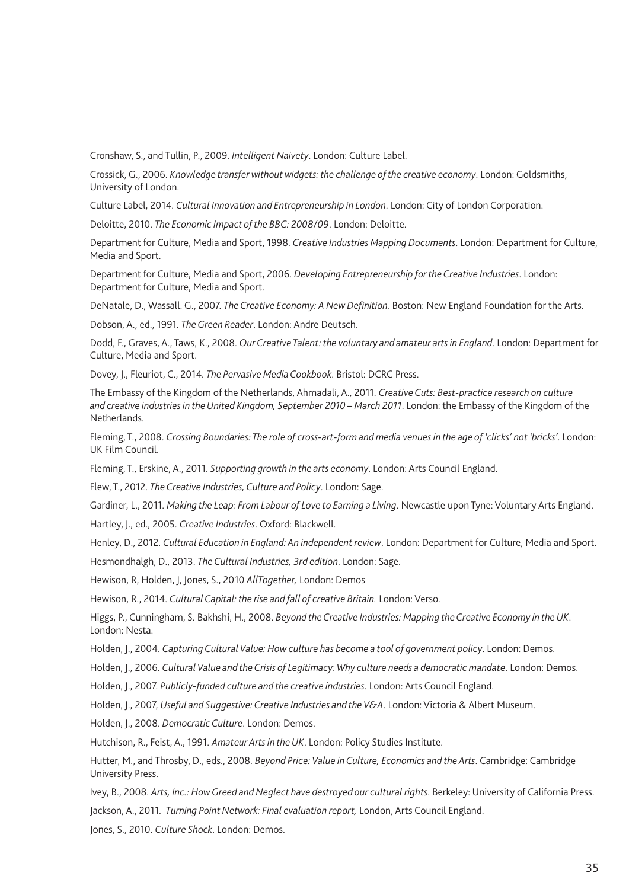Cronshaw, S., and Tullin, P., 2009. *Intelligent Naivety*. London: Culture Label.

Crossick, G., 2006. *Knowledge transfer without widgets: the challenge of the creative economy*. London: Goldsmiths, University of London.

Culture Label, 2014. *Cultural Innovation and Entrepreneurship in London*. London: City of London Corporation.

Deloitte, 2010. *The Economic Impact of the BBC: 2008/09*. London: Deloitte.

Department for Culture, Media and Sport, 1998. *Creative Industries Mapping Documents*. London: Department for Culture, Media and Sport.

Department for Culture, Media and Sport, 2006. *Developing Entrepreneurship for the Creative Industries*. London: Department for Culture, Media and Sport.

DeNatale, D., Wassall. G., 2007. *The Creative Economy: A New Definition.* Boston: New England Foundation for the Arts.

Dobson, A., ed., 1991. *The Green Reader*. London: Andre Deutsch.

Dodd, F., Graves, A., Taws, K., 2008. *Our Creative Talent: the voluntary and amateur arts in England*. London: Department for Culture, Media and Sport.

Dovey, J., Fleuriot, C., 2014. *The Pervasive Media Cookbook*. Bristol: DCRC Press.

The Embassy of the Kingdom of the Netherlands, Ahmadali, A., 2011. *Creative Cuts: Best-practice research on culture and creative industries in the United Kingdom, September 2010 – March 2011*. London: the Embassy of the Kingdom of the Netherlands.

Fleming, T., 2008. *Crossing Boundaries: The role of cross-art-form and media venues in the age of 'clicks' not 'bricks'*. London: UK Film Council.

Fleming, T., Erskine, A., 2011. *Supporting growth in the arts economy*. London: Arts Council England.

Flew, T., 2012. *The Creative Industries, Culture and Policy*. London: Sage.

Gardiner, L., 2011. *Making the Leap: From Labour of Love to Earning a Living*. Newcastle upon Tyne: Voluntary Arts England.

Hartley, J., ed., 2005. *Creative Industries*. Oxford: Blackwell.

Henley, D., 2012. *Cultural Education in England: An independent review*. London: Department for Culture, Media and Sport.

Hesmondhalgh, D., 2013. *The Cultural Industries, 3rd edition*. London: Sage.

Hewison, R, Holden, J, Jones, S., 2010 *AllTogether,* London: Demos

Hewison, R., 2014. *Cultural Capital: the rise and fall of creative Britain.* London: Verso.

Higgs, P., Cunningham, S. Bakhshi, H., 2008. *Beyond the Creative Industries: Mapping the Creative Economy in the UK*. London: Nesta.

Holden, J., 2004. *Capturing Cultural Value: How culture has become a tool of government policy*. London: Demos.

Holden, J., 2006. *Cultural Value and the Crisis of Legitimacy: Why culture needs a democratic mandate*. London: Demos.

Holden, J., 2007. *Publicly-funded culture and the creative industries*. London: Arts Council England.

Holden, J., 2007, *Useful and Suggestive: Creative Industries and the V&A*. London: Victoria & Albert Museum.

Holden, J., 2008. *Democratic Culture*. London: Demos.

Hutchison, R., Feist, A., 1991. *Amateur Arts in the UK*. London: Policy Studies Institute.

Hutter, M., and Throsby, D., eds., 2008. *Beyond Price: Value in Culture, Economics and the Arts*. Cambridge: Cambridge University Press.

Ivey, B., 2008. *Arts, Inc.: How Greed and Neglect have destroyed our cultural rights*. Berkeley: University of California Press.

Jackson, A., 2011. *Turning Point Network: Final evaluation report,* London, Arts Council England.

Jones, S., 2010. *Culture Shock*. London: Demos.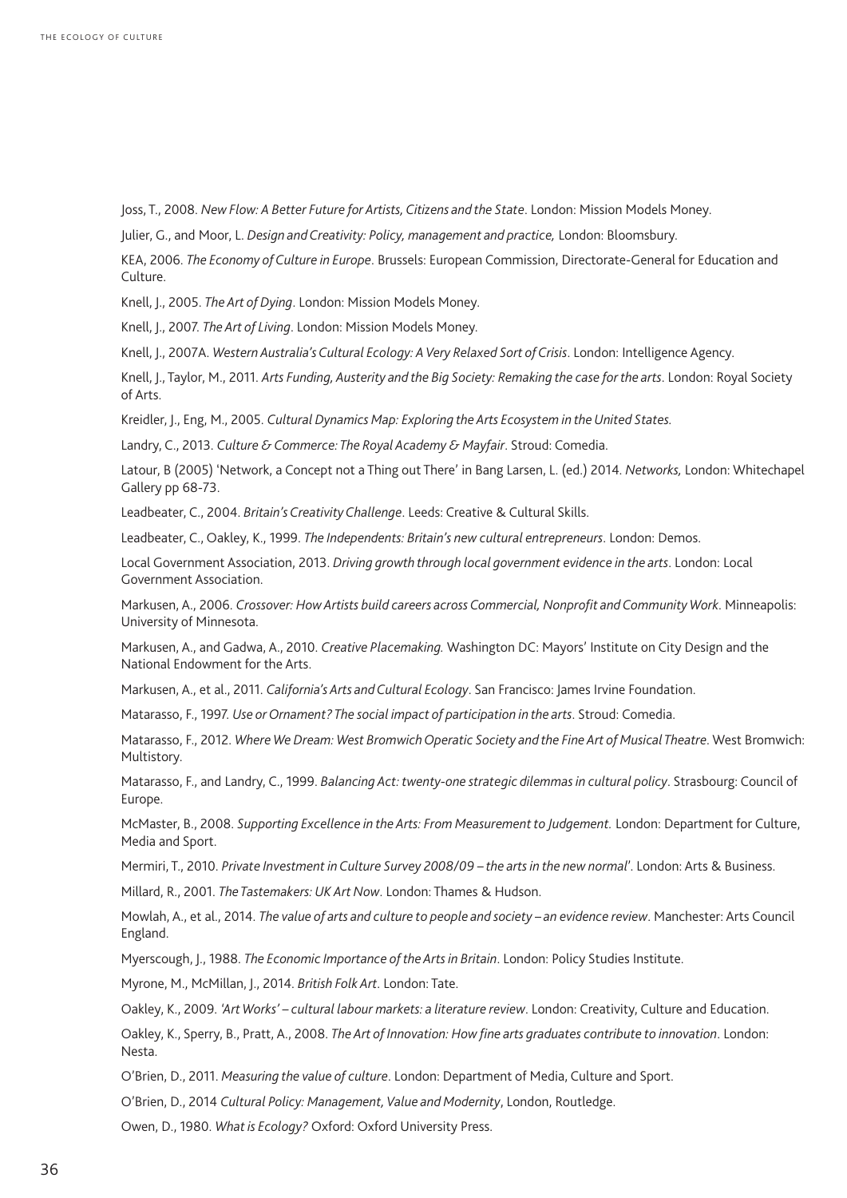Joss, T., 2008. *New Flow: A Better Future for Artists, Citizens and the State*. London: Mission Models Money.

Julier, G., and Moor, L. *Design and Creativity: Policy, management and practice,* London: Bloomsbury.

KEA, 2006. *The Economy of Culture in Europe*. Brussels: European Commission, Directorate-General for Education and Culture.

Knell, J., 2005. *The Art of Dying*. London: Mission Models Money.

Knell, J., 2007. *The Art of Living*. London: Mission Models Money.

Knell, J., 2007A. *Western Australia's Cultural Ecology: A Very Relaxed Sort of Crisis*. London: Intelligence Agency.

Knell, J., Taylor, M., 2011. *Arts Funding, Austerity and the Big Society: Remaking the case for the arts*. London: Royal Society of Arts.

Kreidler, J., Eng, M., 2005. *Cultural Dynamics Map: Exploring the Arts Ecosystem in the United States.*

Landry, C., 2013. *Culture & Commerce: The Royal Academy & Mayfair*. Stroud: Comedia.

Latour, B (2005) 'Network, a Concept not a Thing out There' in Bang Larsen, L. (ed.) 2014. *Networks,* London: Whitechapel Gallery pp 68-73.

Leadbeater, C., 2004. *Britain's Creativity Challenge*. Leeds: Creative & Cultural Skills.

Leadbeater, C., Oakley, K., 1999. *The Independents: Britain's new cultural entrepreneurs*. London: Demos.

Local Government Association, 2013. *Driving growth through local government evidence in the arts*. London: Local Government Association.

Markusen, A., 2006. *Crossover: How Artists build careers across Commercial, Nonprofit and Community Work*. Minneapolis: University of Minnesota.

Markusen, A., and Gadwa, A., 2010. *Creative Placemaking.* Washington DC: Mayors' Institute on City Design and the National Endowment for the Arts.

Markusen, A., et al., 2011. *California's Arts and Cultural Ecology*. San Francisco: James Irvine Foundation.

Matarasso, F., 1997. *Use or Ornament? The social impact of participation in the arts*. Stroud: Comedia.

Matarasso, F., 2012. *Where We Dream: West Bromwich Operatic Society and the Fine Art of Musical Theatre*. West Bromwich: Multistory.

Matarasso, F., and Landry, C., 1999. *Balancing Act: twenty-one strategic dilemmas in cultural policy*. Strasbourg: Council of Europe.

McMaster, B., 2008. *Supporting Excellence in the Arts: From Measurement to Judgement.* London: Department for Culture, Media and Sport.

Mermiri, T., 2010. *Private Investment in Culture Survey 2008/09 – the arts in the new normal'*. London: Arts & Business.

Millard, R., 2001. *The Tastemakers: UK Art Now*. London: Thames & Hudson.

Mowlah, A., et al., 2014. *The value of arts and culture to people and society – an evidence review*. Manchester: Arts Council England.

Myerscough, J., 1988. *The Economic Importance of the Arts in Britain*. London: Policy Studies Institute.

Myrone, M., McMillan, J., 2014. *British Folk Art*. London: Tate.

Oakley, K., 2009. *'Art Works' – cultural labour markets: a literature review*. London: Creativity, Culture and Education.

Oakley, K., Sperry, B., Pratt, A., 2008. *The Art of Innovation: How fine arts graduates contribute to innovation*. London: Nesta.

O'Brien, D., 2011. *Measuring the value of culture*. London: Department of Media, Culture and Sport.

O'Brien, D., 2014 *Cultural Policy: Management, Value and Modernity*, London, Routledge.

Owen, D., 1980. *What is Ecology?* Oxford: Oxford University Press.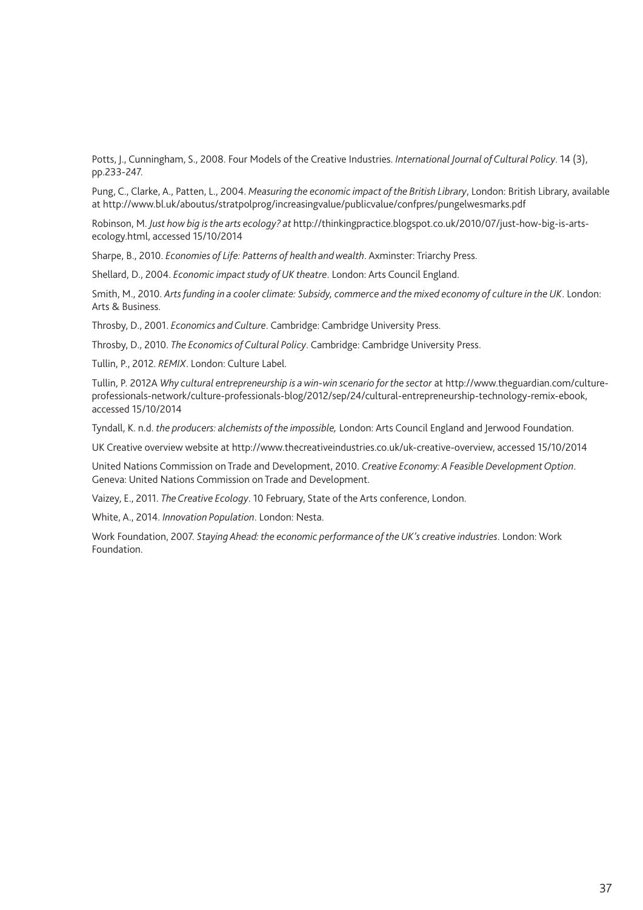Potts, J., Cunningham, S., 2008. Four Models of the Creative Industries. *International Journal of Cultural Policy*. 14 (3), pp.233-247.

Pung, C., Clarke, A., Patten, L., 2004. *Measuring the economic impact of the British Library*, London: British Library, available at http://www.bl.uk/aboutus/stratpolprog/increasingvalue/publicvalue/confpres/pungelwesmarks.pdf

Robinson, M. *Just how big is the arts ecology? at* http://thinkingpractice.blogspot.co.uk/2010/07/just-how-big-is-arts-ecology.html, accessed 15/10/2014

Sharpe, B., 2010. *Economies of Life: Patterns of health and wealth*. Axminster: Triarchy Press.

Shellard, D., 2004. *Economic impact study of UK theatre*. London: Arts Council England.

Smith, M., 2010. *Arts funding in a cooler climate: Subsidy, commerce and the mixed economy of culture in the UK*. London: Arts & Business.

Throsby, D., 2001. *Economics and Culture*. Cambridge: Cambridge University Press.

Throsby, D., 2010. *The Economics of Cultural Policy*. Cambridge: Cambridge University Press.

Tullin, P., 2012. *REMIX*. London: Culture Label.

Tullin, P. 2012A *Why cultural entrepreneurship is a win-win scenario for the sector* at http://www.theguardian.com/culture-professionals-network/culture-professionals-blog/2012/sep/24/cultural-entrepreneurship-technology-remix-ebook, accessed 15/10/2014

Tyndall, K. n.d. *the producers: alchemists of the impossible,* London: Arts Council England and Jerwood Foundation.

UK Creative overview website at http://www.thecreativeindustries.co.uk/uk-creative-overview, accessed 15/10/2014

United Nations Commission on Trade and Development, 2010. *Creative Economy: A Feasible Development Option*. Geneva: United Nations Commission on Trade and Development.

Vaizey, E., 2011. *The Creative Ecology*. 10 February, State of the Arts conference, London.

White, A., 2014. *Innovation Population*. London: Nesta.

Work Foundation, 2007. *Staying Ahead: the economic performance of the UK's creative industries*. London: Work Foundation.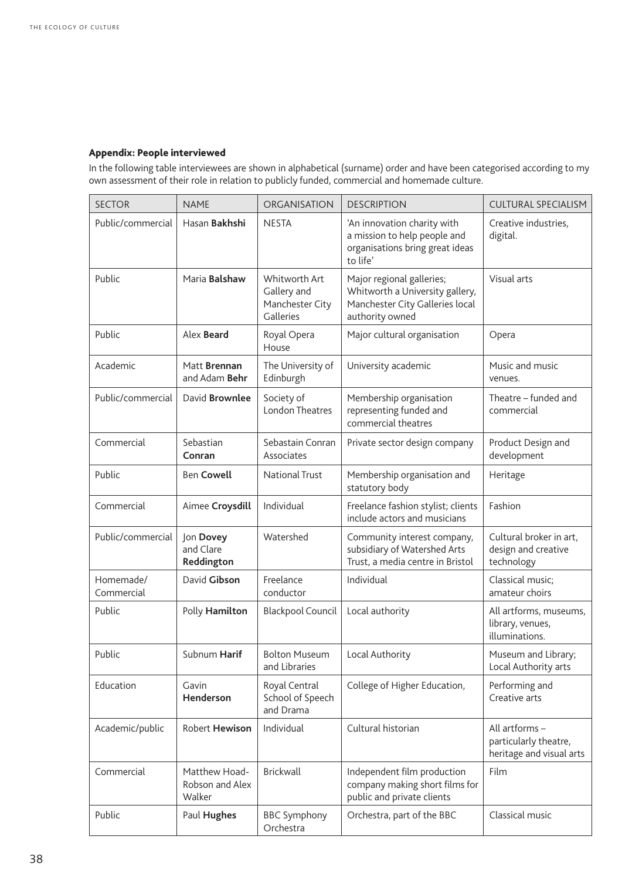### Appendix: People interviewed

In the following table interviewees are shown in alphabetical (surname) order and have been categorised according to my own assessment of their role in relation to publicly funded, commercial and homemade culture.

| SECTOR | NAME | ORGANISATION | DESCRIPTION | CULTURAL SPECIALISM |
|---|---|---|---|---|
| Public/commercial | Hasan **Bakhshi** | NESTA | 'An innovation charity with a mission to help people and organisations bring great ideas to life' | Creative industries, digital. |
| Public | Maria **Balshaw** | Whitworth Art Gallery and Manchester City Galleries | Major regional galleries; Whitworth a University gallery, Manchester City Galleries local authority owned | Visual arts |
| Public | Alex **Beard** | Royal Opera House | Major cultural organisation | Opera |
| Academic | Matt **Brennan** and Adam **Behr** | The University of Edinburgh | University academic | Music and music venues. |
| Public/commercial | David **Brownlee** | Society of London Theatres | Membership organisation representing funded and commercial theatres | Theatre – funded and commercial |
| Commercial | Sebastian **Conran** | Sebastain Conran Associates | Private sector design company | Product Design and development |
| Public | Ben **Cowell** | National Trust | Membership organisation and statutory body | Heritage |
| Commercial | Aimee **Croysdill** | Individual | Freelance fashion stylist; clients include actors and musicians | Fashion |
| Public/commercial | Jon **Dovey** and Clare **Reddington** | Watershed | Community interest company, subsidiary of Watershed Arts Trust, a media centre in Bristol | Cultural broker in art, design and creative technology |
| Homemade/ Commercial | David **Gibson** | Freelance conductor | Individual | Classical music; amateur choirs |
| Public | Polly **Hamilton** | Blackpool Council | Local authority | All artforms, museums, library, venues, illuminations. |
| Public | Subnum **Harif** | Bolton Museum and Libraries | Local Authority | Museum and Library; Local Authority arts |
| Education | Gavin **Henderson** | Royal Central School of Speech and Drama | College of Higher Education, | Performing and Creative arts |
| Academic/public | Robert **Hewison** | Individual | Cultural historian | All artforms – particularly theatre, heritage and visual arts |
| Commercial | Matthew Hoad-Robson and Alex Walker | Brickwall | Independent film production company making short films for public and private clients | Film |
| Public | Paul **Hughes** | BBC Symphony Orchestra | Orchestra, part of the BBC | Classical music |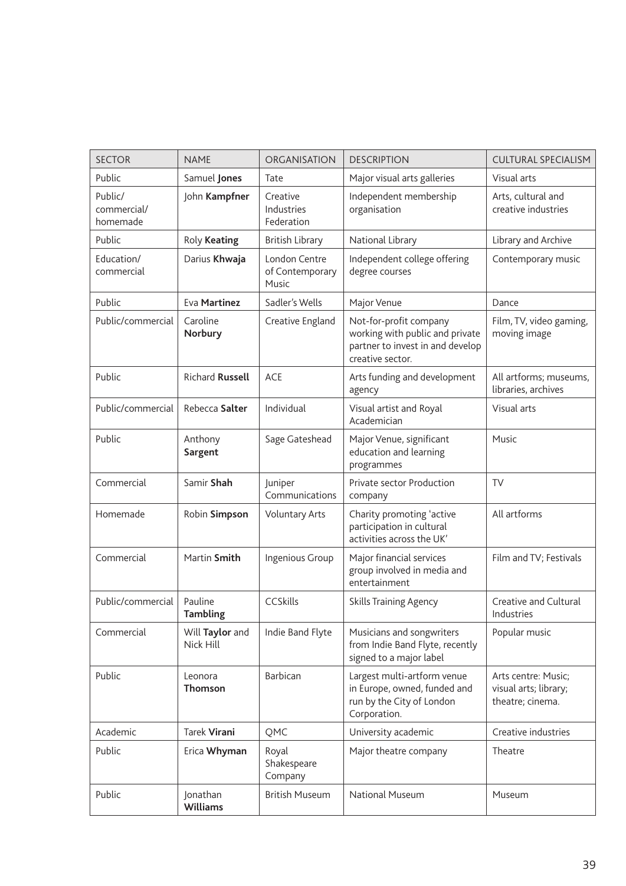| SECTOR | NAME | ORGANISATION | DESCRIPTION | CULTURAL SPECIALISM |
|---|---|---|---|---|
| Public | Samuel **Jones** | Tate | Major visual arts galleries | Visual arts |
| Public/ commercial/ homemade | John **Kampfner** | Creative Industries Federation | Independent membership organisation | Arts, cultural and creative industries |
| Public | Roly **Keating** | British Library | National Library | Library and Archive |
| Education/ commercial | Darius **Khwaja** | London Centre of Contemporary Music | Independent college offering degree courses | Contemporary music |
| Public | Eva **Martinez** | Sadler's Wells | Major Venue | Dance |
| Public/commercial | Caroline **Norbury** | Creative England | Not-for-profit company working with public and private partner to invest in and develop creative sector. | Film, TV, video gaming, moving image |
| Public | Richard **Russell** | ACE | Arts funding and development agency | All artforms; museums, libraries, archives |
| Public/commercial | Rebecca **Salter** | Individual | Visual artist and Royal Academician | Visual arts |
| Public | Anthony **Sargent** | Sage Gateshead | Major Venue, significant education and learning programmes | Music |
| Commercial | Samir **Shah** | Juniper Communications | Private sector Production company | TV |
| Homemade | Robin **Simpson** | Voluntary Arts | Charity promoting 'active participation in cultural activities across the UK' | All artforms |
| Commercial | Martin **Smith** | Ingenious Group | Major financial services group involved in media and entertainment | Film and TV; Festivals |
| Public/commercial | Pauline **Tambling** | CCSkills | Skills Training Agency | Creative and Cultural Industries |
| Commercial | Will **Taylor** and Nick Hill | Indie Band Flyte | Musicians and songwriters from Indie Band Flyte, recently signed to a major label | Popular music |
| Public | Leonora **Thomson** | Barbican | Largest multi-artform venue in Europe, owned, funded and run by the City of London Corporation. | Arts centre: Music; visual arts; library; theatre; cinema. |
| Academic | Tarek **Virani** | QMC | University academic | Creative industries |
| Public | Erica **Whyman** | Royal Shakespeare Company | Major theatre company | Theatre |
| Public | Jonathan **Williams** | British Museum | National Museum | Museum |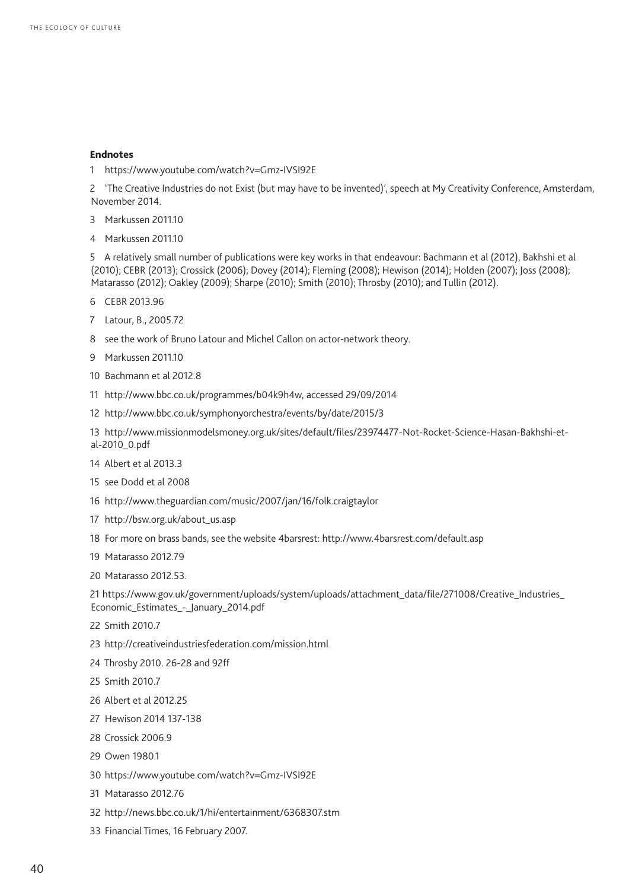**Endnotes**

1 https://www.youtube.com/watch?v=Gmz-IVSI92E

2 'The Creative Industries do not Exist (but may have to be invented)', speech at My Creativity Conference, Amsterdam, November 2014.

3 Markussen 2011.10

4 Markussen 2011.10

5 A relatively small number of publications were key works in that endeavour: Bachmann et al (2012), Bakhshi et al (2010); CEBR (2013); Crossick (2006); Dovey (2014); Fleming (2008); Hewison (2014); Holden (2007); Joss (2008); Matarasso (2012); Oakley (2009); Sharpe (2010); Smith (2010); Throsby (2010); and Tullin (2012).

6 CEBR 2013.96

7 Latour, B., 2005.72

8 see the work of Bruno Latour and Michel Callon on actor-network theory.

9 Markussen 2011.10

10 Bachmann et al 2012.8

11 http://www.bbc.co.uk/programmes/b04k9h4w, accessed 29/09/2014

12 http://www.bbc.co.uk/symphonyorchestra/events/by/date/2015/3

13 http://www.missionmodelsmoney.org.uk/sites/default/files/23974477-Not-Rocket-Science-Hasan-Bakhshi-et-al-2010_0.pdf

14 Albert et al 2013.3

15 see Dodd et al 2008

16 http://www.theguardian.com/music/2007/jan/16/folk.craigtaylor

17 http://bsw.org.uk/about_us.asp

18 For more on brass bands, see the website 4barsrest: http://www.4barsrest.com/default.asp

19 Matarasso 2012.79

20 Matarasso 2012.53.

21 https://www.gov.uk/government/uploads/system/uploads/attachment_data/file/271008/Creative_Industries_Economic_Estimates_-_January_2014.pdf

22 Smith 2010.7

23 http://creativeindustriesfederation.com/mission.html

24 Throsby 2010. 26-28 and 92ff

25 Smith 2010.7

26 Albert et al 2012.25

27 Hewison 2014 137-138

28 Crossick 2006.9

29 Owen 1980.1

30 https://www.youtube.com/watch?v=Gmz-IVSI92E

31 Matarasso 2012.76

32 http://news.bbc.co.uk/1/hi/entertainment/6368307.stm

33 Financial Times, 16 February 2007.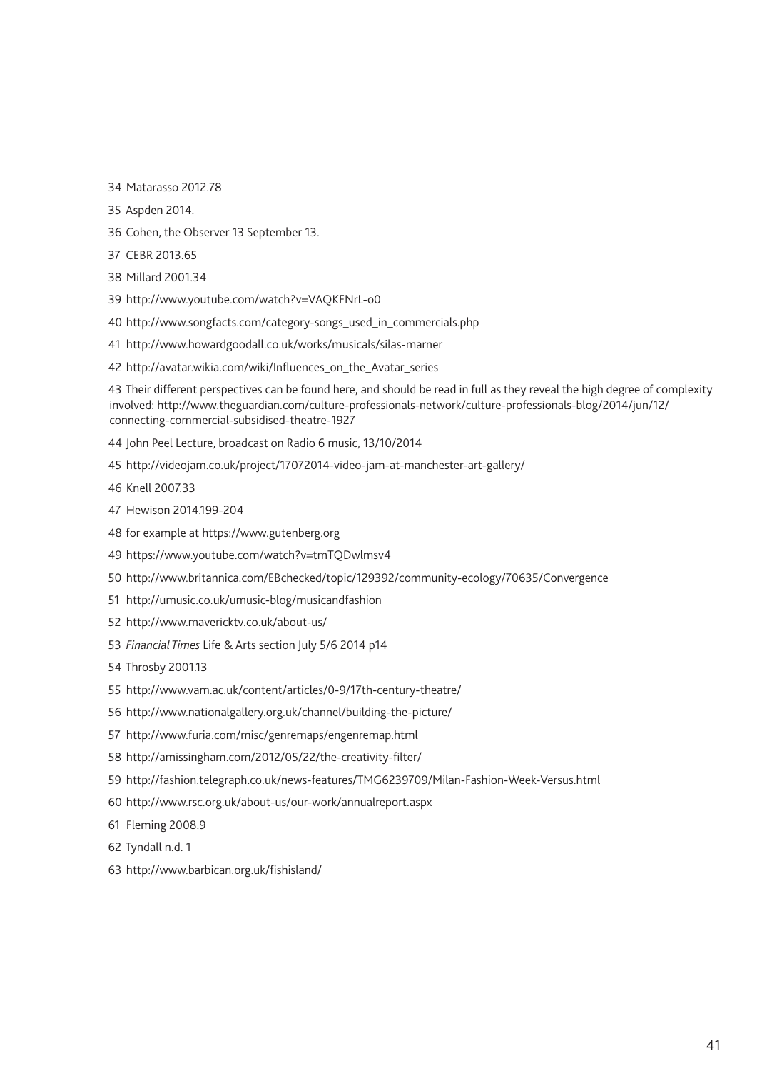34 Matarasso 2012.78

35 Aspden 2014.

36 Cohen, the Observer 13 September 13.

37 CEBR 2013.65

38 Millard 2001.34

39 http://www.youtube.com/watch?v=VAQKFNrL-o0

40 http://www.songfacts.com/category-songs_used_in_commercials.php

41 http://www.howardgoodall.co.uk/works/musicals/silas-marner

42 http://avatar.wikia.com/wiki/Influences_on_the_Avatar_series

43 Their different perspectives can be found here, and should be read in full as they reveal the high degree of complexity involved: http://www.theguardian.com/culture-professionals-network/culture-professionals-blog/2014/jun/12/connecting-commercial-subsidised-theatre-1927

44 John Peel Lecture, broadcast on Radio 6 music, 13/10/2014

45 http://videojam.co.uk/project/17072014-video-jam-at-manchester-art-gallery/

46 Knell 2007.33

47 Hewison 2014.199-204

48 for example at https://www.gutenberg.org

49 https://www.youtube.com/watch?v=tmTQDwlmsv4

50 http://www.britannica.com/EBchecked/topic/129392/community-ecology/70635/Convergence

51 http://umusic.co.uk/umusic-blog/musicandfashion

52 http://www.mavericktv.co.uk/about-us/

53 *Financial Times* Life & Arts section July 5/6 2014 p14

54 Throsby 2001.13

55 http://www.vam.ac.uk/content/articles/0-9/17th-century-theatre/

56 http://www.nationalgallery.org.uk/channel/building-the-picture/

57 http://www.furia.com/misc/genremaps/engenremap.html

58 http://amissingham.com/2012/05/22/the-creativity-filter/

59 http://fashion.telegraph.co.uk/news-features/TMG6239709/Milan-Fashion-Week-Versus.html

60 http://www.rsc.org.uk/about-us/our-work/annualreport.aspx

61 Fleming 2008.9

62 Tyndall n.d. 1

63 http://www.barbican.org.uk/fishisland/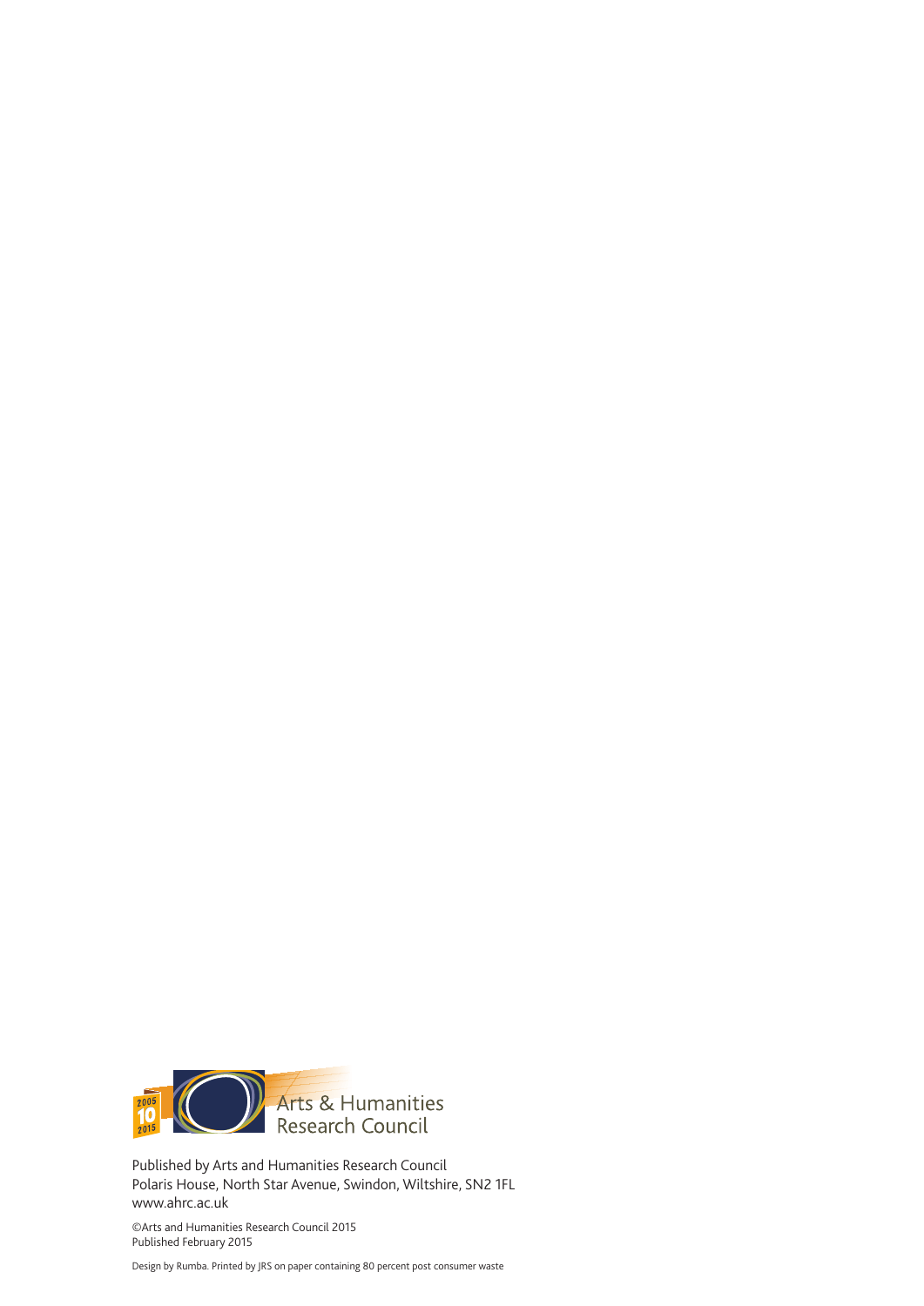Arts & Humanities Research Council

Published by Arts and Humanities Research Council
Polaris House, North Star Avenue, Swindon, Wiltshire, SN2 1FL
www.ahrc.ac.uk

©Arts and Humanities Research Council 2015
Published February 2015

Design by Rumba. Printed by JRS on paper containing 80 percent post consumer waste